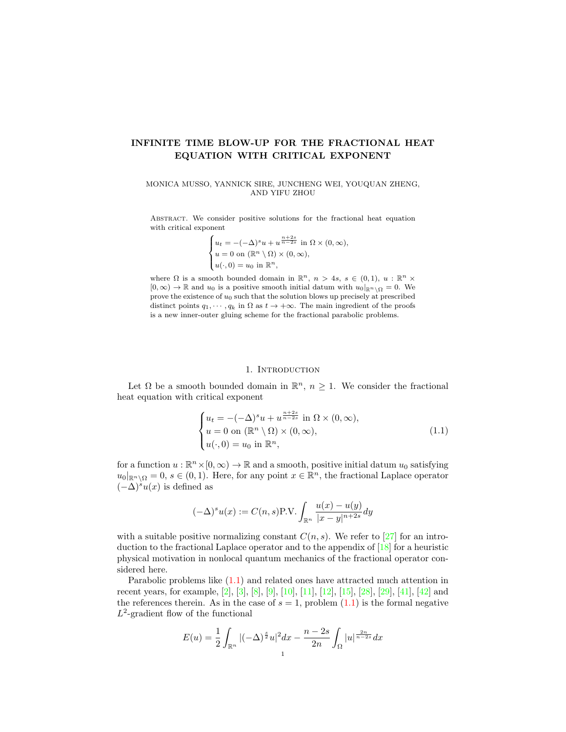# INFINITE TIME BLOW-UP FOR THE FRACTIONAL HEAT EQUATION WITH CRITICAL EXPONENT

MONICA MUSSO, YANNICK SIRE, JUNCHENG WEI, YOUQUAN ZHENG, AND YIFU ZHOU

Abstract. We consider positive solutions for the fractional heat equation with critical exponent

$$\begin{cases} u_t = -(-\Delta)^s u + u^{\frac{n+2s}{n-2s}} \text{ in } \Omega \times (0,\infty), \\ u = 0 \text{ on } (\mathbb{R}^n \setminus \Omega) \times (0,\infty), \\ u(\cdot,0) = u_0 \text{ in } \mathbb{R}^n, \end{cases}$$

where $\Omega$ is a smooth bounded domain in $\mathbb{R}^n$, $n > 4s$, $s \in (0,1)$, $u : \mathbb{R}^n \times [0,\infty) \to \mathbb{R}$ and $u_0$ is a positive smooth initial datum with $u_0|_{\mathbb{R}^n\setminus\Omega} = 0$. We prove the existence of $u_0$ such that the solution blows up precisely at prescribed distinct points $q_1, \cdots, q_k$ in $\Omega$ as $t \to +\infty$. The main ingredient of the proofs is a new inner-outer gluing scheme for the fractional parabolic problems.

## 1. Introduction

Let $\Omega$ be a smooth bounded domain in $\mathbb{R}^n$, $n \geq 1$. We consider the fractional heat equation with critical exponent

$$\begin{cases} u_t = -(-\Delta)^s u + u^{\frac{n+2s}{n-2s}} \text{ in } \Omega \times (0,\infty), \\ u = 0 \text{ on } (\mathbb{R}^n \setminus \Omega) \times (0,\infty), \\ u(\cdot,0) = u_0 \text{ in } \mathbb{R}^n, \end{cases} \tag{1.1}$$

for a function $u : \mathbb{R}^n \times [0,\infty) \to \mathbb{R}$ and a smooth, positive initial datum $u_0$ satisfying $u_0|_{\mathbb{R}^n\setminus\Omega} = 0$, $s \in (0,1)$. Here, for any point $x \in \mathbb{R}^n$, the fractional Laplace operator $(-\Delta)^s u(x)$ is defined as

$$(-\Delta)^s u(x) := C(n,s)\text{P.V.} \int_{\mathbb{R}^n} \frac{u(x) - u(y)}{|x-y|^{n+2s}} dy$$

with a suitable positive normalizing constant $C(n,s)$. We refer to [27] for an introduction to the fractional Laplace operator and to the appendix of [18] for a heuristic physical motivation in nonlocal quantum mechanics of the fractional operator considered here.

Parabolic problems like (1.1) and related ones have attracted much attention in recent years, for example, [2], [3], [8], [9], [10], [11], [12], [15], [28], [29], [41], [42] and the references therein. As in the case of $s = 1$, problem (1.1) is the formal negative $L^2$-gradient flow of the functional

$$E(u) = \frac{1}{2} \int_{\mathbb{R}^n} |(-\Delta)^{\frac{s}{2}} u|^2 dx - \frac{n-2s}{2n} \int_{\Omega} |u|^{\frac{2n}{n-2s}} dx$$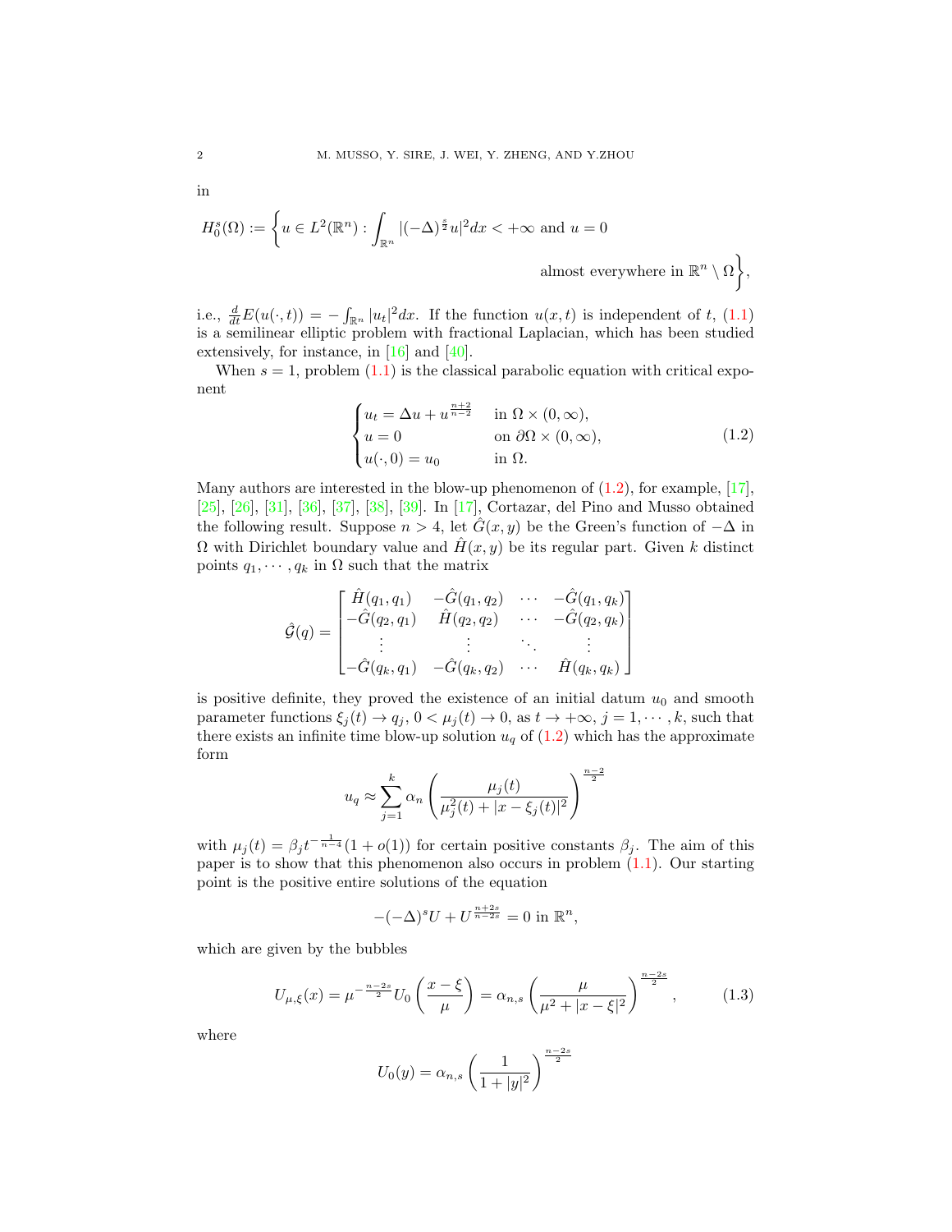in

$$H_0^s(\Omega) := \left\{ u \in L^2(\mathbb{R}^n) : \int_{\mathbb{R}^n} |(-\Delta)^{\frac{s}{2}} u|^2 dx < +\infty \text{ and } u = 0 \right.$$
$$\left. \text{almost everywhere in } \mathbb{R}^n \setminus \Omega \right\},$$

i.e., $\frac{d}{dt} E(u(\cdot, t)) = -\int_{\mathbb{R}^n} |u_t|^2 dx$. If the function $u(x,t)$ is independent of $t$, (1.1) is a semilinear elliptic problem with fractional Laplacian, which has been studied extensively, for instance, in [16] and [40].

When $s = 1$, problem (1.1) is the classical parabolic equation with critical exponent

$$\begin{cases} u_t = \Delta u + u^{\frac{n+2}{n-2}} & \text{in } \Omega \times (0, \infty), \\ u = 0 & \text{on } \partial\Omega \times (0, \infty), \\ u(\cdot, 0) = u_0 & \text{in } \Omega. \end{cases} \tag{1.2}$$

Many authors are interested in the blow-up phenomenon of (1.2), for example, [17], [25], [26], [31], [36], [37], [38], [39]. In [17], Cortazar, del Pino and Musso obtained the following result. Suppose $n > 4$, let $\hat{G}(x,y)$ be the Green's function of $-\Delta$ in $\Omega$ with Dirichlet boundary value and $\hat{H}(x,y)$ be its regular part. Given $k$ distinct points $q_1, \cdots, q_k$ in $\Omega$ such that the matrix

$$\hat{\mathcal{G}}(q) = \begin{bmatrix} \hat{H}(q_1, q_1) & -\hat{G}(q_1, q_2) & \cdots & -\hat{G}(q_1, q_k) \\ -\hat{G}(q_2, q_1) & \hat{H}(q_2, q_2) & \cdots & -\hat{G}(q_2, q_k) \\ \vdots & \vdots & \ddots & \vdots \\ -\hat{G}(q_k, q_1) & -\hat{G}(q_k, q_2) & \cdots & \hat{H}(q_k, q_k) \end{bmatrix}$$

is positive definite, they proved the existence of an initial datum $u_0$ and smooth parameter functions $\xi_j(t) \to q_j$, $0 < \mu_j(t) \to 0$, as $t \to +\infty$, $j = 1, \cdots, k$, such that there exists an infinite time blow-up solution $u_q$ of (1.2) which has the approximate form

$$u_q \approx \sum_{j=1}^{k} \alpha_n \left( \frac{\mu_j(t)}{\mu_j^2(t) + |x - \xi_j(t)|^2} \right)^{\frac{n-2}{2}}$$

with $\mu_j(t) = \beta_j t^{-\frac{1}{n-4}}(1 + o(1))$ for certain positive constants $\beta_j$. The aim of this paper is to show that this phenomenon also occurs in problem (1.1). Our starting point is the positive entire solutions of the equation

$$-(-\Delta)^s U + U^{\frac{n+2s}{n-2s}} = 0 \text{ in } \mathbb{R}^n,$$

which are given by the bubbles

$$U_{\mu,\xi}(x) = \mu^{-\frac{n-2s}{2}} U_0 \left( \frac{x - \xi}{\mu} \right) = \alpha_{n,s} \left( \frac{\mu}{\mu^2 + |x - \xi|^2} \right)^{\frac{n-2s}{2}}, \tag{1.3}$$

where

$$U_0(y) = \alpha_{n,s} \left( \frac{1}{1 + |y|^2} \right)^{\frac{n-2s}{2}}$$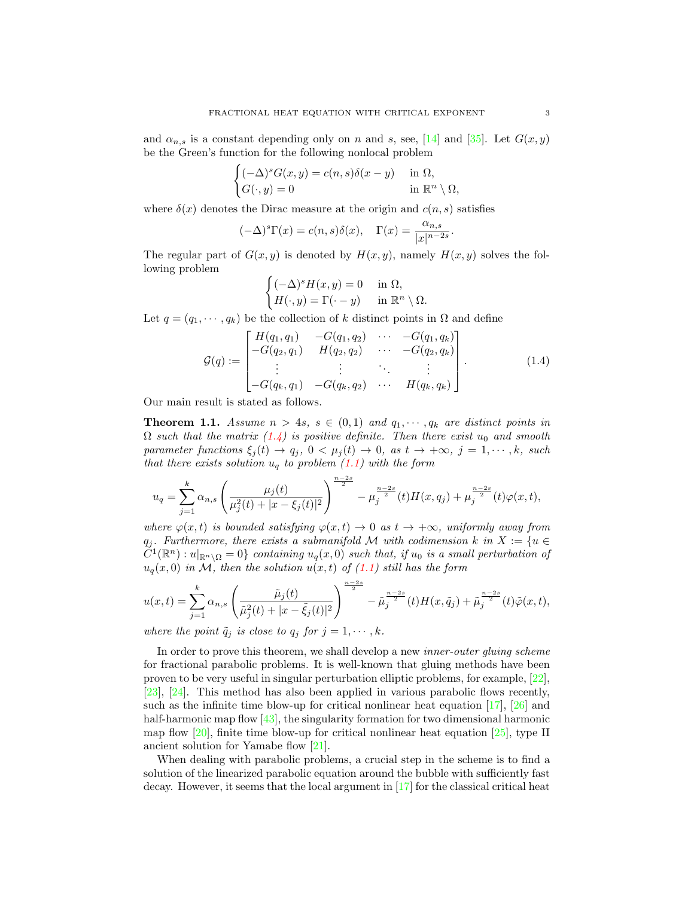and $\alpha_{n,s}$ is a constant depending only on $n$ and $s$, see, [14] and [35]. Let $G(x,y)$ be the Green's function for the following nonlocal problem

$$
\begin{cases}
(-\Delta)^s G(x,y) = c(n,s)\delta(x-y) & \text{in } \Omega,\\
G(\cdot,y) = 0 & \text{in } \mathbb{R}^n \setminus \Omega,
\end{cases}
$$

where $\delta(x)$ denotes the Dirac measure at the origin and $c(n,s)$ satisfies

$$
(-\Delta)^s \Gamma(x) = c(n,s)\delta(x), \quad \Gamma(x) = \frac{\alpha_{n,s}}{|x|^{n-2s}}.
$$

The regular part of $G(x,y)$ is denoted by $H(x,y)$, namely $H(x,y)$ solves the following problem

$$
\begin{cases}
(-\Delta)^s H(x,y) = 0 & \text{in } \Omega,\\
H(\cdot,y) = \Gamma(\cdot - y) & \text{in } \mathbb{R}^n \setminus \Omega.
\end{cases}
$$

Let $q = (q_1, \cdots, q_k)$ be the collection of $k$ distinct points in $\Omega$ and define

$$
\mathcal{G}(q) := \begin{bmatrix}
H(q_1,q_1) & -G(q_1,q_2) & \cdots & -G(q_1,q_k)\\
-G(q_2,q_1) & H(q_2,q_2) & \cdots & -G(q_2,q_k)\\
\vdots & \vdots & \ddots & \vdots\\
-G(q_k,q_1) & -G(q_k,q_2) & \cdots & H(q_k,q_k)
\end{bmatrix}. \tag{1.4}
$$

Our main result is stated as follows.

**Theorem 1.1.** *Assume $n > 4s$, $s \in (0,1)$ and $q_1, \cdots, q_k$ are distinct points in $\Omega$ such that the matrix (1.4) is positive definite. Then there exist $u_0$ and smooth parameter functions $\xi_j(t) \to q_j$, $0 < \mu_j(t) \to 0$, as $t \to +\infty$, $j = 1, \cdots, k$, such that there exists solution $u_q$ to problem (1.1) with the form*

$$
u_q = \sum_{j=1}^{k} \alpha_{n,s}\left(\frac{\mu_j(t)}{\mu_j^2(t) + |x - \xi_j(t)|^2}\right)^{\frac{n-2s}{2}} - \mu_j^{\frac{n-2s}{2}}(t) H(x,q_j) + \mu_j^{\frac{n-2s}{2}}(t)\varphi(x,t),
$$

*where $\varphi(x,t)$ is bounded satisfying $\varphi(x,t) \to 0$ as $t \to +\infty$, uniformly away from $q_j$. Furthermore, there exists a submanifold $\mathcal{M}$ with codimension $k$ in $X := \{u \in C^1(\mathbb{R}^n) : u|_{\mathbb{R}^n\setminus\Omega} = 0\}$ containing $u_q(x,0)$ such that, if $u_0$ is a small perturbation of $u_q(x,0)$ in $\mathcal{M}$, then the solution $u(x,t)$ of (1.1) still has the form*

$$
u(x,t) = \sum_{j=1}^{k} \alpha_{n,s}\left(\frac{\tilde{\mu}_j(t)}{\tilde{\mu}_j^2(t) + |x - \tilde{\xi}_j(t)|^2}\right)^{\frac{n-2s}{2}} - \tilde{\mu}_j^{\frac{n-2s}{2}}(t) H(x,\tilde{q}_j) + \tilde{\mu}_j^{\frac{n-2s}{2}}(t)\tilde{\varphi}(x,t),
$$

*where the point $\tilde{q}_j$ is close to $q_j$ for $j = 1, \cdots, k$.*

In order to prove this theorem, we shall develop a new *inner-outer gluing scheme* for fractional parabolic problems. It is well-known that gluing methods have been proven to be very useful in singular perturbation elliptic problems, for example, [22], [23], [24]. This method has also been applied in various parabolic flows recently, such as the infinite time blow-up for critical nonlinear heat equation [17], [26] and half-harmonic map flow [43], the singularity formation for two dimensional harmonic map flow [20], finite time blow-up for critical nonlinear heat equation [25], type II ancient solution for Yamabe flow [21].

When dealing with parabolic problems, a crucial step in the scheme is to find a solution of the linearized parabolic equation around the bubble with sufficiently fast decay. However, it seems that the local argument in [17] for the classical critical heat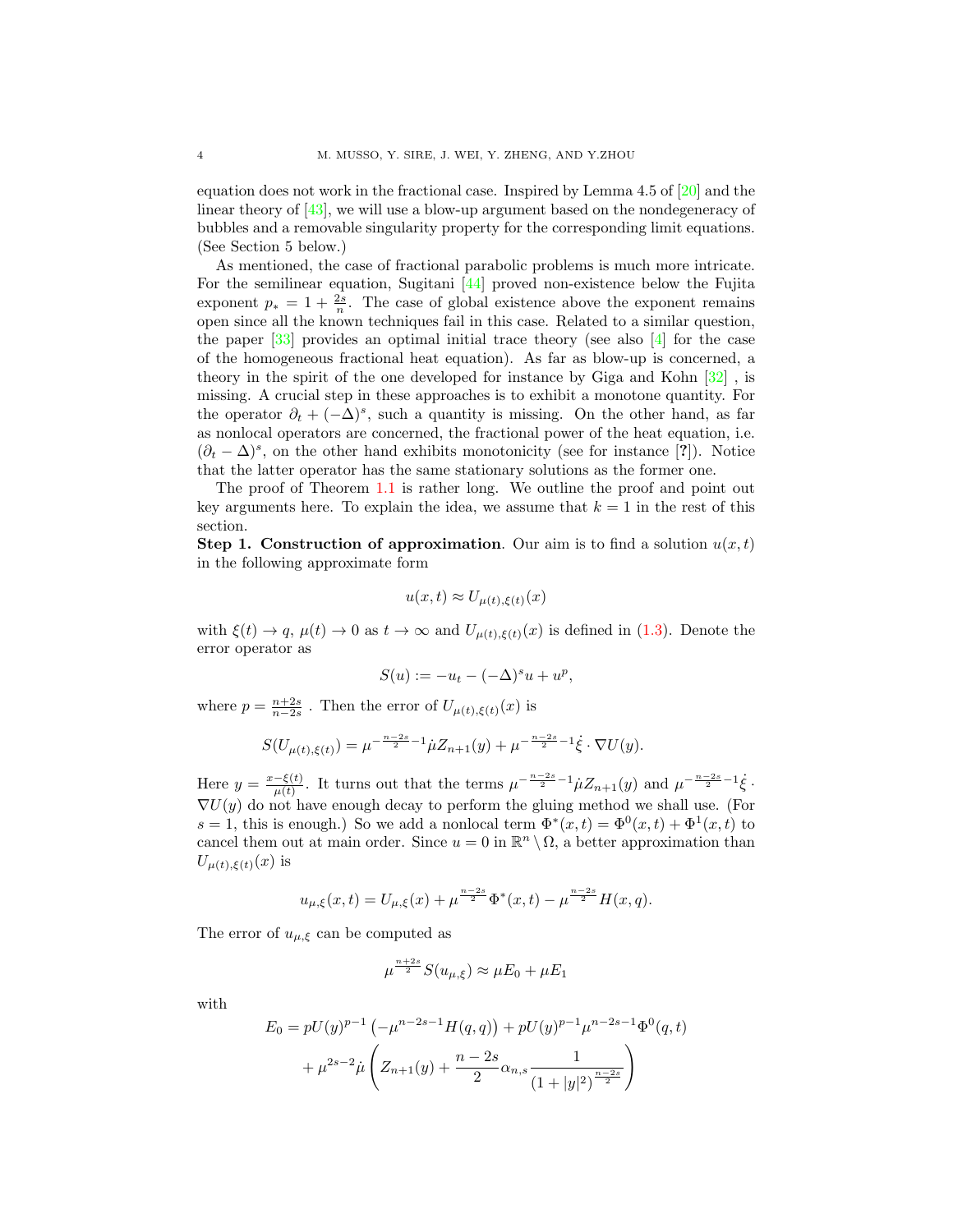equation does not work in the fractional case. Inspired by Lemma 4.5 of [20] and the linear theory of [43], we will use a blow-up argument based on the nondegeneracy of bubbles and a removable singularity property for the corresponding limit equations. (See Section 5 below.)

As mentioned, the case of fractional parabolic problems is much more intricate. For the semilinear equation, Sugitani [44] proved non-existence below the Fujita exponent $p_* = 1 + \frac{2s}{n}$. The case of global existence above the exponent remains open since all the known techniques fail in this case. Related to a similar question, the paper [33] provides an optimal initial trace theory (see also [4] for the case of the homogeneous fractional heat equation). As far as blow-up is concerned, a theory in the spirit of the one developed for instance by Giga and Kohn [32] , is missing. A crucial step in these approaches is to exhibit a monotone quantity. For the operator $\partial_t + (-\Delta)^s$, such a quantity is missing. On the other hand, as far as nonlocal operators are concerned, the fractional power of the heat equation, i.e. $(\partial_t - \Delta)^s$, on the other hand exhibits monotonicity (see for instance [?]). Notice that the latter operator has the same stationary solutions as the former one.

The proof of Theorem 1.1 is rather long. We outline the proof and point out key arguments here. To explain the idea, we assume that $k = 1$ in the rest of this section.

**Step 1. Construction of approximation**. Our aim is to find a solution $u(x, t)$ in the following approximate form

$$u(x, t) \approx U_{\mu(t),\xi(t)}(x)$$

with $\xi(t) \to q$, $\mu(t) \to 0$ as $t \to \infty$ and $U_{\mu(t),\xi(t)}(x)$ is defined in (1.3). Denote the error operator as

$$S(u) := -u_t - (-\Delta)^s u + u^p,$$

where $p = \frac{n+2s}{n-2s}$ . Then the error of $U_{\mu(t),\xi(t)}(x)$ is

$$S(U_{\mu(t),\xi(t)}) = \mu^{-\frac{n-2s}{2}-1}\dot{\mu} Z_{n+1}(y) + \mu^{-\frac{n-2s}{2}-1}\dot{\xi} \cdot \nabla U(y).$$

Here $y = \frac{x-\xi(t)}{\mu(t)}$. It turns out that the terms $\mu^{-\frac{n-2s}{2}-1}\dot{\mu} Z_{n+1}(y)$ and $\mu^{-\frac{n-2s}{2}-1}\dot{\xi} \cdot \nabla U(y)$ do not have enough decay to perform the gluing method we shall use. (For $s = 1$, this is enough.) So we add a nonlocal term $\Phi^*(x, t) = \Phi^0(x, t) + \Phi^1(x, t)$ to cancel them out at main order. Since $u = 0$ in $\mathbb{R}^n \setminus \Omega$, a better approximation than $U_{\mu(t),\xi(t)}(x)$ is

$$u_{\mu,\xi}(x, t) = U_{\mu,\xi}(x) + \mu^{\frac{n-2s}{2}} \Phi^*(x, t) - \mu^{\frac{n-2s}{2}} H(x, q).$$

The error of $u_{\mu,\xi}$ can be computed as

$$\mu^{\frac{n+2s}{2}} S(u_{\mu,\xi}) \approx \mu E_0 + \mu E_1$$

with

$$E_0 = pU(y)^{p-1} \left(-\mu^{n-2s-1} H(q, q)\right) + pU(y)^{p-1} \mu^{n-2s-1} \Phi^0(q, t) + \mu^{2s-2}\dot{\mu} \left( Z_{n+1}(y) + \frac{n-2s}{2} \alpha_{n,s} \frac{1}{(1 + |y|^2)^{\frac{n-2s}{2}}} \right)$$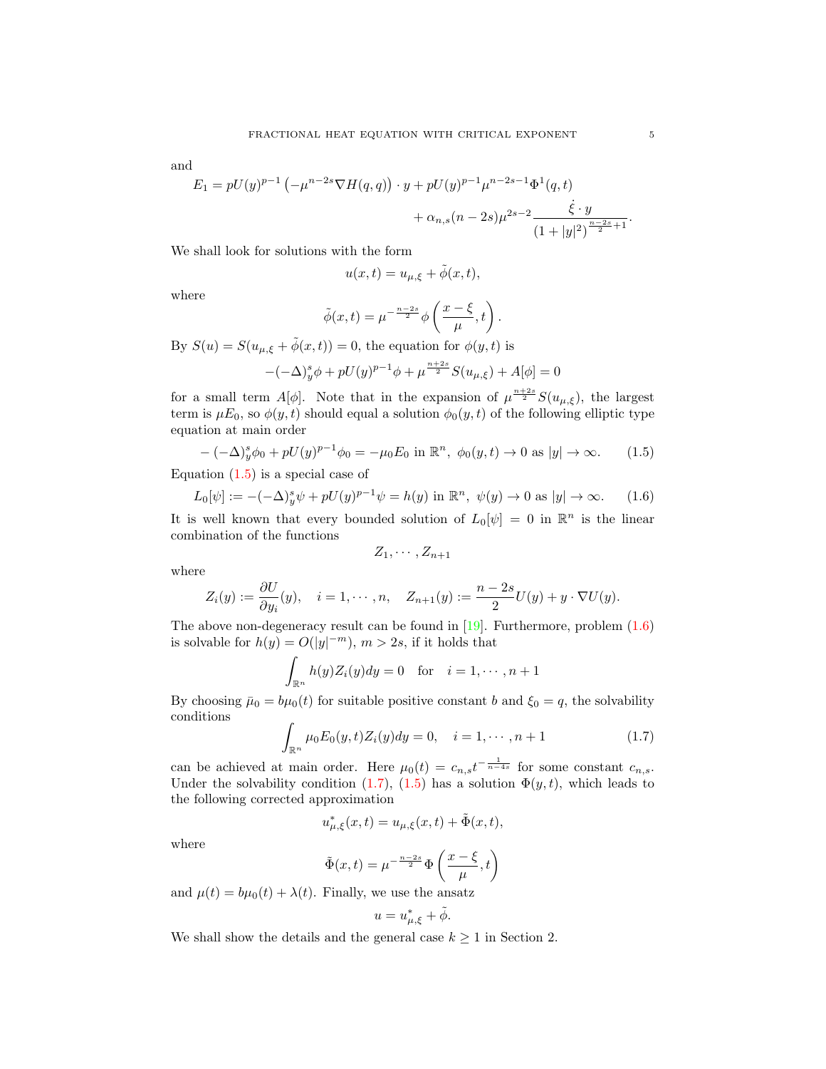and

$$E_1 = pU(y)^{p-1}\left(-\mu^{n-2s}\nabla H(q,q)\right)\cdot y + pU(y)^{p-1}\mu^{n-2s-1}\Phi^1(q,t) + \alpha_{n,s}(n-2s)\mu^{2s-2}\frac{\dot{\xi}\cdot y}{(1+|y|^2)^{\frac{n-2s}{2}+1}}.$$

We shall look for solutions with the form

$$u(x,t) = u_{\mu,\xi} + \tilde{\phi}(x,t),$$

where

$$\tilde{\phi}(x,t) = \mu^{-\frac{n-2s}{2}}\phi\left(\frac{x-\xi}{\mu},t\right).$$

By $S(u) = S(u_{\mu,\xi} + \tilde{\phi}(x,t)) = 0$, the equation for $\phi(y,t)$ is

$$-(-\Delta)_y^s\phi + pU(y)^{p-1}\phi + \mu^{\frac{n+2s}{2}}S(u_{\mu,\xi}) + A[\phi] = 0$$

for a small term $A[\phi]$. Note that in the expansion of $\mu^{\frac{n+2s}{2}}S(u_{\mu,\xi})$, the largest term is $\mu E_0$, so $\phi(y,t)$ should equal a solution $\phi_0(y,t)$ of the following elliptic type equation at main order

$$-(-\Delta)_y^s\phi_0 + pU(y)^{p-1}\phi_0 = -\mu_0 E_0 \text{ in } \mathbb{R}^n,\ \phi_0(y,t)\to 0 \text{ as } |y|\to\infty. \tag{1.5}$$

Equation (1.5) is a special case of

$$L_0[\psi] := -(-\Delta)_y^s\psi + pU(y)^{p-1}\psi = h(y) \text{ in } \mathbb{R}^n,\ \psi(y)\to 0 \text{ as } |y|\to\infty. \tag{1.6}$$

It is well known that every bounded solution of $L_0[\psi] = 0$ in $\mathbb{R}^n$ is the linear combination of the functions

$$Z_1,\cdots,Z_{n+1}$$

where

$$Z_i(y) := \frac{\partial U}{\partial y_i}(y),\quad i=1,\cdots,n,\quad Z_{n+1}(y) := \frac{n-2s}{2}U(y) + y\cdot\nabla U(y).$$

The above non-degeneracy result can be found in [19]. Furthermore, problem (1.6) is solvable for $h(y) = O(|y|^{-m})$, $m > 2s$, if it holds that

$$\int_{\mathbb{R}^n} h(y)Z_i(y)dy = 0 \quad \text{for} \quad i=1,\cdots,n+1$$

By choosing $\bar{\mu}_0 = b\mu_0(t)$ for suitable positive constant $b$ and $\xi_0 = q$, the solvability conditions

$$\int_{\mathbb{R}^n}\mu_0 E_0(y,t)Z_i(y)dy = 0,\quad i=1,\cdots,n+1 \tag{1.7}$$

can be achieved at main order. Here $\mu_0(t) = c_{n,s}t^{-\frac{1}{n-4s}}$ for some constant $c_{n,s}$. Under the solvability condition (1.7), (1.5) has a solution $\Phi(y,t)$, which leads to the following corrected approximation

$$u^*_{\mu,\xi}(x,t) = u_{\mu,\xi}(x,t) + \tilde{\Phi}(x,t),$$

where

$$\tilde{\Phi}(x,t) = \mu^{-\frac{n-2s}{2}}\Phi\left(\frac{x-\xi}{\mu},t\right)$$

and $\mu(t) = b\mu_0(t) + \lambda(t)$. Finally, we use the ansatz

$$u = u^*_{\mu,\xi} + \tilde{\phi}.$$

We shall show the details and the general case $k\geq 1$ in Section 2.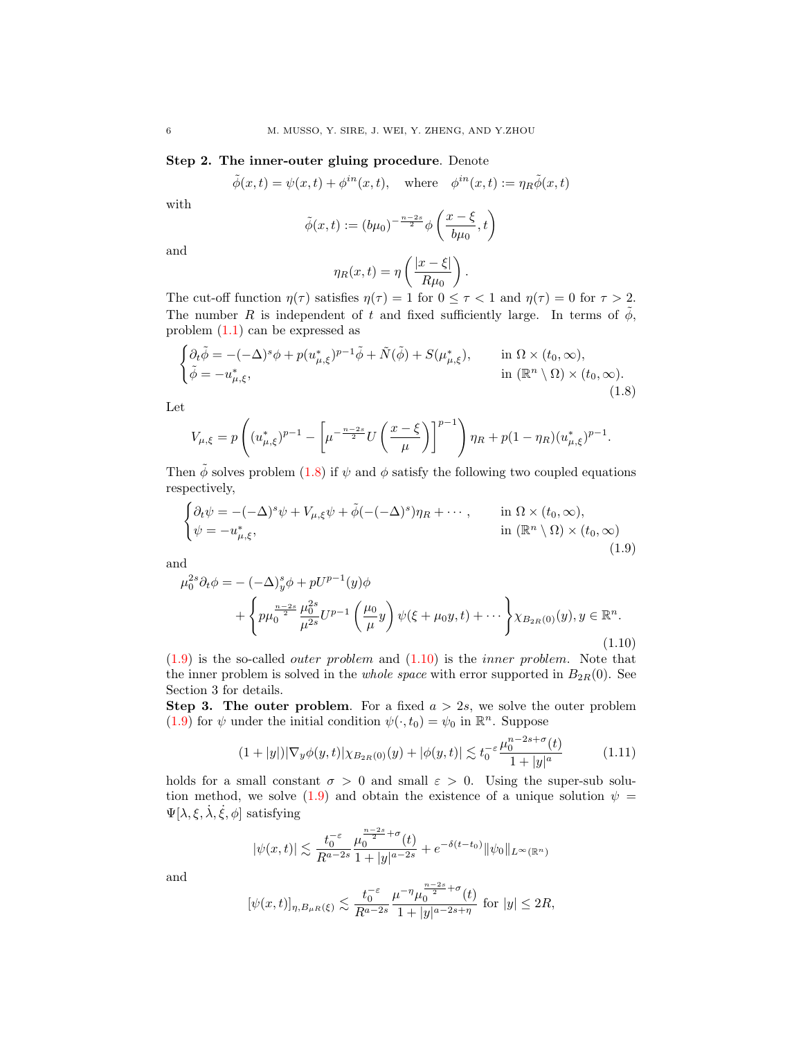**Step 2. The inner-outer gluing procedure**. Denote

$$\tilde{\phi}(x,t) = \psi(x,t) + \phi^{in}(x,t), \quad \text{where} \quad \phi^{in}(x,t) := \eta_R \tilde{\phi}(x,t)$$

with

$$\tilde{\phi}(x,t) := (b\mu_0)^{-\frac{n-2s}{2}} \phi\left(\frac{x-\xi}{b\mu_0}, t\right)$$

and

$$\eta_R(x,t) = \eta\left(\frac{|x-\xi|}{R\mu_0}\right).$$

The cut-off function $\eta(\tau)$ satisfies $\eta(\tau) = 1$ for $0 \le \tau < 1$ and $\eta(\tau) = 0$ for $\tau > 2$. The number $R$ is independent of $t$ and fixed sufficiently large. In terms of $\tilde{\phi}$, problem (1.1) can be expressed as

$$\begin{cases} \partial_t \tilde{\phi} = -(-\Delta)^s \phi + p(u^*_{\mu,\xi})^{p-1}\tilde{\phi} + \tilde{N}(\tilde{\phi}) + S(\mu^*_{\mu,\xi}), & \text{in } \Omega \times (t_0, \infty), \\ \tilde{\phi} = -u^*_{\mu,\xi}, & \text{in } (\mathbb{R}^n \setminus \Omega) \times (t_0, \infty). \end{cases} \tag{1.8}$$

Let

$$V_{\mu,\xi} = p\left((u^*_{\mu,\xi})^{p-1} - \left[\mu^{-\frac{n-2s}{2}} U\left(\frac{x-\xi}{\mu}\right)\right]^{p-1}\right)\eta_R + p(1-\eta_R)(u^*_{\mu,\xi})^{p-1}.$$

Then $\tilde{\phi}$ solves problem (1.8) if $\psi$ and $\phi$ satisfy the following two coupled equations respectively,

$$\begin{cases} \partial_t \psi = -(-\Delta)^s \psi + V_{\mu,\xi}\psi + \tilde{\phi}(-(-\Delta)^s)\eta_R + \cdots, & \text{in } \Omega \times (t_0, \infty), \\ \psi = -u^*_{\mu,\xi}, & \text{in } (\mathbb{R}^n \setminus \Omega) \times (t_0, \infty) \end{cases} \tag{1.9}$$

and

$$\begin{aligned} \mu_0^{2s} \partial_t \phi = &-(-\Delta)^s_y \phi + pU^{p-1}(y)\phi \\ &+ \left\{ p\mu_0^{\frac{n-2s}{2}} \frac{\mu_0^{2s}}{\mu^{2s}} U^{p-1}\left(\frac{\mu_0}{\mu} y\right) \psi(\xi + \mu_0 y, t) + \cdots \right\} \chi_{B_{2R}(0)}(y), y \in \mathbb{R}^n. \end{aligned} \tag{1.10}$$

(1.9) is the so-called *outer problem* and (1.10) is the *inner problem*. Note that the inner problem is solved in the *whole space* with error supported in $B_{2R}(0)$. See Section 3 for details.

**Step 3. The outer problem**. For a fixed $a > 2s$, we solve the outer problem (1.9) for $\psi$ under the initial condition $\psi(\cdot, t_0) = \psi_0$ in $\mathbb{R}^n$. Suppose

$$(1+|y|)|\nabla_y \phi(y,t)|\chi_{B_{2R(0)}}(y) + |\phi(y,t)| \lesssim t_0^{-\varepsilon} \frac{\mu_0^{n-2s+\sigma}(t)}{1+|y|^a} \tag{1.11}$$

holds for a small constant $\sigma > 0$ and small $\varepsilon > 0$. Using the super-sub solution method, we solve (1.9) and obtain the existence of a unique solution $\psi = \Psi[\lambda, \xi, \dot{\lambda}, \dot{\xi}, \phi]$ satisfying

$$|\psi(x,t)| \lesssim \frac{t_0^{-\varepsilon}}{R^{a-2s}} \frac{\mu_0^{\frac{n-2s}{2}+\sigma}(t)}{1+|y|^{a-2s}} + e^{-\delta(t-t_0)} \|\psi_0\|_{L^\infty(\mathbb{R}^n)}$$

and

$$[\psi(x,t)]_{\eta, B_{\mu R}(\xi)} \lesssim \frac{t_0^{-\varepsilon}}{R^{a-2s}} \frac{\mu^{-\eta} \mu_0^{\frac{n-2s}{2}+\sigma}(t)}{1+|y|^{a-2s+\eta}} \text{ for } |y| \le 2R,$$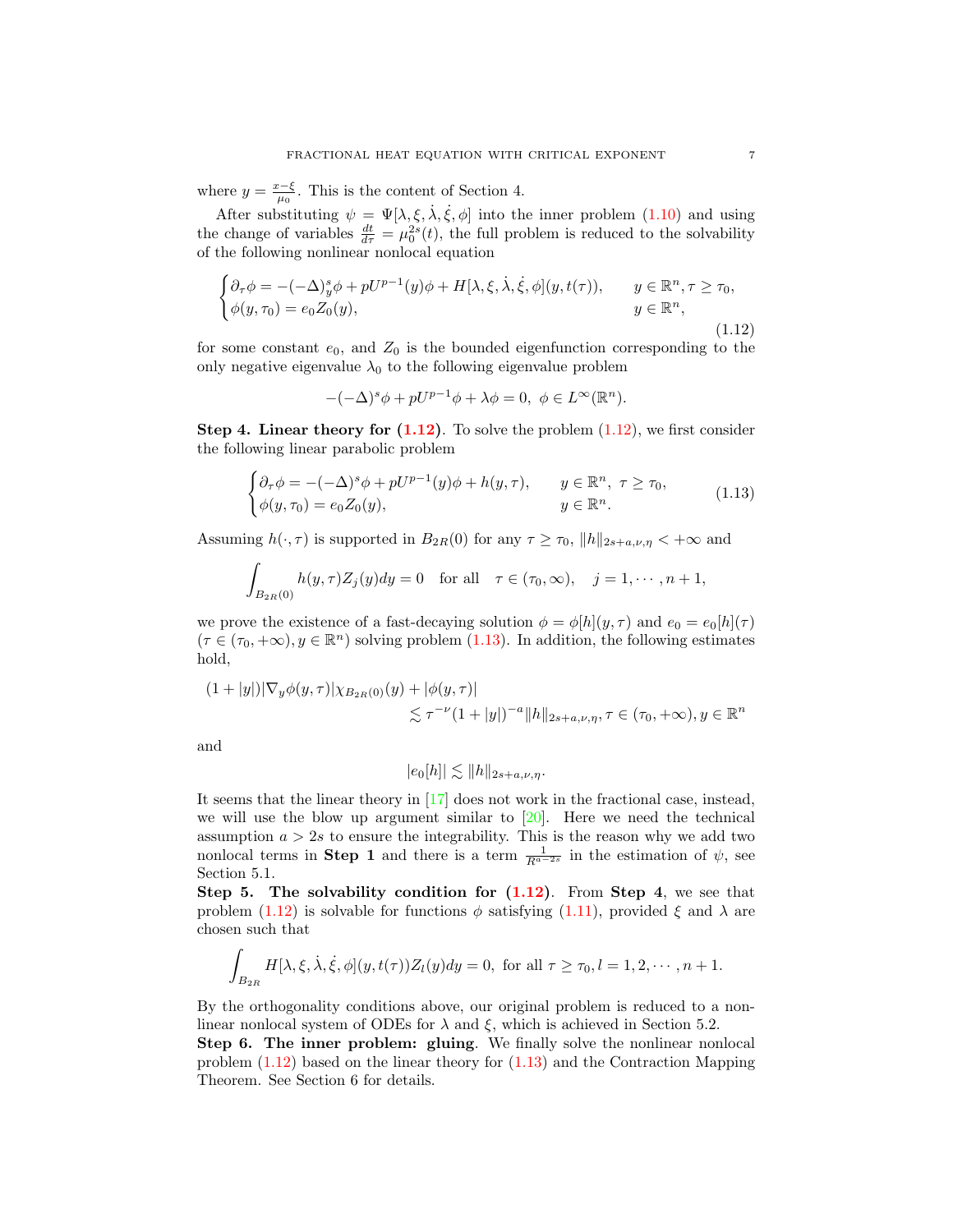where $y = \frac{x-\xi}{\mu_0}$. This is the content of Section 4.

After substituting $\psi = \Psi[\lambda, \xi, \dot{\lambda}, \dot{\xi}, \phi]$ into the inner problem (1.10) and using the change of variables $\frac{dt}{d\tau} = \mu_0^{2s}(t)$, the full problem is reduced to the solvability of the following nonlinear nonlocal equation

$$
\begin{cases}
\partial_\tau \phi = -(-\Delta)_y^s \phi + pU^{p-1}(y)\phi + H[\lambda, \xi, \dot{\lambda}, \dot{\xi}, \phi](y, t(\tau)), & y \in \mathbb{R}^n, \tau \geq \tau_0, \\
\phi(y, \tau_0) = e_0 Z_0(y), & y \in \mathbb{R}^n,
\end{cases}
\tag{1.12}
$$

for some constant $e_0$, and $Z_0$ is the bounded eigenfunction corresponding to the only negative eigenvalue $\lambda_0$ to the following eigenvalue problem

$$
-(-\Delta)^s \phi + pU^{p-1}\phi + \lambda\phi = 0, \ \phi \in L^\infty(\mathbb{R}^n).
$$

**Step 4. Linear theory for (1.12).** To solve the problem (1.12), we first consider the following linear parabolic problem

$$
\begin{cases}
\partial_\tau \phi = -(-\Delta)^s \phi + pU^{p-1}(y)\phi + h(y, \tau), & y \in \mathbb{R}^n, \ \tau \geq \tau_0, \\
\phi(y, \tau_0) = e_0 Z_0(y), & y \in \mathbb{R}^n.
\end{cases}
\tag{1.13}
$$

Assuming $h(\cdot, \tau)$ is supported in $B_{2R}(0)$ for any $\tau \geq \tau_0$, $\|h\|_{2s+a,\nu,\eta} < +\infty$ and

$$
\int_{B_{2R}(0)} h(y, \tau) Z_j(y) dy = 0 \quad \text{for all} \quad \tau \in (\tau_0, \infty), \quad j = 1, \cdots, n+1,
$$

we prove the existence of a fast-decaying solution $\phi = \phi[h](y, \tau)$ and $e_0 = e_0[h](\tau)$ ($\tau \in (\tau_0, +\infty), y \in \mathbb{R}^n$) solving problem (1.13). In addition, the following estimates hold,

$$
\begin{aligned}
(1 + |y|)|\nabla_y \phi(y, \tau)|\chi_{B_{2R}(0)}(y) + |\phi(y, \tau)| \\
\lesssim \tau^{-\nu}(1 + |y|)^{-a}\|h\|_{2s+a,\nu,\eta}, \tau \in (\tau_0, +\infty), y \in \mathbb{R}^n
\end{aligned}
$$

and

$$
|e_0[h]| \lesssim \|h\|_{2s+a,\nu,\eta}.
$$

It seems that the linear theory in [17] does not work in the fractional case, instead, we will use the blow up argument similar to [20]. Here we need the technical assumption $a > 2s$ to ensure the integrability. This is the reason why we add two nonlocal terms in **Step 1** and there is a term $\frac{1}{R^{a-2s}}$ in the estimation of $\psi$, see Section 5.1.

**Step 5. The solvability condition for (1.12).** From **Step 4**, we see that problem (1.12) is solvable for functions $\phi$ satisfying (1.11), provided $\xi$ and $\lambda$ are chosen such that

$$
\int_{B_{2R}} H[\lambda, \xi, \dot{\lambda}, \dot{\xi}, \phi](y, t(\tau)) Z_l(y) dy = 0, \text{ for all } \tau \geq \tau_0, l = 1, 2, \cdots, n+1.
$$

By the orthogonality conditions above, our original problem is reduced to a nonlinear nonlocal system of ODEs for $\lambda$ and $\xi$, which is achieved in Section 5.2.

**Step 6. The inner problem: gluing.** We finally solve the nonlinear nonlocal problem (1.12) based on the linear theory for (1.13) and the Contraction Mapping Theorem. See Section 6 for details.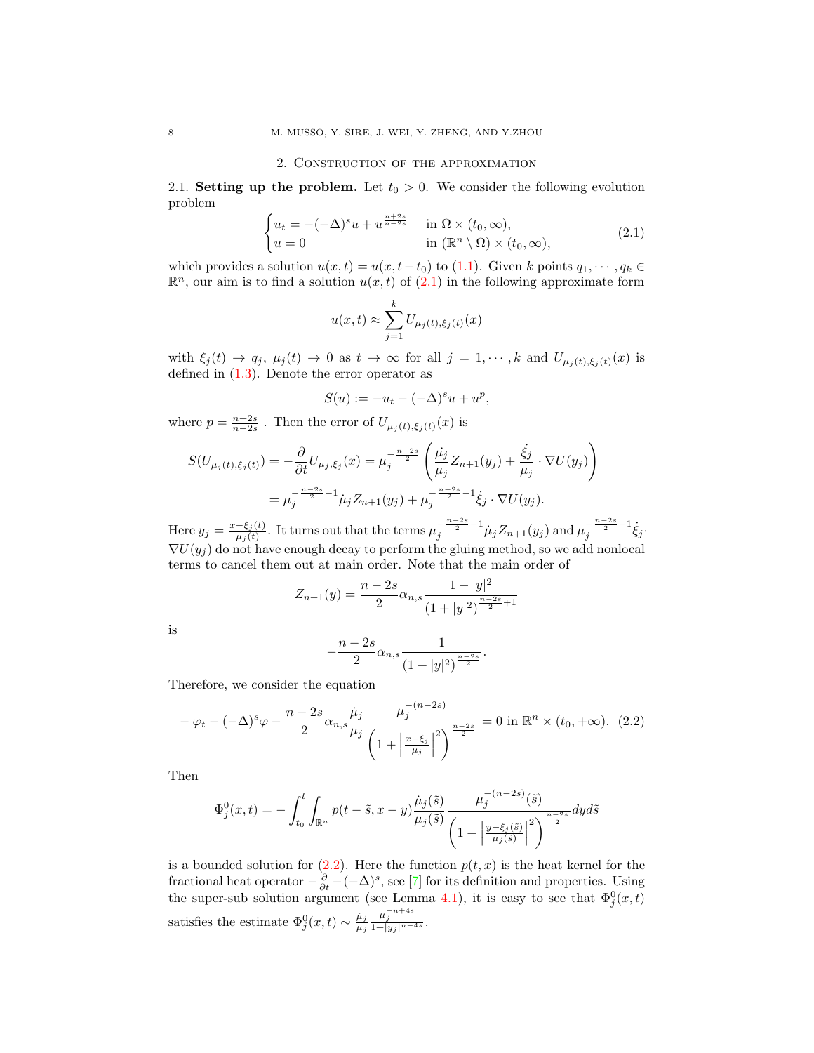## 2. Construction of the approximation

**2.1. Setting up the problem.** Let $t_0 > 0$. We consider the following evolution problem

$$
\begin{cases} u_t = -(-\Delta)^s u + u^{\frac{n+2s}{n-2s}} & \text{in } \Omega \times (t_0, \infty), \\ u = 0 & \text{in } (\mathbb{R}^n \setminus \Omega) \times (t_0, \infty), \end{cases} \tag{2.1}
$$

which provides a solution $u(x,t) = u(x, t - t_0)$ to (1.1). Given $k$ points $q_1, \cdots, q_k \in \mathbb{R}^n$, our aim is to find a solution $u(x,t)$ of (2.1) in the following approximate form

$$
u(x,t) \approx \sum_{j=1}^{k} U_{\mu_j(t), \xi_j(t)}(x)
$$

with $\xi_j(t) \to q_j$, $\mu_j(t) \to 0$ as $t \to \infty$ for all $j = 1, \cdots, k$ and $U_{\mu_j(t),\xi_j(t)}(x)$ is defined in (1.3). Denote the error operator as

$$
S(u) := -u_t - (-\Delta)^s u + u^p,
$$

where $p = \frac{n+2s}{n-2s}$ . Then the error of $U_{\mu_j(t),\xi_j(t)}(x)$ is

$$
\begin{aligned}
S(U_{\mu_j(t),\xi_j(t)}) = -\frac{\partial}{\partial t} U_{\mu_j,\xi_j}(x) &= \mu_j^{-\frac{n-2s}{2}} \left( \frac{\dot{\mu}_j}{\mu_j} Z_{n+1}(y_j) + \frac{\dot{\xi}_j}{\mu_j} \cdot \nabla U(y_j) \right) \\
&= \mu_j^{-\frac{n-2s}{2}-1} \dot{\mu}_j Z_{n+1}(y_j) + \mu_j^{-\frac{n-2s}{2}-1} \dot{\xi}_j \cdot \nabla U(y_j).
\end{aligned}
$$

Here $y_j = \frac{x - \xi_j(t)}{\mu_j(t)}$. It turns out that the terms $\mu_j^{-\frac{n-2s}{2}-1} \dot{\mu}_j Z_{n+1}(y_j)$ and $\mu_j^{-\frac{n-2s}{2}-1} \dot{\xi}_j \cdot \nabla U(y_j)$ do not have enough decay to perform the gluing method, so we add nonlocal terms to cancel them out at main order. Note that the main order of

$$
Z_{n+1}(y) = \frac{n-2s}{2} \alpha_{n,s} \frac{1 - |y|^2}{(1 + |y|^2)^{\frac{n-2s}{2}+1}}
$$

is

$$
-\frac{n-2s}{2} \alpha_{n,s} \frac{1}{(1+|y|^2)^{\frac{n-2s}{2}}}.
$$

Therefore, we consider the equation

$$
-\varphi_t - (-\Delta)^s \varphi - \frac{n-2s}{2} \alpha_{n,s} \frac{\dot{\mu}_j}{\mu_j} \frac{\mu_j^{-(n-2s)}}{\left(1 + \left|\frac{x - \xi_j}{\mu_j}\right|^2\right)^{\frac{n-2s}{2}}} = 0 \text{ in } \mathbb{R}^n \times (t_0, +\infty). \tag{2.2}
$$

Then

$$
\Phi_j^0(x,t) = -\int_{t_0}^{t} \int_{\mathbb{R}^n} p(t - \tilde{s}, x - y) \frac{\dot{\mu}_j(\tilde{s})}{\mu_j(\tilde{s})} \frac{\mu_j^{-(n-2s)}(\tilde{s})}{\left(1 + \left|\frac{y - \xi_j(\tilde{s})}{\mu_j(\tilde{s})}\right|^2\right)^{\frac{n-2s}{2}}} dy d\tilde{s}
$$

is a bounded solution for (2.2). Here the function $p(t,x)$ is the heat kernel for the fractional heat operator $-\frac{\partial}{\partial t} - (-\Delta)^s$, see [7] for its definition and properties. Using the super-sub solution argument (see Lemma 4.1), it is easy to see that $\Phi_j^0(x,t)$ satisfies the estimate $\Phi_j^0(x,t) \sim \frac{\dot{\mu}_j}{\mu_j} \frac{\mu_j^{-n+4s}}{1 + |y_j|^{n-4s}}$.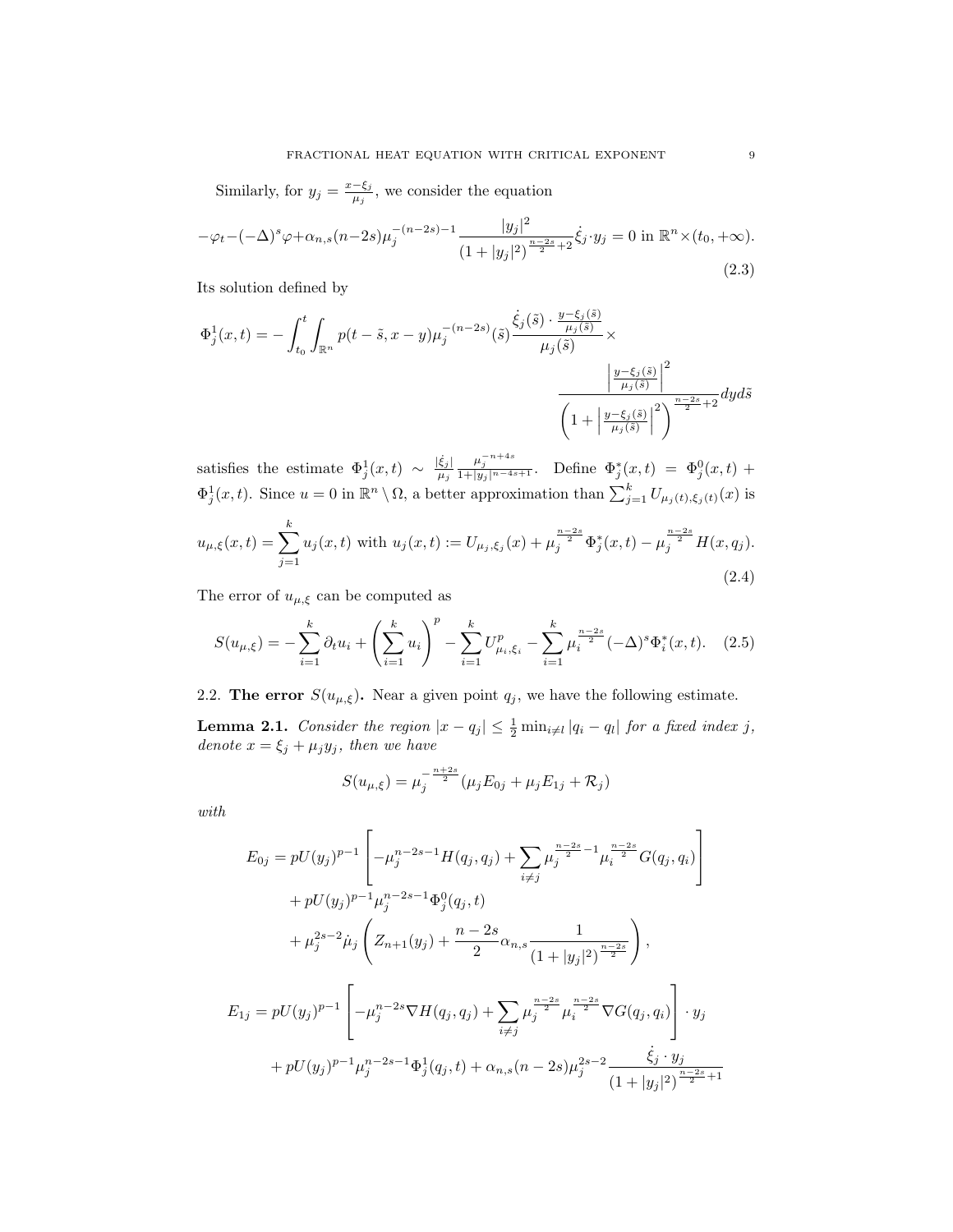Similarly, for $y_j = \frac{x-\xi_j}{\mu_j}$, we consider the equation

$$
-\varphi_t-(-\Delta)^s\varphi+\alpha_{n,s}(n-2s)\mu_j^{-(n-2s)-1}\frac{|y_j|^2}{(1+|y_j|^2)^{\frac{n-2s}{2}+2}}\dot{\xi}_j\cdot y_j = 0 \text{ in } \mathbb{R}^n\times(t_0,+\infty). \tag{2.3}
$$

Its solution defined by

$$
\Phi_j^1(x,t) = -\int_{t_0}^t\int_{\mathbb{R}^n} p(t-\tilde{s},x-y)\mu_j^{-(n-2s)}(\tilde{s})\frac{\dot{\xi}_j(\tilde{s})\cdot\frac{y-\xi_j(\tilde{s})}{\mu_j(\tilde{s})}}{\mu_j(\tilde{s})}\times \frac{\left|\frac{y-\xi_j(\tilde{s})}{\mu_j(\tilde{s})}\right|^2}{\left(1+\left|\frac{y-\xi_j(\tilde{s})}{\mu_j(\tilde{s})}\right|^2\right)^{\frac{n-2s}{2}+2}}dyd\tilde{s}
$$

satisfies the estimate $\Phi_j^1(x,t) \sim \frac{|\dot{\xi}_j|}{\mu_j}\frac{\mu_j^{-n+4s}}{1+|y_j|^{n-4s+1}}$. Define $\Phi_j^*(x,t) = \Phi_j^0(x,t) + \Phi_j^1(x,t)$. Since $u=0$ in $\mathbb{R}^n\setminus\Omega$, a better approximation than $\sum_{j=1}^k U_{\mu_j(t),\xi_j(t)}(x)$ is

$$
u_{\mu,\xi}(x,t) = \sum_{j=1}^k u_j(x,t) \text{ with } u_j(x,t) := U_{\mu_j,\xi_j}(x) + \mu_j^{\frac{n-2s}{2}}\Phi_j^*(x,t) - \mu_j^{\frac{n-2s}{2}}H(x,q_j). \tag{2.4}
$$

The error of $u_{\mu,\xi}$ can be computed as

$$
S(u_{\mu,\xi}) = -\sum_{i=1}^k\partial_t u_i + \left(\sum_{i=1}^k u_i\right)^p - \sum_{i=1}^k U_{\mu_i,\xi_i}^p - \sum_{i=1}^k \mu_i^{\frac{n-2s}{2}}(-\Delta)^s\Phi_i^*(x,t). \tag{2.5}
$$

## 2.2. The error $S(u_{\mu,\xi})$.

Near a given point $q_j$, we have the following estimate.

**Lemma 2.1.** *Consider the region $|x-q_j|\le\frac{1}{2}\min_{i\neq l}|q_i-q_l|$ for a fixed index $j$, denote $x=\xi_j+\mu_j y_j$, then we have*

$$
S(u_{\mu,\xi}) = \mu_j^{-\frac{n+2s}{2}}(\mu_j E_{0j} + \mu_j E_{1j} + \mathcal{R}_j)
$$

*with*

$$
\begin{aligned}
E_{0j} &= pU(y_j)^{p-1}\left[-\mu_j^{n-2s-1}H(q_j,q_j) + \sum_{i\neq j}\mu_j^{\frac{n-2s}{2}-1}\mu_i^{\frac{n-2s}{2}}G(q_j,q_i)\right] \\
&\quad + pU(y_j)^{p-1}\mu_j^{n-2s-1}\Phi_j^0(q_j,t) \\
&\quad + \mu_j^{2s-2}\dot{\mu}_j\left(Z_{n+1}(y_j) + \frac{n-2s}{2}\alpha_{n,s}\frac{1}{(1+|y_j|^2)^{\frac{n-2s}{2}}}\right),
\end{aligned}
$$

$$
\begin{aligned}
E_{1j} &= pU(y_j)^{p-1}\left[-\mu_j^{n-2s}\nabla H(q_j,q_j) + \sum_{i\neq j}\mu_j^{\frac{n-2s}{2}}\mu_i^{\frac{n-2s}{2}}\nabla G(q_j,q_i)\right]\cdot y_j \\
&\quad + pU(y_j)^{p-1}\mu_j^{n-2s-1}\Phi_j^1(q_j,t) + \alpha_{n,s}(n-2s)\mu_j^{2s-2}\frac{\dot{\xi}_j\cdot y_j}{(1+|y_j|^2)^{\frac{n-2s}{2}+1}}
\end{aligned}
$$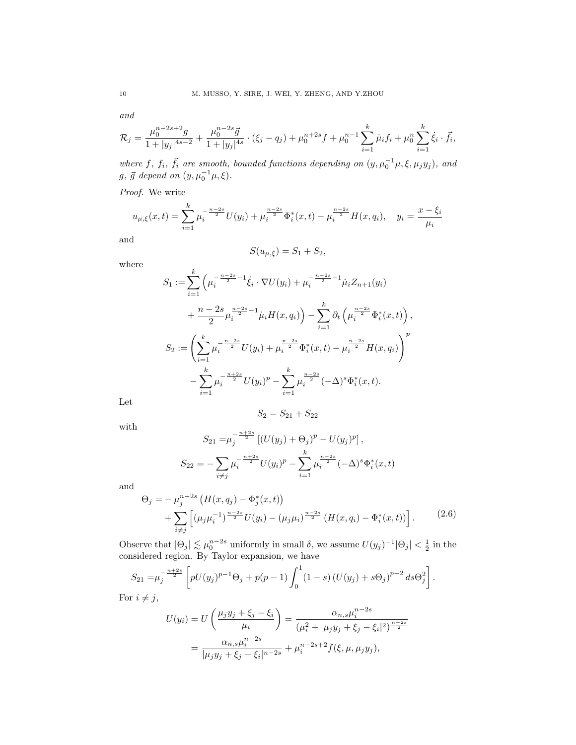*and*

$$\mathcal{R}_j = \frac{\mu_0^{n-2s+2} g}{1+|y_j|^{4s-2}} + \frac{\mu_0^{n-2s}\vec{g}}{1+|y_j|^{4s}} \cdot (\xi_j - q_j) + \mu_0^{n+2s} f + \mu_0^{n-1}\sum_{i=1}^k \dot{\mu}_i f_i + \mu_0^n \sum_{i=1}^k \dot{\xi}_i \cdot \vec{f_i},$$

*where $f$, $f_i$, $\vec{f_i}$ are smooth, bounded functions depending on $(y, \mu_0^{-1}\mu, \xi, \mu_j y_j)$, and $g$, $\vec{g}$ depend on $(y, \mu_0^{-1}\mu, \xi)$.*

*Proof.* We write

$$u_{\mu,\xi}(x,t) = \sum_{i=1}^k \mu_i^{-\frac{n-2s}{2}} U(y_i) + \mu_i^{\frac{n-2s}{2}} \Phi_i^*(x,t) - \mu_i^{\frac{n-2s}{2}} H(x, q_i), \quad y_i = \frac{x-\xi_i}{\mu_i}$$

and

$$S(u_{\mu,\xi}) = S_1 + S_2,$$

where

$$\begin{aligned}
S_1 :=& \sum_{i=1}^k \Big( \mu_i^{-\frac{n-2s}{2}-1} \dot{\xi}_i \cdot \nabla U(y_i) + \mu_i^{-\frac{n-2s}{2}-1} \dot{\mu}_i Z_{n+1}(y_i) \\
&+ \frac{n-2s}{2} \mu_i^{\frac{n-2s}{2}-1} \dot{\mu}_i H(x, q_i) \Big) - \sum_{i=1}^k \partial_t \left( \mu_i^{\frac{n-2s}{2}} \Phi_i^*(x,t) \right), \\
S_2 :=& \left( \sum_{i=1}^k \mu_i^{-\frac{n-2s}{2}} U(y_i) + \mu_i^{\frac{n-2s}{2}} \Phi_i^*(x,t) - \mu_i^{\frac{n-2s}{2}} H(x,q_i) \right)^p \\
&- \sum_{i=1}^k \mu_i^{-\frac{n+2s}{2}} U(y_i)^p - \sum_{i=1}^k \mu_i^{\frac{n-2s}{2}} (-\Delta)^s \Phi_i^*(x,t).
\end{aligned}$$

Let

$$S_2 = S_{21} + S_{22}$$

with

$$\begin{aligned}
S_{21} =& \mu_j^{-\frac{n+2s}{2}} \left[ (U(y_j) + \Theta_j)^p - U(y_j)^p \right], \\
S_{22} =& -\sum_{i\neq j} \mu_i^{-\frac{n+2s}{2}} U(y_i)^p - \sum_{i=1}^k \mu_i^{\frac{n-2s}{2}} (-\Delta)^s \Phi_i^*(x,t)
\end{aligned}$$

and

$$\begin{aligned}
\Theta_j =& -\mu_j^{n-2s} \left( H(x,q_j) - \Phi_j^*(x,t) \right) \\
&+ \sum_{i\neq j} \left[ (\mu_j \mu_i^{-1})^{\frac{n-2s}{2}} U(y_i) - (\mu_j \mu_i)^{\frac{n-2s}{2}} \left( H(x,q_i) - \Phi_i^*(x,t) \right) \right]. 
\end{aligned} \tag{2.6}$$

Observe that $|\Theta_j| \lesssim \mu_0^{n-2s}$ uniformly in small $\delta$, we assume $U(y_j)^{-1}|\Theta_j| < \frac{1}{2}$ in the considered region. By Taylor expansion, we have

$$S_{21} = \mu_j^{-\frac{n+2s}{2}} \left[ pU(y_j)^{p-1}\Theta_j + p(p-1)\int_0^1 (1-s)\left(U(y_j) + s\Theta_j\right)^{p-2} ds \Theta_j^2 \right].$$

For $i \neq j$,

$$\begin{aligned}
U(y_i) = U\left( \frac{\mu_j y_j + \xi_j - \xi_i}{\mu_i} \right) =& \frac{\alpha_{n,s}\mu_i^{n-2s}}{(\mu_i^2 + |\mu_j y_j + \xi_j - \xi_i|^2)^{\frac{n-2s}{2}}} \\
=& \frac{\alpha_{n,s}\mu_i^{n-2s}}{|\mu_j y_j + \xi_j - \xi_i|^{n-2s}} + \mu_i^{n-2s+2} f(\xi, \mu, \mu_j y_j),
\end{aligned}$$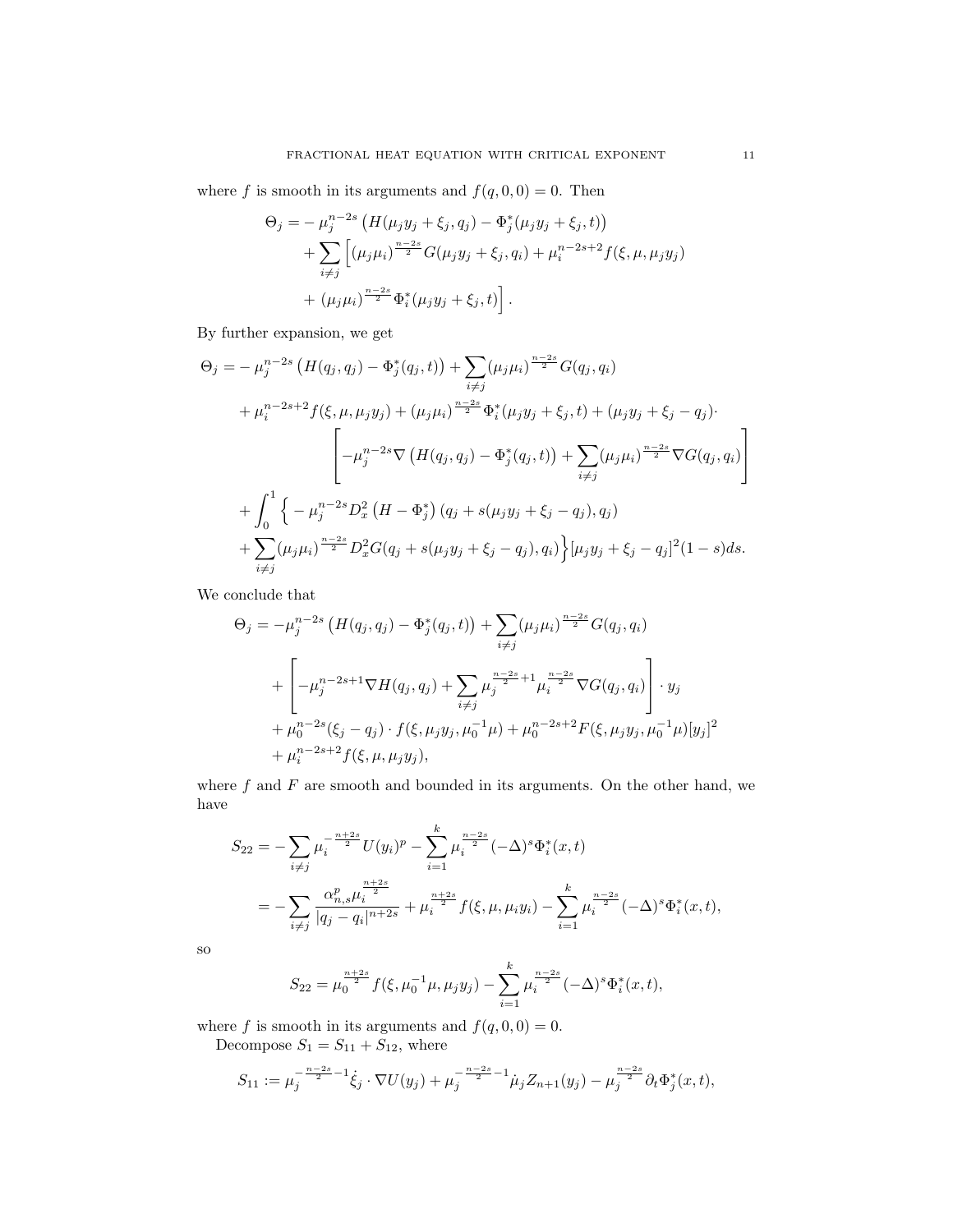where $f$ is smooth in its arguments and $f(q, 0, 0) = 0$. Then

$$
\begin{aligned}
\Theta_j = & -\mu_j^{n-2s}\left(H(\mu_j y_j + \xi_j, q_j) - \Phi_j^*(\mu_j y_j + \xi_j, t)\right) \\
& + \sum_{i \neq j}\Big[(\mu_j \mu_i)^{\frac{n-2s}{2}} G(\mu_j y_j + \xi_j, q_i) + \mu_i^{n-2s+2} f(\xi, \mu, \mu_j y_j) \\
& + (\mu_j \mu_i)^{\frac{n-2s}{2}} \Phi_i^*(\mu_j y_j + \xi_j, t)\Big].
\end{aligned}
$$

By further expansion, we get

$$
\begin{aligned}
\Theta_j = & -\mu_j^{n-2s}\left(H(q_j, q_j) - \Phi_j^*(q_j, t)\right) + \sum_{i \neq j}(\mu_j \mu_i)^{\frac{n-2s}{2}} G(q_j, q_i) \\
& + \mu_i^{n-2s+2} f(\xi, \mu, \mu_j y_j) + (\mu_j \mu_i)^{\frac{n-2s}{2}} \Phi_i^*(\mu_j y_j + \xi_j, t) + (\mu_j y_j + \xi_j - q_j) \cdot \\
& \qquad \left[-\mu_j^{n-2s} \nabla\left(H(q_j, q_j) - \Phi_j^*(q_j, t)\right) + \sum_{i \neq j}(\mu_j \mu_i)^{\frac{n-2s}{2}} \nabla G(q_j, q_i)\right] \\
& + \int_0^1 \Big\{ -\mu_j^{n-2s} D_x^2\left(H - \Phi_j^*\right)(q_j + s(\mu_j y_j + \xi_j - q_j), q_j) \\
& + \sum_{i \neq j}(\mu_j \mu_i)^{\frac{n-2s}{2}} D_x^2 G(q_j + s(\mu_j y_j + \xi_j - q_j), q_i)\Big\}[\mu_j y_j + \xi_j - q_j]^2 (1-s) ds.
\end{aligned}
$$

We conclude that

$$
\begin{aligned}
\Theta_j = & -\mu_j^{n-2s}\left(H(q_j, q_j) - \Phi_j^*(q_j, t)\right) + \sum_{i \neq j}(\mu_j \mu_i)^{\frac{n-2s}{2}} G(q_j, q_i) \\
& + \left[-\mu_j^{n-2s+1} \nabla H(q_j, q_j) + \sum_{i \neq j} \mu_j^{\frac{n-2s}{2}+1} \mu_i^{\frac{n-2s}{2}} \nabla G(q_j, q_i)\right] \cdot y_j \\
& + \mu_0^{n-2s}(\xi_j - q_j) \cdot f(\xi, \mu_j y_j, \mu_0^{-1}\mu) + \mu_0^{n-2s+2} F(\xi, \mu_j y_j, \mu_0^{-1}\mu)[y_j]^2 \\
& + \mu_i^{n-2s+2} f(\xi, \mu, \mu_j y_j),
\end{aligned}
$$

where $f$ and $F$ are smooth and bounded in its arguments. On the other hand, we have

$$
\begin{aligned}
S_{22} &= -\sum_{i \neq j} \mu_i^{-\frac{n+2s}{2}} U(y_i)^p - \sum_{i=1}^k \mu_i^{\frac{n-2s}{2}} (-\Delta)^s \Phi_i^*(x, t) \\
&= -\sum_{i \neq j} \frac{\alpha_{n,s}^p \mu_i^{\frac{n+2s}{2}}}{|q_j - q_i|^{n+2s}} + \mu_i^{\frac{n+2s}{2}} f(\xi, \mu, \mu_i y_i) - \sum_{i=1}^k \mu_i^{\frac{n-2s}{2}} (-\Delta)^s \Phi_i^*(x, t),
\end{aligned}
$$

so

$$
S_{22} = \mu_0^{\frac{n+2s}{2}} f(\xi, \mu_0^{-1}\mu, \mu_j y_j) - \sum_{i=1}^k \mu_i^{\frac{n-2s}{2}} (-\Delta)^s \Phi_i^*(x, t),
$$

where $f$ is smooth in its arguments and $f(q, 0, 0) = 0$.

Decompose $S_1 = S_{11} + S_{12}$, where

$$
S_{11} := \mu_j^{-\frac{n-2s}{2}-1} \dot{\xi}_j \cdot \nabla U(y_j) + \mu_j^{-\frac{n-2s}{2}-1} \dot{\mu}_j Z_{n+1}(y_j) - \mu_j^{\frac{n-2s}{2}} \partial_t \Phi_j^*(x, t),
$$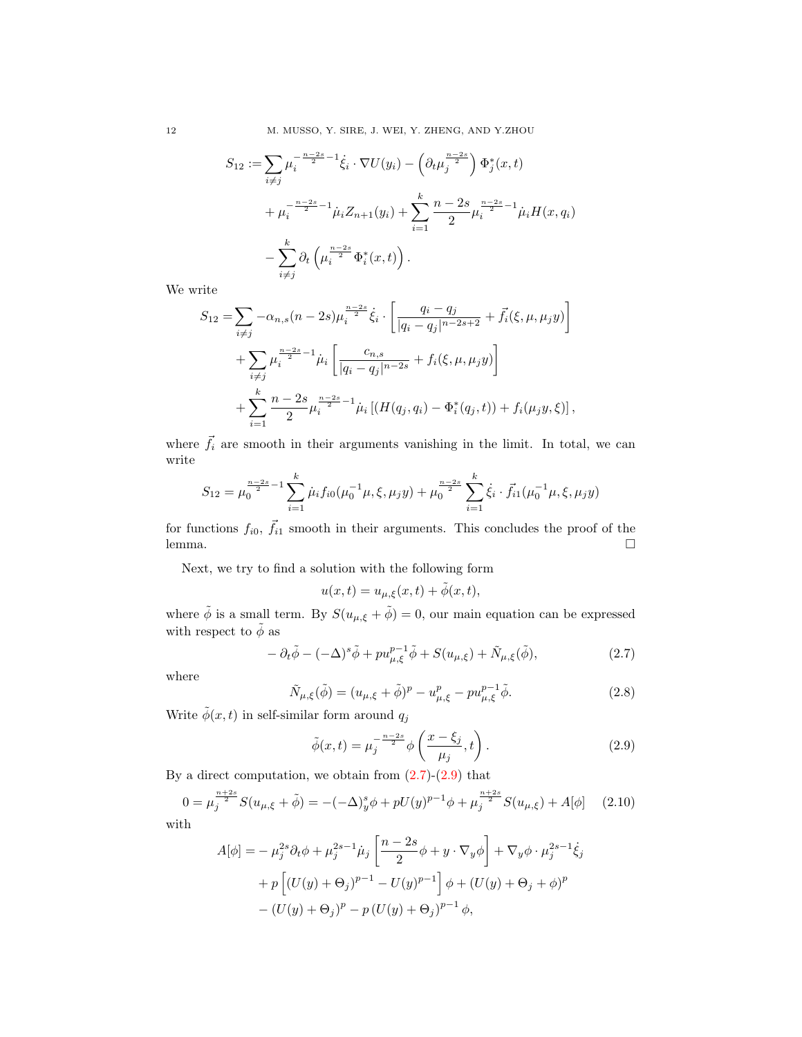$$
\begin{aligned}
S_{12} :=& \sum_{i\neq j} \mu_i^{-\frac{n-2s}{2}-1} \dot{\xi}_i \cdot \nabla U(y_i) - \left(\partial_t \mu_j^{\frac{n-2s}{2}}\right) \Phi_j^*(x,t) \\
&+ \mu_i^{-\frac{n-2s}{2}-1} \dot{\mu}_i Z_{n+1}(y_i) + \sum_{i=1}^{k} \frac{n-2s}{2} \mu_i^{\frac{n-2s}{2}-1} \dot{\mu}_i H(x, q_i) \\
&- \sum_{i\neq j}^{k} \partial_t \left(\mu_i^{\frac{n-2s}{2}} \Phi_i^*(x,t)\right).
\end{aligned}
$$

We write

$$
\begin{aligned}
S_{12} =& \sum_{i\neq j} -\alpha_{n,s}(n-2s) \mu_i^{\frac{n-2s}{2}} \dot{\xi}_i \cdot \left[\frac{q_i - q_j}{|q_i - q_j|^{n-2s+2}} + \vec{f}_i(\xi, \mu, \mu_j y)\right] \\
&+ \sum_{i\neq j} \mu_i^{\frac{n-2s}{2}-1} \dot{\mu}_i \left[\frac{c_{n,s}}{|q_i - q_j|^{n-2s}} + f_i(\xi, \mu, \mu_j y)\right] \\
&+ \sum_{i=1}^{k} \frac{n-2s}{2} \mu_i^{\frac{n-2s}{2}-1} \dot{\mu}_i \left[(H(q_j, q_i) - \Phi_i^*(q_j, t)) + f_i(\mu_j y, \xi)\right],
\end{aligned}
$$

where $\vec{f}_i$ are smooth in their arguments vanishing in the limit. In total, we can write

$$
S_{12} = \mu_0^{\frac{n-2s}{2}-1} \sum_{i=1}^{k} \dot{\mu}_i f_{i0}(\mu_0^{-1}\mu, \xi, \mu_j y) + \mu_0^{\frac{n-2s}{2}} \sum_{i=1}^{k} \dot{\xi}_i \cdot \vec{f}_{i1}(\mu_0^{-1}\mu, \xi, \mu_j y)
$$

for functions $f_{i0}$, $\vec{f}_{i1}$ smooth in their arguments. This concludes the proof of the lemma. $\square$

Next, we try to find a solution with the following form

$$
u(x,t) = u_{\mu,\xi}(x,t) + \tilde{\phi}(x,t),
$$

where $\tilde{\phi}$ is a small term. By $S(u_{\mu,\xi} + \tilde{\phi}) = 0$, our main equation can be expressed with respect to $\tilde{\phi}$ as

$$
-\partial_t \tilde{\phi} - (-\Delta)^s \tilde{\phi} + p u_{\mu,\xi}^{p-1} \tilde{\phi} + S(u_{\mu,\xi}) + \tilde{N}_{\mu,\xi}(\tilde{\phi}), \tag{2.7}
$$

where

$$
\tilde{N}_{\mu,\xi}(\tilde{\phi}) = (u_{\mu,\xi} + \tilde{\phi})^p - u_{\mu,\xi}^p - p u_{\mu,\xi}^{p-1} \tilde{\phi}. \tag{2.8}
$$

Write $\tilde{\phi}(x,t)$ in self-similar form around $q_j$

$$
\tilde{\phi}(x,t) = \mu_j^{-\frac{n-2s}{2}} \phi\left(\frac{x - \xi_j}{\mu_j}, t\right). \tag{2.9}
$$

By a direct computation, we obtain from (2.7)-(2.9) that

$$
0 = \mu_j^{\frac{n+2s}{2}} S(u_{\mu,\xi} + \tilde{\phi}) = -(-\Delta)_y^s \phi + p U(y)^{p-1} \phi + \mu_j^{\frac{n+2s}{2}} S(u_{\mu,\xi}) + A[\phi] \tag{2.10}
$$

with

$$
\begin{aligned}
A[\phi] =& -\mu_j^{2s} \partial_t \phi + \mu_j^{2s-1} \dot{\mu}_j \left[\frac{n-2s}{2} \phi + y \cdot \nabla_y \phi\right] + \nabla_y \phi \cdot \mu_j^{2s-1} \dot{\xi}_j \\
&+ p\left[(U(y) + \Theta_j)^{p-1} - U(y)^{p-1}\right] \phi + (U(y) + \Theta_j + \phi)^p \\
&- (U(y) + \Theta_j)^p - p\,(U(y) + \Theta_j)^{p-1} \phi,
\end{aligned}
$$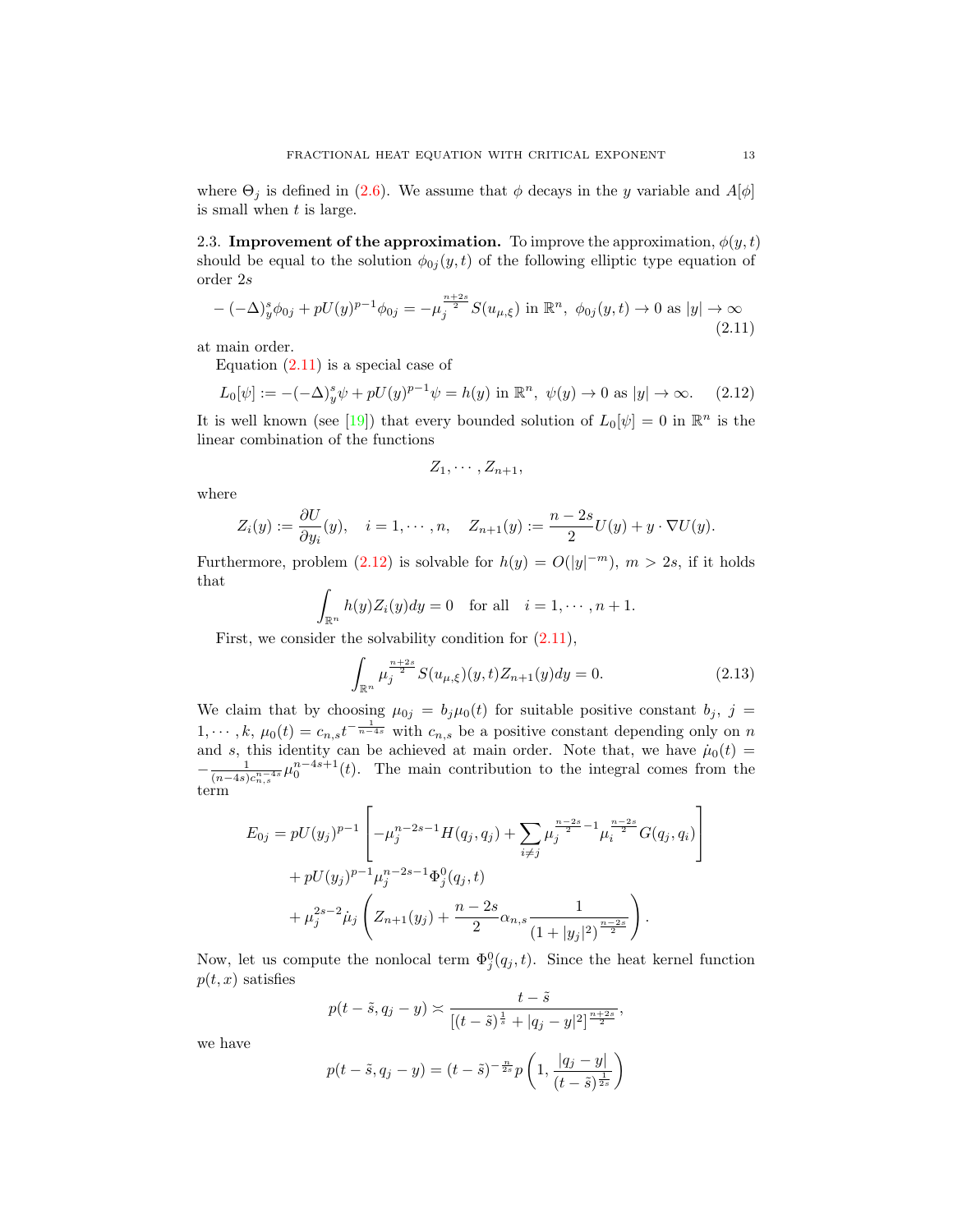where $\Theta_j$ is defined in (2.6). We assume that $\phi$ decays in the $y$ variable and $A[\phi]$ is small when $t$ is large.

### 2.3. Improvement of the approximation.

To improve the approximation, $\phi(y,t)$ should be equal to the solution $\phi_{0j}(y,t)$ of the following elliptic type equation of order $2s$

$$
-(-\Delta)_y^s \phi_{0j} + pU(y)^{p-1}\phi_{0j} = -\mu_j^{\frac{n+2s}{2}} S(u_{\mu,\xi}) \text{ in } \mathbb{R}^n,\ \phi_{0j}(y,t) \to 0 \text{ as } |y| \to \infty \tag{2.11}
$$

at main order.

Equation (2.11) is a special case of

$$
L_0[\psi] := -(-\Delta)_y^s \psi + pU(y)^{p-1}\psi = h(y) \text{ in } \mathbb{R}^n,\ \psi(y) \to 0 \text{ as } |y| \to \infty. \tag{2.12}
$$

It is well known (see [19]) that every bounded solution of $L_0[\psi] = 0$ in $\mathbb{R}^n$ is the linear combination of the functions

$$
Z_1, \cdots, Z_{n+1},
$$

where

$$
Z_i(y) := \frac{\partial U}{\partial y_i}(y), \quad i = 1, \cdots, n, \quad Z_{n+1}(y) := \frac{n-2s}{2}U(y) + y \cdot \nabla U(y).
$$

Furthermore, problem (2.12) is solvable for $h(y) = O(|y|^{-m})$, $m > 2s$, if it holds that

$$
\int_{\mathbb{R}^n} h(y) Z_i(y) dy = 0 \quad \text{for all} \quad i = 1, \cdots, n+1.
$$

First, we consider the solvability condition for (2.11),

$$
\int_{\mathbb{R}^n} \mu_j^{\frac{n+2s}{2}} S(u_{\mu,\xi})(y,t) Z_{n+1}(y) dy = 0. \tag{2.13}
$$

We claim that by choosing $\mu_{0j} = b_j \mu_0(t)$ for suitable positive constant $b_j$, $j = 1, \cdots, k$, $\mu_0(t) = c_{n,s} t^{-\frac{1}{n-4s}}$ with $c_{n,s}$ be a positive constant depending only on $n$ and $s$, this identity can be achieved at main order. Note that, we have $\dot{\mu}_0(t) = -\frac{1}{(n-4s)c_{n,s}^{n-4s}} \mu_0^{n-4s+1}(t)$. The main contribution to the integral comes from the term

$$
\begin{aligned}
E_{0j} = {} & pU(y_j)^{p-1} \left[ -\mu_j^{n-2s-1} H(q_j, q_j) + \sum_{i \neq j} \mu_j^{\frac{n-2s}{2}-1} \mu_i^{\frac{n-2s}{2}} G(q_j, q_i) \right] \\
& + pU(y_j)^{p-1} \mu_j^{n-2s-1} \Phi_j^0(q_j, t) \\
& + \mu_j^{2s-2} \dot{\mu}_j \left( Z_{n+1}(y_j) + \frac{n-2s}{2} \alpha_{n,s} \frac{1}{(1+|y_j|^2)^{\frac{n-2s}{2}}} \right).
\end{aligned}
$$

Now, let us compute the nonlocal term $\Phi_j^0(q_j, t)$. Since the heat kernel function $p(t,x)$ satisfies

$$
p(t-\tilde{s}, q_j - y) \asymp \frac{t-\tilde{s}}{\left[(t-\tilde{s})^{\frac{1}{s}} + |q_j - y|^2\right]^{\frac{n+2s}{2}}},
$$

we have

$$
p(t-\tilde{s}, q_j - y) = (t-\tilde{s})^{-\frac{n}{2s}} p\left(1, \frac{|q_j - y|}{(t-\tilde{s})^{\frac{1}{2s}}}\right)
$$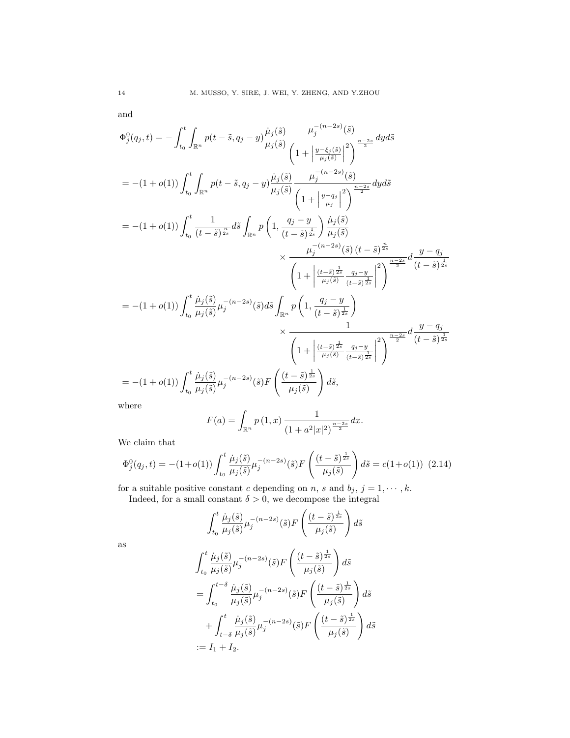and

$$
\begin{aligned}
\Phi_j^0(q_j,t) &= -\int_{t_0}^{t}\int_{\mathbb{R}^n} p(t-\tilde{s},q_j-y)\frac{\dot{\mu}_j(\tilde{s})}{\mu_j(\tilde{s})}\frac{\mu_j^{-(n-2s)}(\tilde{s})}{\left(1+\left|\frac{y-\xi_j(\tilde{s})}{\mu_j(\tilde{s})}\right|^2\right)^{\frac{n-2s}{2}}}dyd\tilde{s}\\
&= -(1+o(1))\int_{t_0}^{t}\int_{\mathbb{R}^n} p(t-\tilde{s},q_j-y)\frac{\dot{\mu}_j(\tilde{s})}{\mu_j(\tilde{s})}\frac{\mu_j^{-(n-2s)}(\tilde{s})}{\left(1+\left|\frac{y-q_j}{\mu_j}\right|^2\right)^{\frac{n-2s}{2}}}dyd\tilde{s}\\
&= -(1+o(1))\int_{t_0}^{t}\frac{1}{(t-\tilde{s})^{\frac{n}{2s}}}d\tilde{s}\int_{\mathbb{R}^n} p\left(1,\frac{q_j-y}{(t-\tilde{s})^{\frac{1}{2s}}}\right)\frac{\dot{\mu}_j(\tilde{s})}{\mu_j(\tilde{s})}\\
&\qquad\times\frac{\mu_j^{-(n-2s)}(\tilde{s})\,(t-\tilde{s})^{\frac{n}{2s}}}{\left(1+\left|\frac{(t-\tilde{s})^{\frac{1}{2s}}}{\mu_j(\tilde{s})}\frac{q_j-y}{(t-\tilde{s})^{\frac{1}{2s}}}\right|^2\right)^{\frac{n-2s}{2}}}d\frac{y-q_j}{(t-\tilde{s})^{\frac{1}{2s}}}\\
&= -(1+o(1))\int_{t_0}^{t}\frac{\dot{\mu}_j(\tilde{s})}{\mu_j(\tilde{s})}\mu_j^{-(n-2s)}(\tilde{s})d\tilde{s}\int_{\mathbb{R}^n} p\left(1,\frac{q_j-y}{(t-\tilde{s})^{\frac{1}{2s}}}\right)\\
&\qquad\times\frac{1}{\left(1+\left|\frac{(t-\tilde{s})^{\frac{1}{2s}}}{\mu_j(\tilde{s})}\frac{q_j-y}{(t-\tilde{s})^{\frac{1}{2s}}}\right|^2\right)^{\frac{n-2s}{2}}}d\frac{y-q_j}{(t-\tilde{s})^{\frac{1}{2s}}}\\
&= -(1+o(1))\int_{t_0}^{t}\frac{\dot{\mu}_j(\tilde{s})}{\mu_j(\tilde{s})}\mu_j^{-(n-2s)}(\tilde{s})F\left(\frac{(t-\tilde{s})^{\frac{1}{2s}}}{\mu_j(\tilde{s})}\right)d\tilde{s},
\end{aligned}
$$

where

$$
F(a)=\int_{\mathbb{R}^n} p(1,x)\frac{1}{(1+a^2|x|^2)^{\frac{n-2s}{2}}}dx.
$$

We claim that

$$
\Phi_j^0(q_j,t)=-(1+o(1))\int_{t_0}^{t}\frac{\dot{\mu}_j(\tilde{s})}{\mu_j(\tilde{s})}\mu_j^{-(n-2s)}(\tilde{s})F\left(\frac{(t-\tilde{s})^{\frac{1}{2s}}}{\mu_j(\tilde{s})}\right)d\tilde{s}=c(1+o(1)) \quad (2.14)
$$

for a suitable positive constant $c$ depending on $n$, $s$ and $b_j$, $j=1,\cdots,k$.

Indeed, for a small constant $\delta>0$, we decompose the integral

$$
\int_{t_0}^{t}\frac{\dot{\mu}_j(\tilde{s})}{\mu_j(\tilde{s})}\mu_j^{-(n-2s)}(\tilde{s})F\left(\frac{(t-\tilde{s})^{\frac{1}{2s}}}{\mu_j(\tilde{s})}\right)d\tilde{s}
$$

as

$$
\begin{aligned}
&\int_{t_0}^{t}\frac{\dot{\mu}_j(\tilde{s})}{\mu_j(\tilde{s})}\mu_j^{-(n-2s)}(\tilde{s})F\left(\frac{(t-\tilde{s})^{\frac{1}{2s}}}{\mu_j(\tilde{s})}\right)d\tilde{s}\\
&=\int_{t_0}^{t-\delta}\frac{\dot{\mu}_j(\tilde{s})}{\mu_j(\tilde{s})}\mu_j^{-(n-2s)}(\tilde{s})F\left(\frac{(t-\tilde{s})^{\frac{1}{2s}}}{\mu_j(\tilde{s})}\right)d\tilde{s}\\
&\quad+\int_{t-\delta}^{t}\frac{\dot{\mu}_j(\tilde{s})}{\mu_j(\tilde{s})}\mu_j^{-(n-2s)}(\tilde{s})F\left(\frac{(t-\tilde{s})^{\frac{1}{2s}}}{\mu_j(\tilde{s})}\right)d\tilde{s}\\
&:=I_1+I_2.
\end{aligned}
$$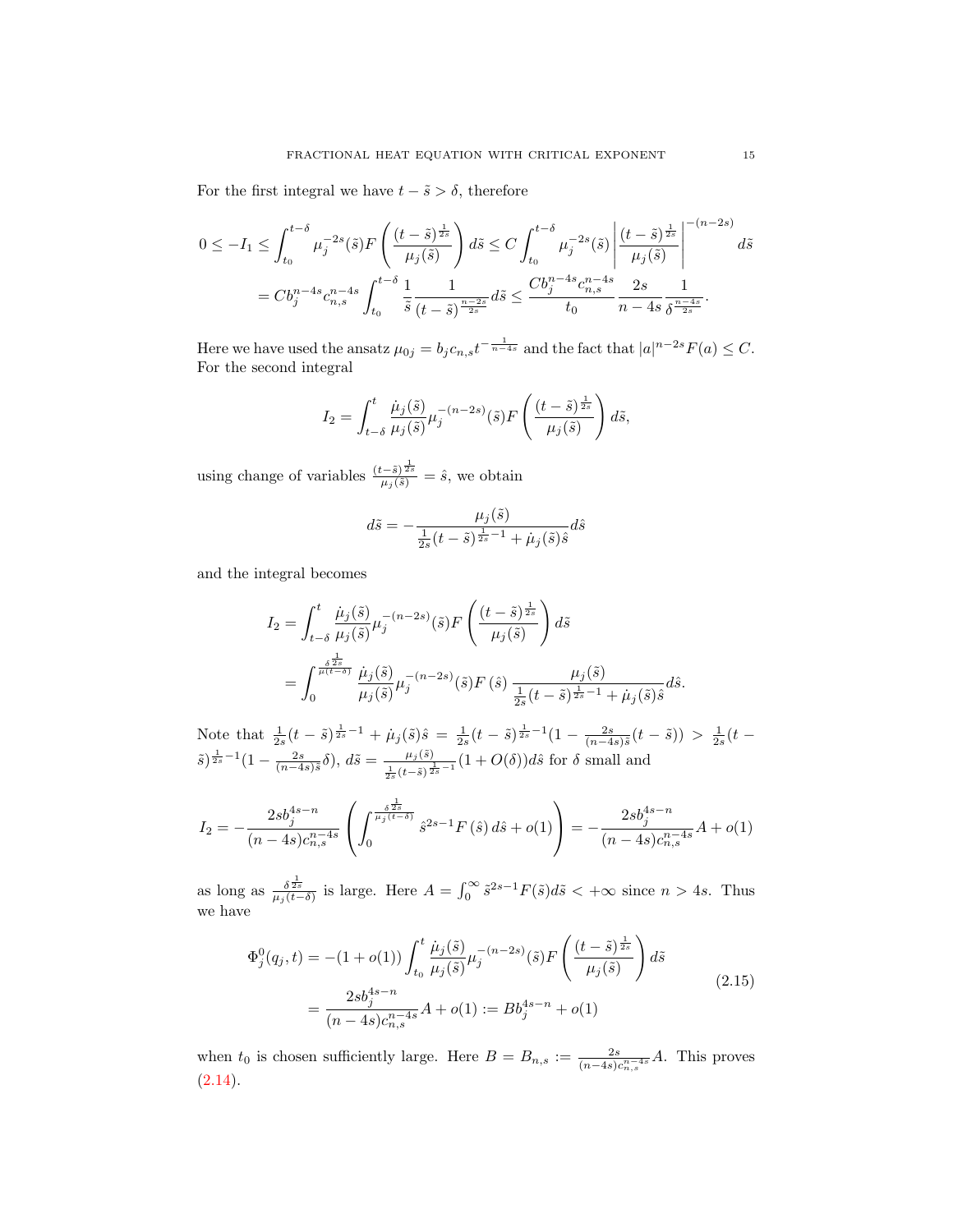For the first integral we have $t - \tilde{s} > \delta$, therefore

$$
\begin{aligned}
0 \le -I_1 &\le \int_{t_0}^{t-\delta} \mu_j^{-2s}(\tilde{s}) F\left(\frac{(t-\tilde{s})^{\frac{1}{2s}}}{\mu_j(\tilde{s})}\right) d\tilde{s} \le C \int_{t_0}^{t-\delta} \mu_j^{-2s}(\tilde{s}) \left|\frac{(t-\tilde{s})^{\frac{1}{2s}}}{\mu_j(\tilde{s})}\right|^{-(n-2s)} d\tilde{s} \\
&= C b_j^{n-4s} c_{n,s}^{n-4s} \int_{t_0}^{t-\delta} \frac{1}{\tilde{s}} \frac{1}{(t-\tilde{s})^{\frac{n-2s}{2s}}} d\tilde{s} \le \frac{C b_j^{n-4s} c_{n,s}^{n-4s}}{t_0} \frac{2s}{n-4s} \frac{1}{\delta^{\frac{n-4s}{2s}}}.
\end{aligned}
$$

Here we have used the ansatz $\mu_{0j} = b_j c_{n,s} t^{-\frac{1}{n-4s}}$ and the fact that $|a|^{n-2s} F(a) \le C$. For the second integral

$$
I_2 = \int_{t-\delta}^{t} \frac{\dot{\mu}_j(\tilde{s})}{\mu_j(\tilde{s})} \mu_j^{-(n-2s)}(\tilde{s}) F\left(\frac{(t-\tilde{s})^{\frac{1}{2s}}}{\mu_j(\tilde{s})}\right) d\tilde{s},
$$

using change of variables $\frac{(t-\tilde{s})^{\frac{1}{2s}}}{\mu_j(\tilde{s})} = \hat{s}$, we obtain

$$
d\tilde{s} = -\frac{\mu_j(\tilde{s})}{\frac{1}{2s}(t-\tilde{s})^{\frac{1}{2s}-1} + \dot{\mu}_j(\tilde{s})\hat{s}} d\hat{s}
$$

and the integral becomes

$$
\begin{aligned}
I_2 &= \int_{t-\delta}^{t} \frac{\dot{\mu}_j(\tilde{s})}{\mu_j(\tilde{s})} \mu_j^{-(n-2s)}(\tilde{s}) F\left(\frac{(t-\tilde{s})^{\frac{1}{2s}}}{\mu_j(\tilde{s})}\right) d\tilde{s} \\
&= \int_0^{\frac{\delta^{\frac{1}{2s}}}{\mu(t-\delta)}} \frac{\dot{\mu}_j(\tilde{s})}{\mu_j(\tilde{s})} \mu_j^{-(n-2s)}(\tilde{s}) F(\hat{s}) \frac{\mu_j(\tilde{s})}{\frac{1}{2s}(t-\tilde{s})^{\frac{1}{2s}-1} + \dot{\mu}_j(\tilde{s})\hat{s}} d\hat{s}.
\end{aligned}
$$

Note that $\frac{1}{2s}(t-\tilde{s})^{\frac{1}{2s}-1} + \dot{\mu}_j(\tilde{s})\hat{s} = \frac{1}{2s}(t-\tilde{s})^{\frac{1}{2s}-1}(1 - \frac{2s}{(n-4s)\tilde{s}}(t-\tilde{s})) > \frac{1}{2s}(t-\tilde{s})^{\frac{1}{2s}-1}(1 - \frac{2s}{(n-4s)\tilde{s}}\delta)$, $d\tilde{s} = \frac{\mu_j(\tilde{s})}{\frac{1}{2s}(t-\tilde{s})^{\frac{1}{2s}-1}}(1 + O(\delta)) d\hat{s}$ for $\delta$ small and

$$
I_2 = -\frac{2s b_j^{4s-n}}{(n-4s) c_{n,s}^{n-4s}} \left( \int_0^{\frac{\delta^{\frac{1}{2s}}}{\mu_j(t-\delta)}} \hat{s}^{2s-1} F(\hat{s})\, d\hat{s} + o(1) \right) = -\frac{2s b_j^{4s-n}}{(n-4s) c_{n,s}^{n-4s}} A + o(1)
$$

as long as $\frac{\delta^{\frac{1}{2s}}}{\mu_j(t-\delta)}$ is large. Here $A = \int_0^\infty \tilde{s}^{2s-1} F(\tilde{s}) d\tilde{s} < +\infty$ since $n > 4s$. Thus we have

$$
\begin{aligned}
\Phi_j^0(q_j, t) &= -(1 + o(1)) \int_{t_0}^{t} \frac{\dot{\mu}_j(\tilde{s})}{\mu_j(\tilde{s})} \mu_j^{-(n-2s)}(\tilde{s}) F\left(\frac{(t-\tilde{s})^{\frac{1}{2s}}}{\mu_j(\tilde{s})}\right) d\tilde{s} \\
&= \frac{2s b_j^{4s-n}}{(n-4s) c_{n,s}^{n-4s}} A + o(1) := B b_j^{4s-n} + o(1)
\end{aligned}
\tag{2.15}
$$

when $t_0$ is chosen sufficiently large. Here $B = B_{n,s} := \frac{2s}{(n-4s) c_{n,s}^{n-4s}} A$. This proves (2.14).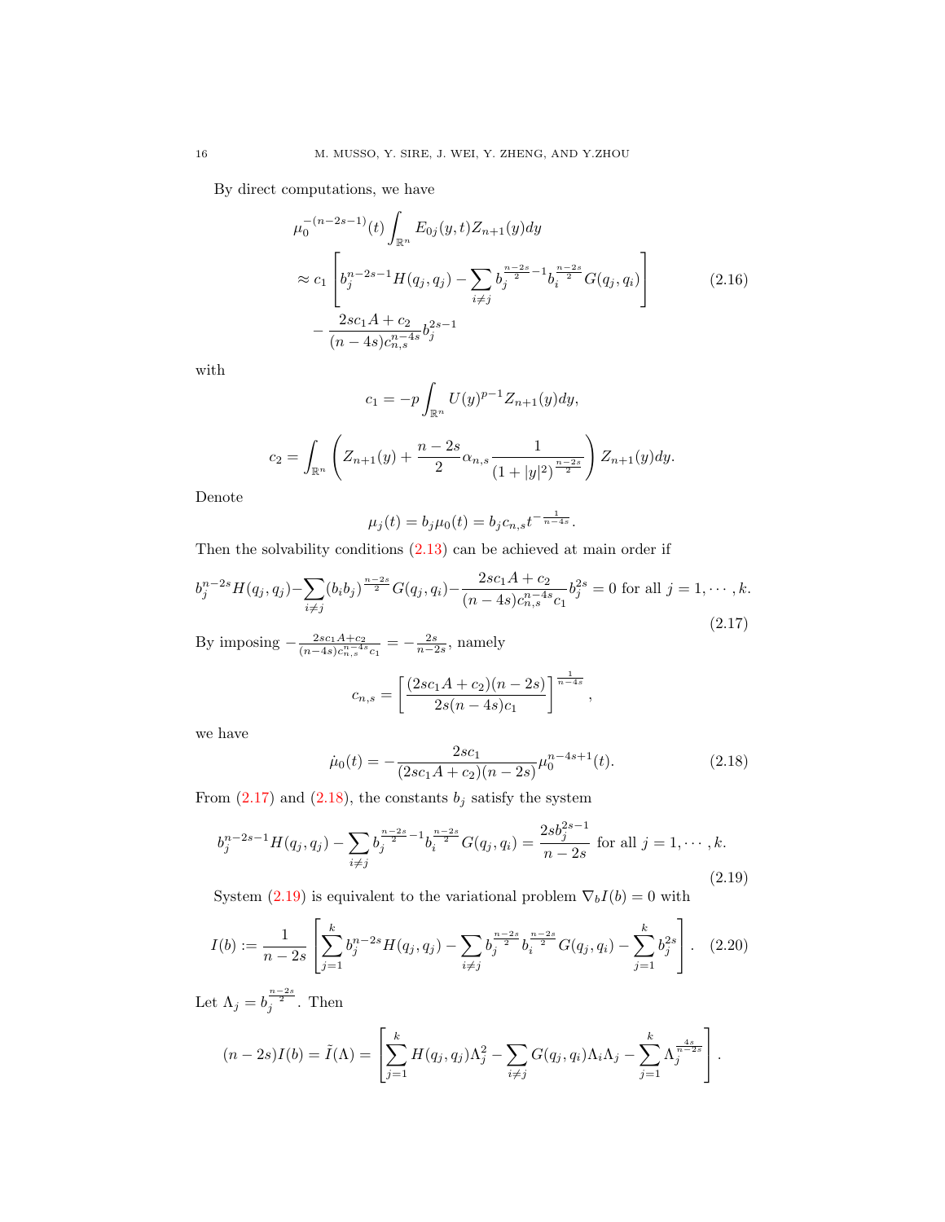By direct computations, we have

$$
\begin{aligned}
&\mu_0^{-(n-2s-1)}(t)\int_{\mathbb{R}^n} E_{0j}(y,t)Z_{n+1}(y)dy\\
&\approx c_1\left[b_j^{n-2s-1}H(q_j,q_j)-\sum_{i\neq j} b_j^{\frac{n-2s}{2}-1}b_i^{\frac{n-2s}{2}}G(q_j,q_i)\right]\\
&\quad -\frac{2sc_1A+c_2}{(n-4s)c_{n,s}^{n-4s}}b_j^{2s-1}
\end{aligned}
\tag{2.16}
$$

with

$$
c_1=-p\int_{\mathbb{R}^n} U(y)^{p-1}Z_{n+1}(y)dy,
$$

$$
c_2=\int_{\mathbb{R}^n}\left(Z_{n+1}(y)+\frac{n-2s}{2}\alpha_{n,s}\frac{1}{(1+|y|^2)^{\frac{n-2s}{2}}}\right)Z_{n+1}(y)dy.
$$

Denote

$$
\mu_j(t)=b_j\mu_0(t)=b_jc_{n,s}t^{-\frac{1}{n-4s}}.
$$

Then the solvability conditions (2.13) can be achieved at main order if

$$
b_j^{n-2s}H(q_j,q_j)-\sum_{i\neq j}(b_ib_j)^{\frac{n-2s}{2}}G(q_j,q_i)-\frac{2sc_1A+c_2}{(n-4s)c_{n,s}^{n-4s}c_1}b_j^{2s}=0 \text{ for all } j=1,\cdots,k.
\tag{2.17}
$$

By imposing $-\frac{2sc_1A+c_2}{(n-4s)c_{n,s}^{n-4s}c_1}=-\frac{2s}{n-2s}$, namely

$$
c_{n,s}=\left[\frac{(2sc_1A+c_2)(n-2s)}{2s(n-4s)c_1}\right]^{\frac{1}{n-4s}},
$$

we have

$$
\dot{\mu}_0(t)=-\frac{2sc_1}{(2sc_1A+c_2)(n-2s)}\mu_0^{n-4s+1}(t).
\tag{2.18}
$$

From (2.17) and (2.18), the constants $b_j$ satisfy the system

$$
b_j^{n-2s-1}H(q_j,q_j)-\sum_{i\neq j}b_j^{\frac{n-2s}{2}-1}b_i^{\frac{n-2s}{2}}G(q_j,q_i)=\frac{2sb_j^{2s-1}}{n-2s} \text{ for all } j=1,\cdots,k.
\tag{2.19}
$$

System (2.19) is equivalent to the variational problem $\nabla_b I(b)=0$ with

$$
I(b):=\frac{1}{n-2s}\left[\sum_{j=1}^k b_j^{n-2s}H(q_j,q_j)-\sum_{i\neq j}b_j^{\frac{n-2s}{2}}b_i^{\frac{n-2s}{2}}G(q_j,q_i)-\sum_{j=1}^k b_j^{2s}\right].
\tag{2.20}
$$

Let $\Lambda_j=b_j^{\frac{n-2s}{2}}$. Then

$$
(n-2s)I(b)=\tilde{I}(\Lambda)=\left[\sum_{j=1}^k H(q_j,q_j)\Lambda_j^2-\sum_{i\neq j}G(q_j,q_i)\Lambda_i\Lambda_j-\sum_{j=1}^k\Lambda_j^{\frac{4s}{n-2s}}\right].
$$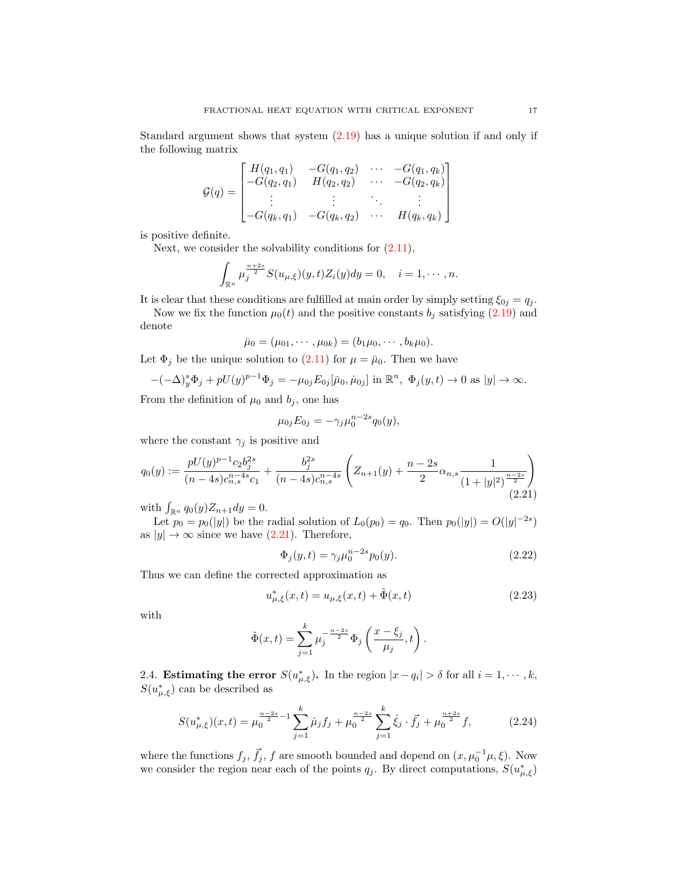Standard argument shows that system (2.19) has a unique solution if and only if the following matrix

$$
\mathcal{G}(q) = \begin{bmatrix} H(q_1,q_1) & -G(q_1,q_2) & \cdots & -G(q_1,q_k) \\ -G(q_2,q_1) & H(q_2,q_2) & \cdots & -G(q_2,q_k) \\ \vdots & \vdots & \ddots & \vdots \\ -G(q_k,q_1) & -G(q_k,q_2) & \cdots & H(q_k,q_k) \end{bmatrix}
$$

is positive definite.

Next, we consider the solvability conditions for (2.11),

$$
\int_{\mathbb{R}^n} \mu_j^{\frac{n+2s}{2}} S(u_{\mu,\xi})(y,t) Z_i(y) dy = 0, \quad i = 1, \cdots, n.
$$

It is clear that these conditions are fulfilled at main order by simply setting $\xi_{0j} = q_j$.

Now we fix the function $\mu_0(t)$ and the positive constants $b_j$ satisfying (2.19) and denote

$$
\bar{\mu}_0 = (\mu_{01}, \cdots, \mu_{0k}) = (b_1\mu_0, \cdots, b_k\mu_0).
$$

Let $\Phi_j$ be the unique solution to (2.11) for $\mu = \bar{\mu}_0$. Then we have

$$
-(-\Delta)_y^s \Phi_j + pU(y)^{p-1}\Phi_j = -\mu_{0j} E_{0j}[\bar{\mu}_0, \dot{\mu}_{0j}] \text{ in } \mathbb{R}^n, \ \Phi_j(y,t) \to 0 \text{ as } |y| \to \infty.
$$

From the definition of $\mu_0$ and $b_j$, one has

$$
\mu_{0j} E_{0j} = -\gamma_j \mu_0^{n-2s} q_0(y),
$$

where the constant $\gamma_j$ is positive and

$$
q_0(y) := \frac{pU(y)^{p-1} c_2 b_j^{2s}}{(n-4s) c_{n,s}^{n-4s} c_1} + \frac{b_j^{2s}}{(n-4s) c_{n,s}^{n-4s}} \left( Z_{n+1}(y) + \frac{n-2s}{2} \alpha_{n,s} \frac{1}{(1+|y|^2)^{\frac{n-2s}{2}}} \right) \tag{2.21}
$$

with $\int_{\mathbb{R}^n} q_0(y) Z_{n+1} dy = 0$.

Let $p_0 = p_0(|y|)$ be the radial solution of $L_0(p_0) = q_0$. Then $p_0(|y|) = O(|y|^{-2s})$ as $|y| \to \infty$ since we have (2.21). Therefore,

$$
\Phi_j(y,t) = \gamma_j \mu_0^{n-2s} p_0(y). \tag{2.22}
$$

Thus we can define the corrected approximation as

$$
u^*_{\mu,\xi}(x,t) = u_{\mu,\xi}(x,t) + \tilde{\Phi}(x,t) \tag{2.23}
$$

with

$$
\tilde{\Phi}(x,t) = \sum_{j=1}^k \mu_j^{-\frac{n-2s}{2}} \Phi_j\left( \frac{x-\xi_j}{\mu_j}, t \right).
$$

2.4. **Estimating the error $S(u^*_{\mu,\xi})$.** In the region $|x - q_i| > \delta$ for all $i = 1, \cdots, k$, $S(u^*_{\mu,\xi})$ can be described as

$$
S(u^*_{\mu,\xi})(x,t) = \mu_0^{\frac{n-2s}{2}-1} \sum_{j=1}^k \dot{\mu}_j f_j + \mu_0^{\frac{n-2s}{2}} \sum_{j=1}^k \dot{\xi}_j \cdot \vec{f}_j + \mu_0^{\frac{n+2s}{2}} f, \tag{2.24}
$$

where the functions $f_j$, $\vec{f}_j$, $f$ are smooth bounded and depend on $(x, \mu_0^{-1}\mu, \xi)$. Now we consider the region near each of the points $q_j$. By direct computations, $S(u^*_{\mu,\xi})$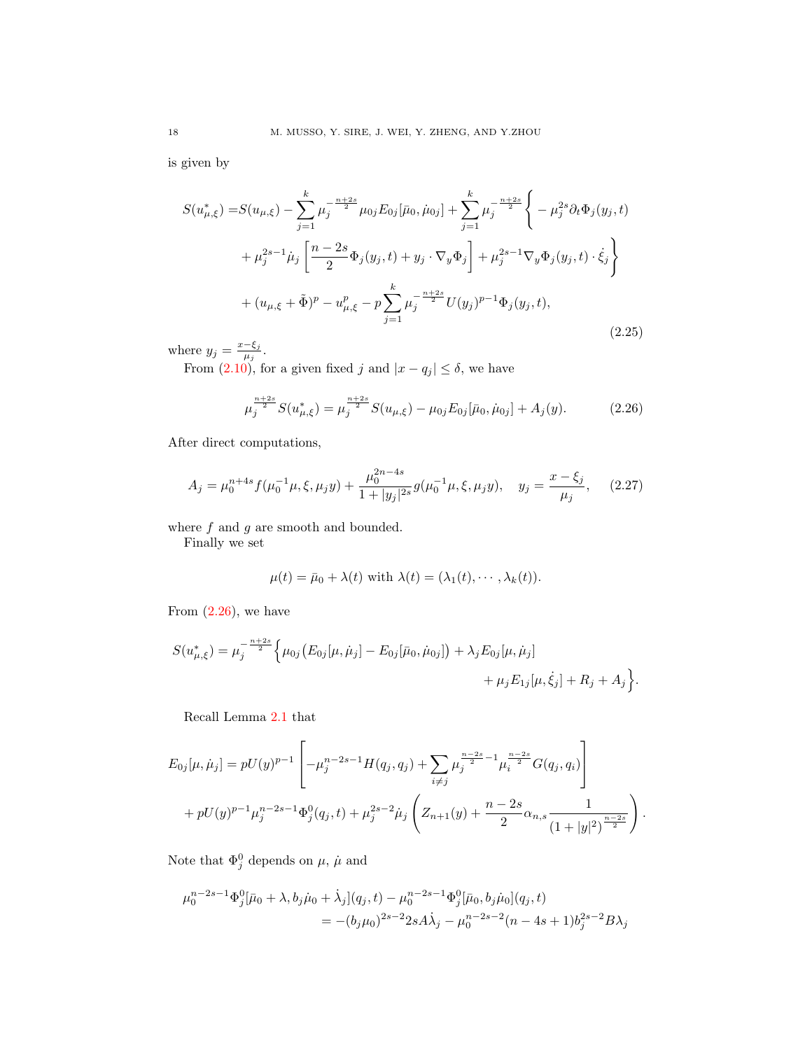is given by

$$
\begin{aligned}
S(u^*_{\mu,\xi}) =& S(u_{\mu,\xi}) - \sum_{j=1}^{k} \mu_j^{-\frac{n+2s}{2}} \mu_{0j} E_{0j}[\bar{\mu}_0, \dot{\mu}_{0j}] + \sum_{j=1}^{k} \mu_j^{-\frac{n+2s}{2}} \bigg\{ -\mu_j^{2s} \partial_t \Phi_j(y_j,t) \\
&+ \mu_j^{2s-1} \dot{\mu}_j \left[ \frac{n-2s}{2} \Phi_j(y_j,t) + y_j \cdot \nabla_y \Phi_j \right] + \mu_j^{2s-1} \nabla_y \Phi_j(y_j,t) \cdot \dot{\xi}_j \bigg\} \\
&+ (u_{\mu,\xi} + \tilde{\Phi})^p - u^p_{\mu,\xi} - p \sum_{j=1}^{k} \mu_j^{-\frac{n+2s}{2}} U(y_j)^{p-1} \Phi_j(y_j,t),
\end{aligned}
\tag{2.25}
$$

where $y_j = \frac{x-\xi_j}{\mu_j}$.

From (2.10), for a given fixed $j$ and $|x - q_j| \leq \delta$, we have

$$
\mu_j^{\frac{n+2s}{2}} S(u^*_{\mu,\xi}) = \mu_j^{\frac{n+2s}{2}} S(u_{\mu,\xi}) - \mu_{0j} E_{0j}[\bar{\mu}_0, \dot{\mu}_{0j}] + A_j(y). \tag{2.26}
$$

After direct computations,

$$
A_j = \mu_0^{n+4s} f(\mu_0^{-1}\mu, \xi, \mu_j y) + \frac{\mu_0^{2n-4s}}{1+|y_j|^{2s}} g(\mu_0^{-1}\mu, \xi, \mu_j y), \quad y_j = \frac{x-\xi_j}{\mu_j}, \tag{2.27}
$$

where $f$ and $g$ are smooth and bounded.

Finally we set

$$
\mu(t) = \bar{\mu}_0 + \lambda(t) \text{ with } \lambda(t) = (\lambda_1(t), \cdots, \lambda_k(t)).
$$

From (2.26), we have

$$
\begin{aligned}
S(u^*_{\mu,\xi}) = \mu_j^{-\frac{n+2s}{2}} \Big\{ & \mu_{0j} \big( E_{0j}[\mu, \dot{\mu}_j] - E_{0j}[\bar{\mu}_0, \dot{\mu}_{0j}] \big) + \lambda_j E_{0j}[\mu, \dot{\mu}_j] \\
& + \mu_j E_{1j}[\mu, \dot{\xi}_j] + R_j + A_j \Big\}.
\end{aligned}
$$

Recall Lemma 2.1 that

$$
\begin{aligned}
E_{0j}[\mu, \dot{\mu}_j] =& pU(y)^{p-1} \left[ -\mu_j^{n-2s-1} H(q_j, q_j) + \sum_{i \neq j} \mu_j^{\frac{n-2s}{2}-1} \mu_i^{\frac{n-2s}{2}} G(q_j, q_i) \right] \\
&+ pU(y)^{p-1} \mu_j^{n-2s-1} \Phi_j^0(q_j, t) + \mu_j^{2s-2} \dot{\mu}_j \left( Z_{n+1}(y) + \frac{n-2s}{2} \alpha_{n,s} \frac{1}{(1+|y|^2)^{\frac{n-2s}{2}}} \right).
\end{aligned}
$$

Note that $\Phi_j^0$ depends on $\mu$, $\dot{\mu}$ and

$$
\begin{aligned}
\mu_0^{n-2s-1} \Phi_j^0[\bar{\mu}_0 + \lambda, b_j \dot{\mu}_0 + \dot{\lambda}_j](q_j, t) - \mu_0^{n-2s-1} \Phi_j^0[\bar{\mu}_0, b_j \dot{\mu}_0](q_j, t) \\
= -(b_j \mu_0)^{2s-2} 2s A \dot{\lambda}_j - \mu_0^{n-2s-2}(n-4s+1) b_j^{2s-2} B \lambda_j
\end{aligned}
$$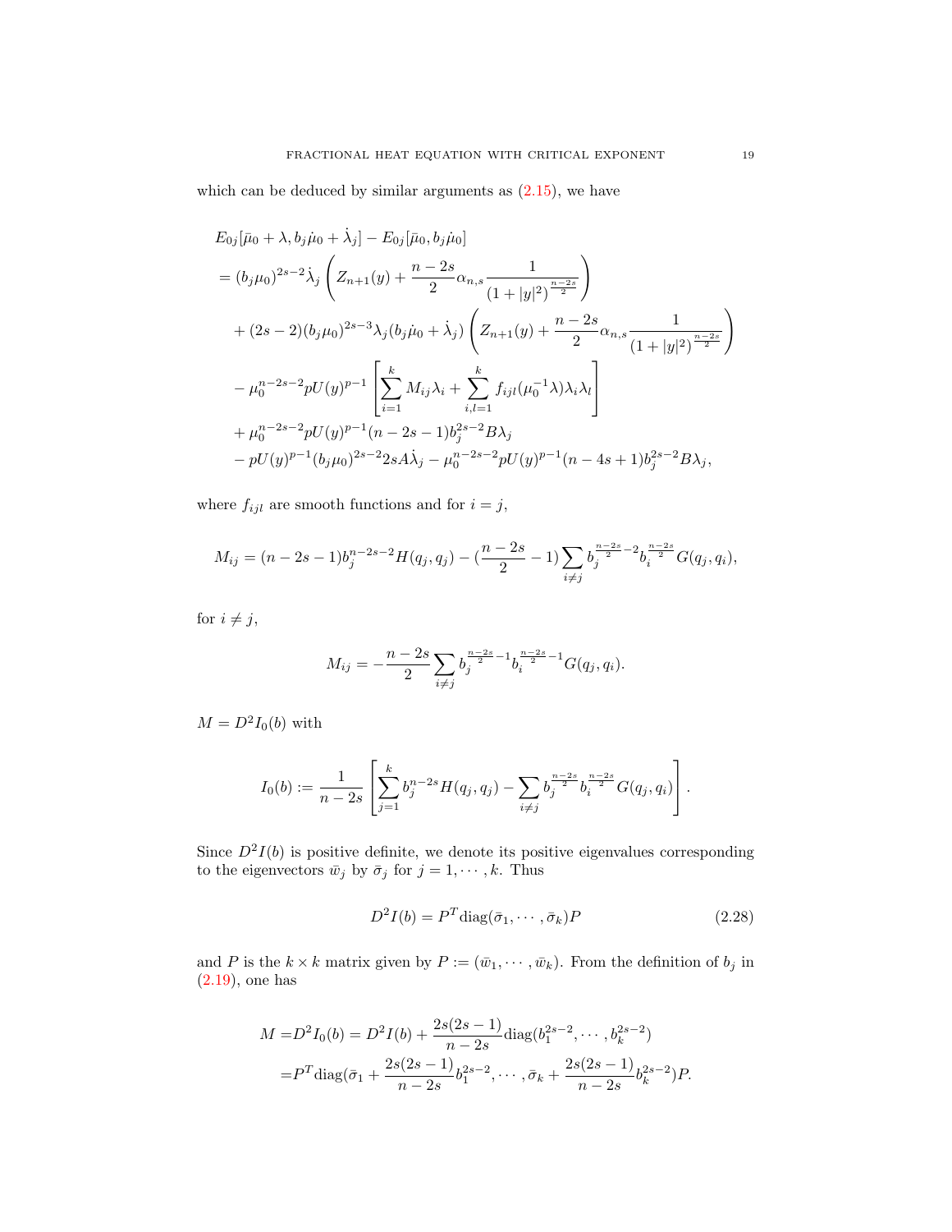which can be deduced by similar arguments as (2.15), we have

$$
\begin{aligned}
&E_{0j}[\bar{\mu}_0+\lambda, b_j\dot{\mu}_0+\dot{\lambda}_j]-E_{0j}[\bar{\mu}_0, b_j\dot{\mu}_0]\\
&=(b_j\mu_0)^{2s-2}\dot{\lambda}_j\left(Z_{n+1}(y)+\frac{n-2s}{2}\alpha_{n,s}\frac{1}{(1+|y|^2)^{\frac{n-2s}{2}}}\right)\\
&\quad+(2s-2)(b_j\mu_0)^{2s-3}\lambda_j(b_j\dot{\mu}_0+\dot{\lambda}_j)\left(Z_{n+1}(y)+\frac{n-2s}{2}\alpha_{n,s}\frac{1}{(1+|y|^2)^{\frac{n-2s}{2}}}\right)\\
&\quad-\mu_0^{n-2s-2}pU(y)^{p-1}\left[\sum_{i=1}^k M_{ij}\lambda_i+\sum_{i,l=1}^k f_{ijl}(\mu_0^{-1}\lambda)\lambda_i\lambda_l\right]\\
&\quad+\mu_0^{n-2s-2}pU(y)^{p-1}(n-2s-1)b_j^{2s-2}B\lambda_j\\
&\quad-pU(y)^{p-1}(b_j\mu_0)^{2s-2}2sA\dot{\lambda}_j-\mu_0^{n-2s-2}pU(y)^{p-1}(n-4s+1)b_j^{2s-2}B\lambda_j,
\end{aligned}
$$

where $f_{ijl}$ are smooth functions and for $i=j$,

$$
M_{ij}=(n-2s-1)b_j^{n-2s-2}H(q_j,q_j)-(\frac{n-2s}{2}-1)\sum_{i\neq j}b_j^{\frac{n-2s}{2}-2}b_i^{\frac{n-2s}{2}}G(q_j,q_i),
$$

for $i\neq j$,

$$
M_{ij}=-\frac{n-2s}{2}\sum_{i\neq j}b_j^{\frac{n-2s}{2}-1}b_i^{\frac{n-2s}{2}-1}G(q_j,q_i).
$$

$M=D^2I_0(b)$ with

$$
I_0(b):=\frac{1}{n-2s}\left[\sum_{j=1}^k b_j^{n-2s}H(q_j,q_j)-\sum_{i\neq j}b_j^{\frac{n-2s}{2}}b_i^{\frac{n-2s}{2}}G(q_j,q_i)\right].
$$

Since $D^2I(b)$ is positive definite, we denote its positive eigenvalues corresponding to the eigenvectors $\bar{w}_j$ by $\bar{\sigma}_j$ for $j=1,\cdots,k$. Thus

$$
D^2I(b)=P^T\mathrm{diag}(\bar{\sigma}_1,\cdots,\bar{\sigma}_k)P \tag{2.28}
$$

and $P$ is the $k\times k$ matrix given by $P:=(\bar{w}_1,\cdots,\bar{w}_k)$. From the definition of $b_j$ in (2.19), one has

$$
\begin{aligned}
M=&D^2I_0(b)=D^2I(b)+\frac{2s(2s-1)}{n-2s}\mathrm{diag}(b_1^{2s-2},\cdots,b_k^{2s-2})\\
=&P^T\mathrm{diag}(\bar{\sigma}_1+\frac{2s(2s-1)}{n-2s}b_1^{2s-2},\cdots,\bar{\sigma}_k+\frac{2s(2s-1)}{n-2s}b_k^{2s-2})P.
\end{aligned}
$$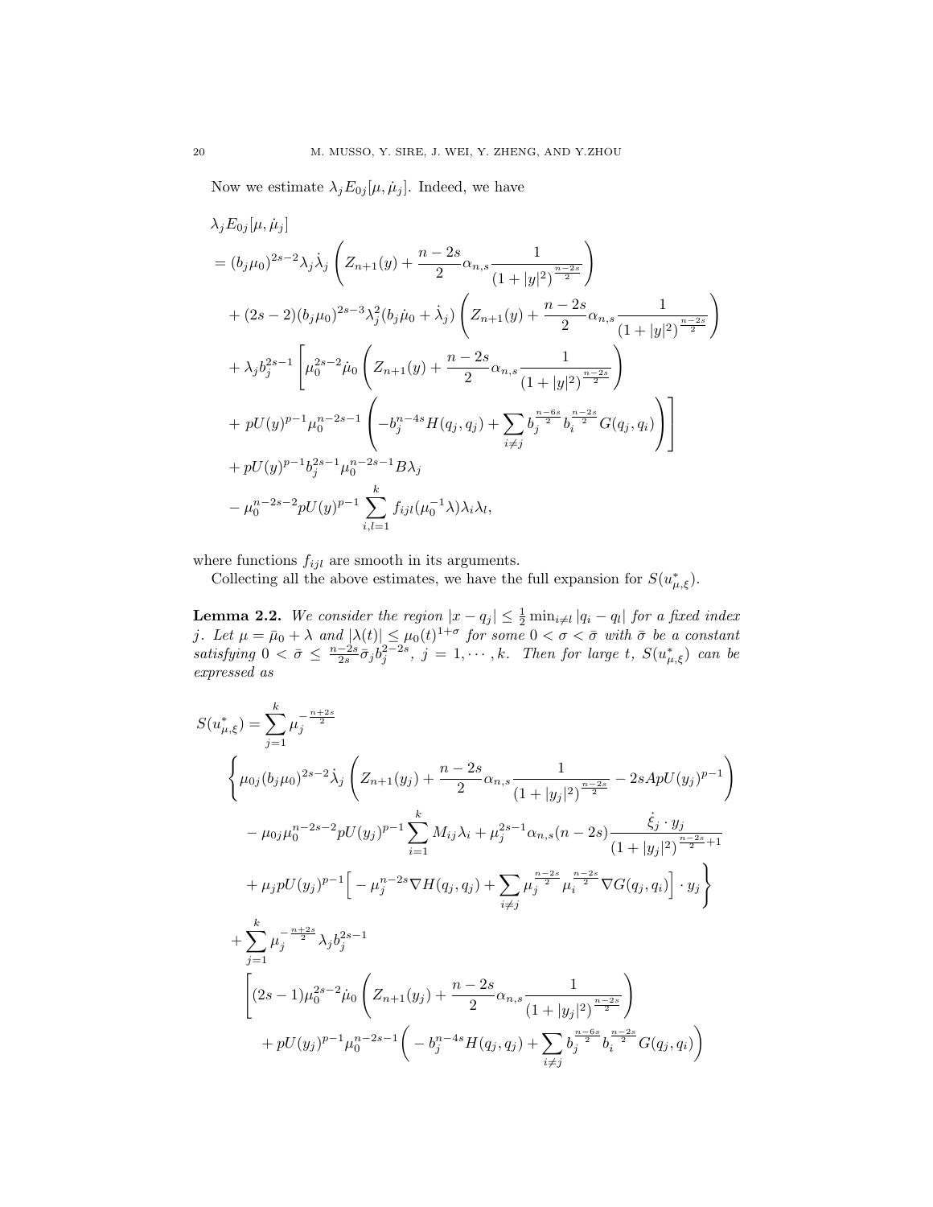Now we estimate $\lambda_j E_{0j}[\mu, \dot{\mu}_j]$. Indeed, we have

$$
\begin{aligned}
&\lambda_j E_{0j}[\mu, \dot{\mu}_j] \\
&= (b_j\mu_0)^{2s-2}\lambda_j\dot{\lambda}_j\left(Z_{n+1}(y) + \frac{n-2s}{2}\alpha_{n,s}\frac{1}{(1+|y|^2)^{\frac{n-2s}{2}}}\right) \\
&\quad + (2s-2)(b_j\mu_0)^{2s-3}\lambda_j^2(b_j\dot{\mu}_0 + \dot{\lambda}_j)\left(Z_{n+1}(y) + \frac{n-2s}{2}\alpha_{n,s}\frac{1}{(1+|y|^2)^{\frac{n-2s}{2}}}\right) \\
&\quad + \lambda_j b_j^{2s-1}\Bigg[\mu_0^{2s-2}\dot{\mu}_0\left(Z_{n+1}(y) + \frac{n-2s}{2}\alpha_{n,s}\frac{1}{(1+|y|^2)^{\frac{n-2s}{2}}}\right) \\
&\quad + pU(y)^{p-1}\mu_0^{n-2s-1}\left(-b_j^{n-4s}H(q_j,q_j) + \sum_{i\neq j} b_j^{\frac{n-6s}{2}} b_i^{\frac{n-2s}{2}} G(q_j,q_i)\right)\Bigg] \\
&\quad + pU(y)^{p-1} b_j^{2s-1}\mu_0^{n-2s-1}B\lambda_j \\
&\quad - \mu_0^{n-2s-2} pU(y)^{p-1}\sum_{i,l=1}^{k} f_{ijl}(\mu_0^{-1}\lambda)\lambda_i\lambda_l,
\end{aligned}
$$

where functions $f_{ijl}$ are smooth in its arguments.

Collecting all the above estimates, we have the full expansion for $S(u^*_{\mu,\xi})$.

**Lemma 2.2.** *We consider the region $|x-q_j| \le \frac{1}{2}\min_{i\neq l}|q_i - q_l|$ for a fixed index $j$. Let $\mu = \bar{\mu}_0 + \lambda$ and $|\lambda(t)| \le \mu_0(t)^{1+\sigma}$ for some $0<\sigma<\bar{\sigma}$ with $\bar{\sigma}$ be a constant satisfying $0 < \bar{\sigma} \le \frac{n-2s}{2s}\bar{\sigma}_j b_j^{2-2s}$, $j = 1, \cdots, k$. Then for large $t$, $S(u^*_{\mu,\xi})$ can be expressed as*

$$
\begin{aligned}
S(u^*_{\mu,\xi}) &= \sum_{j=1}^{k}\mu_j^{-\frac{n+2s}{2}} \\
&\quad \Bigg\{\mu_{0j}(b_j\mu_0)^{2s-2}\dot{\lambda}_j\left(Z_{n+1}(y_j) + \frac{n-2s}{2}\alpha_{n,s}\frac{1}{(1+|y_j|^2)^{\frac{n-2s}{2}}} - 2sApU(y_j)^{p-1}\right) \\
&\quad - \mu_{0j}\mu_0^{n-2s-2}pU(y_j)^{p-1}\sum_{i=1}^{k} M_{ij}\lambda_i + \mu_j^{2s-1}\alpha_{n,s}(n-2s)\frac{\dot{\xi}_j\cdot y_j}{(1+|y_j|^2)^{\frac{n-2s}{2}+1}} \\
&\quad + \mu_j pU(y_j)^{p-1}\Big[-\mu_j^{n-2s}\nabla H(q_j,q_j) + \sum_{i\neq j}\mu_j^{\frac{n-2s}{2}}\mu_i^{\frac{n-2s}{2}}\nabla G(q_j,q_i)\Big]\cdot y_j\Bigg\} \\
&\quad + \sum_{j=1}^{k}\mu_j^{-\frac{n+2s}{2}}\lambda_j b_j^{2s-1} \\
&\quad \Bigg[(2s-1)\mu_0^{2s-2}\dot{\mu}_0\left(Z_{n+1}(y_j) + \frac{n-2s}{2}\alpha_{n,s}\frac{1}{(1+|y_j|^2)^{\frac{n-2s}{2}}}\right) \\
&\quad + pU(y_j)^{p-1}\mu_0^{n-2s-1}\Big(-b_j^{n-4s}H(q_j,q_j) + \sum_{i\neq j} b_j^{\frac{n-6s}{2}} b_i^{\frac{n-2s}{2}} G(q_j,q_i)\Big)
\end{aligned}
$$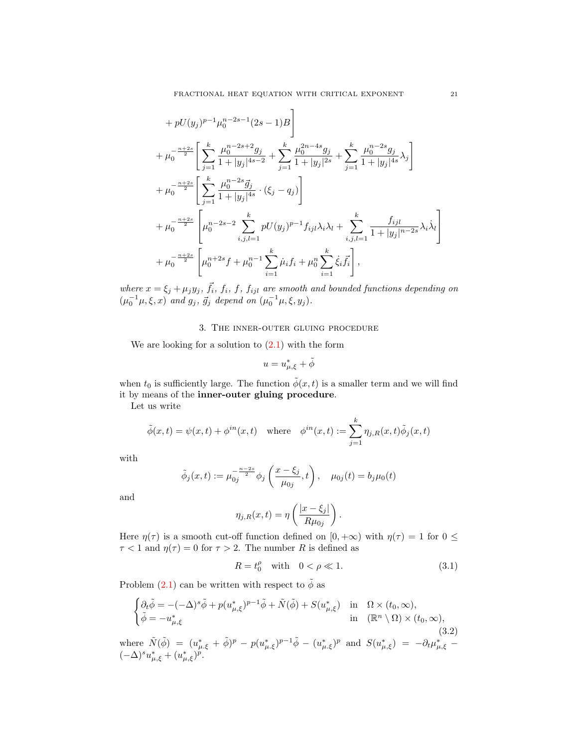$$
\begin{aligned}
&+ pU(y_j)^{p-1}\mu_0^{n-2s-1}(2s-1)B\Bigg] \\
&+ \mu_0^{-\frac{n+2s}{2}}\left[\sum_{j=1}^{k}\frac{\mu_0^{n-2s+2}g_j}{1+|y_j|^{4s-2}} + \sum_{j=1}^{k}\frac{\mu_0^{2n-4s}g_j}{1+|y_j|^{2s}} + \sum_{j=1}^{k}\frac{\mu_0^{n-2s}g_j}{1+|y_j|^{4s}}\lambda_j\right] \\
&+ \mu_0^{-\frac{n+2s}{2}}\left[\sum_{j=1}^{k}\frac{\mu_0^{n-2s}\vec{g}_j}{1+|y_j|^{4s}}\cdot(\xi_j - q_j)\right] \\
&+ \mu_0^{-\frac{n+2s}{2}}\left[\mu_0^{n-2s-2}\sum_{i,j,l=1}^{k} pU(y_j)^{p-1}f_{ijl}\lambda_i\lambda_l + \sum_{i,j,l=1}^{k}\frac{f_{ijl}}{1+|y_j|^{n-2s}}\lambda_i\dot{\lambda}_l\right] \\
&+ \mu_0^{-\frac{n+2s}{2}}\left[\mu_0^{n+2s}f + \mu_0^{n-1}\sum_{i=1}^{k}\dot{\mu}_i f_i + \mu_0^{n}\sum_{i=1}^{k}\dot{\xi}_i\vec{f}_i\right],
\end{aligned}
$$

*where $x = \xi_j + \mu_j y_j$, $\vec{f}_i$, $f_i$, $f$, $f_{ijl}$ are smooth and bounded functions depending on $(\mu_0^{-1}\mu, \xi, x)$ and $g_j$, $\vec{g}_j$ depend on $(\mu_0^{-1}\mu, \xi, y_j)$.*

## 3. The inner-outer gluing procedure

We are looking for a solution to (2.1) with the form

$$u = u^*_{\mu,\xi} + \tilde{\phi}$$

when $t_0$ is sufficiently large. The function $\tilde{\phi}(x,t)$ is a smaller term and we will find it by means of the **inner-outer gluing procedure**.

Let us write

$$\tilde{\phi}(x,t) = \psi(x,t) + \phi^{in}(x,t) \quad \text{where} \quad \phi^{in}(x,t) := \sum_{j=1}^{k}\eta_{j,R}(x,t)\tilde{\phi}_j(x,t)$$

with

$$\tilde{\phi}_j(x,t) := \mu_{0j}^{-\frac{n-2s}{2}}\phi_j\left(\frac{x-\xi_j}{\mu_{0j}}, t\right), \quad \mu_{0j}(t) = b_j\mu_0(t)$$

and

$$\eta_{j,R}(x,t) = \eta\left(\frac{|x-\xi_j|}{R\mu_{0j}}\right).$$

Here $\eta(\tau)$ is a smooth cut-off function defined on $[0,+\infty)$ with $\eta(\tau) = 1$ for $0 \le \tau < 1$ and $\eta(\tau) = 0$ for $\tau > 2$. The number $R$ is defined as

$$R = t_0^{\rho} \quad \text{with} \quad 0 < \rho \ll 1. \tag{3.1}$$

Problem (2.1) can be written with respect to $\tilde{\phi}$ as

$$
\begin{cases}
\partial_t\tilde{\phi} = -(-\Delta)^s\tilde{\phi} + p(u^*_{\mu,\xi})^{p-1}\tilde{\phi} + \tilde{N}(\tilde{\phi}) + S(u^*_{\mu,\xi}) & \text{in} \quad \Omega\times(t_0,\infty), \\
\tilde{\phi} = -u^*_{\mu,\xi} & \text{in} \quad (\mathbb{R}^n\setminus\Omega)\times(t_0,\infty),
\end{cases}
\tag{3.2}
$$

where $\tilde{N}(\tilde{\phi}) = (u^*_{\mu,\xi} + \tilde{\phi})^p - p(u^*_{\mu,\xi})^{p-1}\tilde{\phi} - (u^*_{\mu,\xi})^p$ and $S(u^*_{\mu,\xi}) = -\partial_t u^*_{\mu,\xi} - (-\Delta)^s u^*_{\mu,\xi} + (u^*_{\mu,\xi})^p$.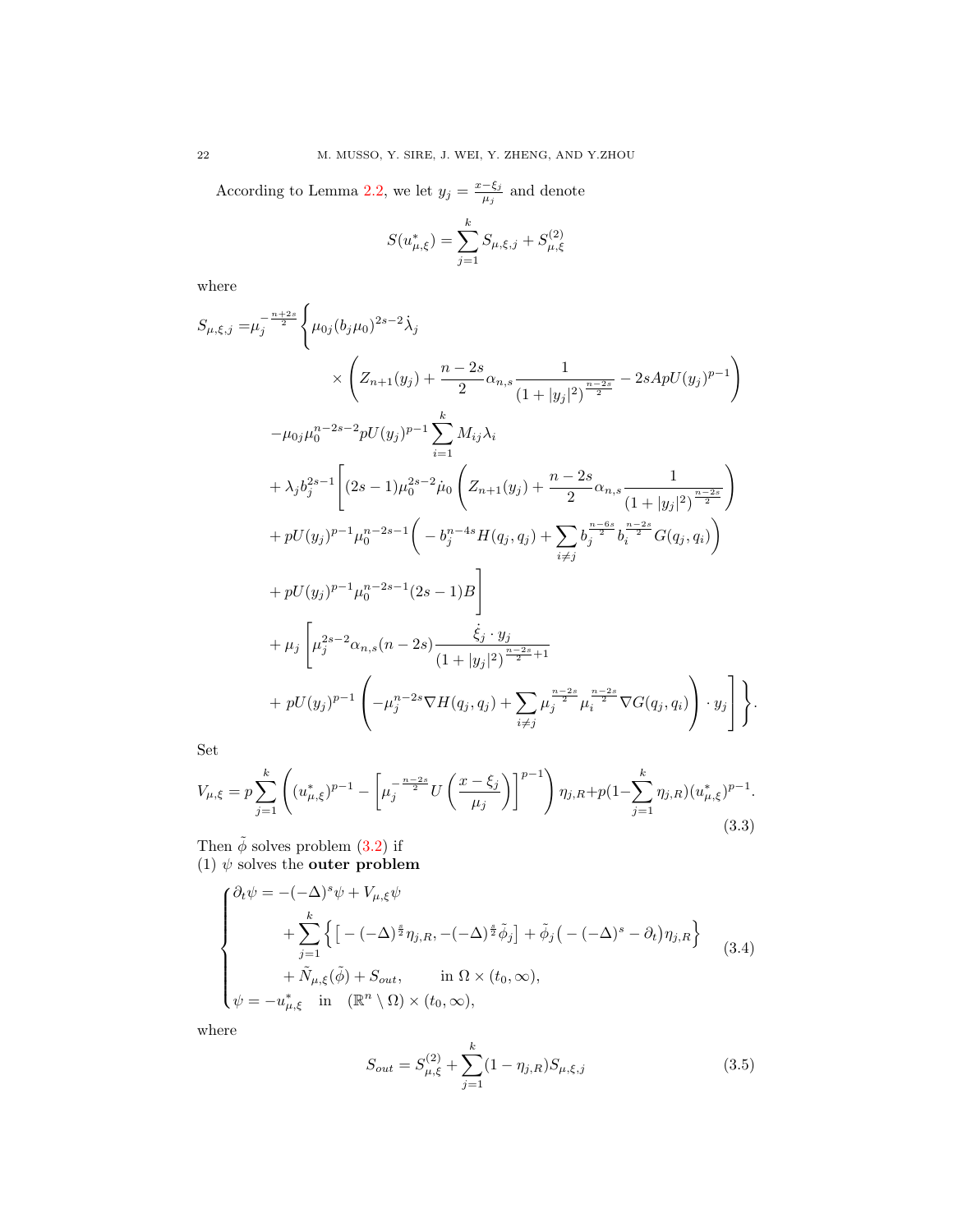According to Lemma 2.2, we let $y_j = \frac{x-\xi_j}{\mu_j}$ and denote

$$S(u^*_{\mu,\xi}) = \sum_{j=1}^k S_{\mu,\xi,j} + S^{(2)}_{\mu,\xi}$$

where

$$
\begin{aligned}
S_{\mu,\xi,j} =& \mu_j^{-\frac{n+2s}{2}} \Bigg\{ \mu_{0j}(b_j\mu_0)^{2s-2}\dot{\lambda}_j \\
& \qquad \times \left( Z_{n+1}(y_j) + \frac{n-2s}{2}\alpha_{n,s}\frac{1}{(1+|y_j|^2)^{\frac{n-2s}{2}}} - 2sApU(y_j)^{p-1} \right) \\
& - \mu_{0j}\mu_0^{n-2s-2} pU(y_j)^{p-1} \sum_{i=1}^k M_{ij}\lambda_i \\
& + \lambda_j b_j^{2s-1} \Bigg[ (2s-1)\mu_0^{2s-2}\dot{\mu}_0 \left( Z_{n+1}(y_j) + \frac{n-2s}{2}\alpha_{n,s}\frac{1}{(1+|y_j|^2)^{\frac{n-2s}{2}}} \right) \\
& + pU(y_j)^{p-1}\mu_0^{n-2s-1}\Big( -b_j^{n-4s}H(q_j,q_j) + \sum_{i\neq j} b_j^{\frac{n-6s}{2}} b_i^{\frac{n-2s}{2}} G(q_j,q_i) \Big) \\
& + pU(y_j)^{p-1}\mu_0^{n-2s-1}(2s-1)B \Bigg] \\
& + \mu_j \Bigg[ \mu_j^{2s-2}\alpha_{n,s}(n-2s)\frac{\dot{\xi}_j\cdot y_j}{(1+|y_j|^2)^{\frac{n-2s}{2}+1}} \\
& + pU(y_j)^{p-1}\left( -\mu_j^{n-2s}\nabla H(q_j,q_j) + \sum_{i\neq j}\mu_j^{\frac{n-2s}{2}}\mu_i^{\frac{n-2s}{2}}\nabla G(q_j,q_i) \right)\cdot y_j \Bigg] \Bigg\}.
\end{aligned}
$$

Set

$$V_{\mu,\xi} = p\sum_{j=1}^k \left( (u^*_{\mu,\xi})^{p-1} - \left[ \mu_j^{-\frac{n-2s}{2}} U\left(\frac{x-\xi_j}{\mu_j}\right)\right]^{p-1} \right)\eta_{j,R} + p\Big(1-\sum_{j=1}^k \eta_{j,R}\Big)(u^*_{\mu,\xi})^{p-1}. \tag{3.3}$$

Then $\tilde{\phi}$ solves problem (3.2) if
(1) $\psi$ solves the **outer problem**

$$
\begin{cases}
\partial_t \psi = -(-\Delta)^s\psi + V_{\mu,\xi}\psi \\
\qquad\qquad + \displaystyle\sum_{j=1}^k \Big\{ \big[ -(-\Delta)^{\frac{s}{2}}\eta_{j,R}, -(-\Delta)^{\frac{s}{2}}\tilde{\phi}_j \big] + \tilde{\phi}_j\big( -(-\Delta)^s - \partial_t \big)\eta_{j,R} \Big\} \\
\qquad\qquad + \tilde{N}_{\mu,\xi}(\tilde{\phi}) + S_{out}, \qquad \text{in } \Omega\times(t_0,\infty), \\
\psi = -u^*_{\mu,\xi} \quad \text{in} \quad (\mathbb{R}^n\setminus\Omega)\times(t_0,\infty),
\end{cases}
\tag{3.4}
$$

where

$$S_{out} = S^{(2)}_{\mu,\xi} + \sum_{j=1}^k (1-\eta_{j,R})S_{\mu,\xi,j} \tag{3.5}$$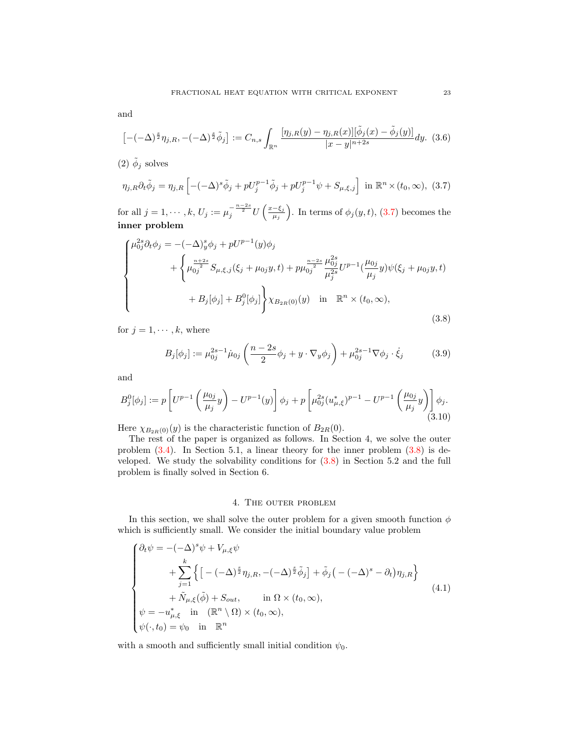and

$$
\left[-(-\Delta)^{\frac{s}{2}}\eta_{j,R},-(-\Delta)^{\frac{s}{2}}\tilde{\phi}_j\right]:=C_{n,s}\int_{\mathbb{R}^n}\frac{[\eta_{j,R}(y)-\eta_{j,R}(x)][\tilde{\phi}_j(x)-\tilde{\phi}_j(y)]}{|x-y|^{n+2s}}dy. \tag{3.6}
$$

(2) $\tilde{\phi}_j$ solves

$$
\eta_{j,R}\partial_t\tilde{\phi}_j=\eta_{j,R}\left[-(-\Delta)^s\tilde{\phi}_j+pU_j^{p-1}\tilde{\phi}_j+pU_j^{p-1}\psi+S_{\mu,\xi,j}\right]\ \text{ in } \mathbb{R}^n\times(t_0,\infty), \tag{3.7}
$$

for all $j=1,\cdots,k$, $U_j:=\mu_j^{-\frac{n-2s}{2}}U\left(\frac{x-\xi_j}{\mu_j}\right)$. In terms of $\phi_j(y,t)$, (3.7) becomes the **inner problem**

$$
\begin{cases}
\mu_{0j}^{2s}\partial_t\phi_j=-(-\Delta)_y^s\phi_j+pU^{p-1}(y)\phi_j\\
\qquad\qquad+\left\{\mu_{0j}^{\frac{n+2s}{2}}S_{\mu,\xi,j}(\xi_j+\mu_{0j}y,t)+p\mu_{0j}^{\frac{n-2s}{2}}\dfrac{\mu_{0j}^{2s}}{\mu_j^{2s}}U^{p-1}(\dfrac{\mu_{0j}}{\mu_j}y)\psi(\xi_j+\mu_{0j}y,t)\right.\\
\qquad\qquad\qquad\left.+B_j[\phi_j]+B_j^0[\phi_j]\right\}\chi_{B_{2R}(0)}(y)\quad\text{in}\quad\mathbb{R}^n\times(t_0,\infty),
\end{cases} \tag{3.8}
$$

for $j=1,\cdots,k$, where

$$
B_j[\phi_j]:=\mu_{0j}^{2s-1}\dot{\mu}_{0j}\left(\frac{n-2s}{2}\phi_j+y\cdot\nabla_y\phi_j\right)+\mu_{0j}^{2s-1}\nabla\phi_j\cdot\dot{\xi}_j \tag{3.9}
$$

and

$$
B_j^0[\phi_j]:=p\left[U^{p-1}\left(\frac{\mu_{0j}}{\mu_j}y\right)-U^{p-1}(y)\right]\phi_j+p\left[\mu_{0j}^{2s}(u_{\mu,\xi}^*)^{p-1}-U^{p-1}\left(\frac{\mu_{0j}}{\mu_j}y\right)\right]\phi_j. \tag{3.10}
$$

Here $\chi_{B_{2R}(0)}(y)$ is the characteristic function of $B_{2R}(0)$.

The rest of the paper is organized as follows. In Section 4, we solve the outer problem (3.4). In Section 5.1, a linear theory for the inner problem (3.8) is developed. We study the solvability conditions for (3.8) in Section 5.2 and the full problem is finally solved in Section 6.

## 4. The outer problem

In this section, we shall solve the outer problem for a given smooth function $\phi$ which is sufficiently small. We consider the initial boundary value problem

$$
\begin{cases}
\partial_t\psi=-(-\Delta)^s\psi+V_{\mu,\xi}\psi\\
\qquad\qquad+\displaystyle\sum_{j=1}^k\left\{\left[-(-\Delta)^{\frac{s}{2}}\eta_{j,R},-(-\Delta)^{\frac{s}{2}}\tilde{\phi}_j\right]+\tilde{\phi}_j\left(-(-\Delta)^s-\partial_t\right)\eta_{j,R}\right\}\\
\qquad\qquad+\tilde{N}_{\mu,\xi}(\tilde{\phi})+S_{out},\qquad\text{in }\Omega\times(t_0,\infty),\\
\psi=-u_{\mu,\xi}^*\quad\text{in}\quad(\mathbb{R}^n\setminus\Omega)\times(t_0,\infty),\\
\psi(\cdot,t_0)=\psi_0\quad\text{in}\quad\mathbb{R}^n
\end{cases} \tag{4.1}
$$

with a smooth and sufficiently small initial condition $\psi_0$.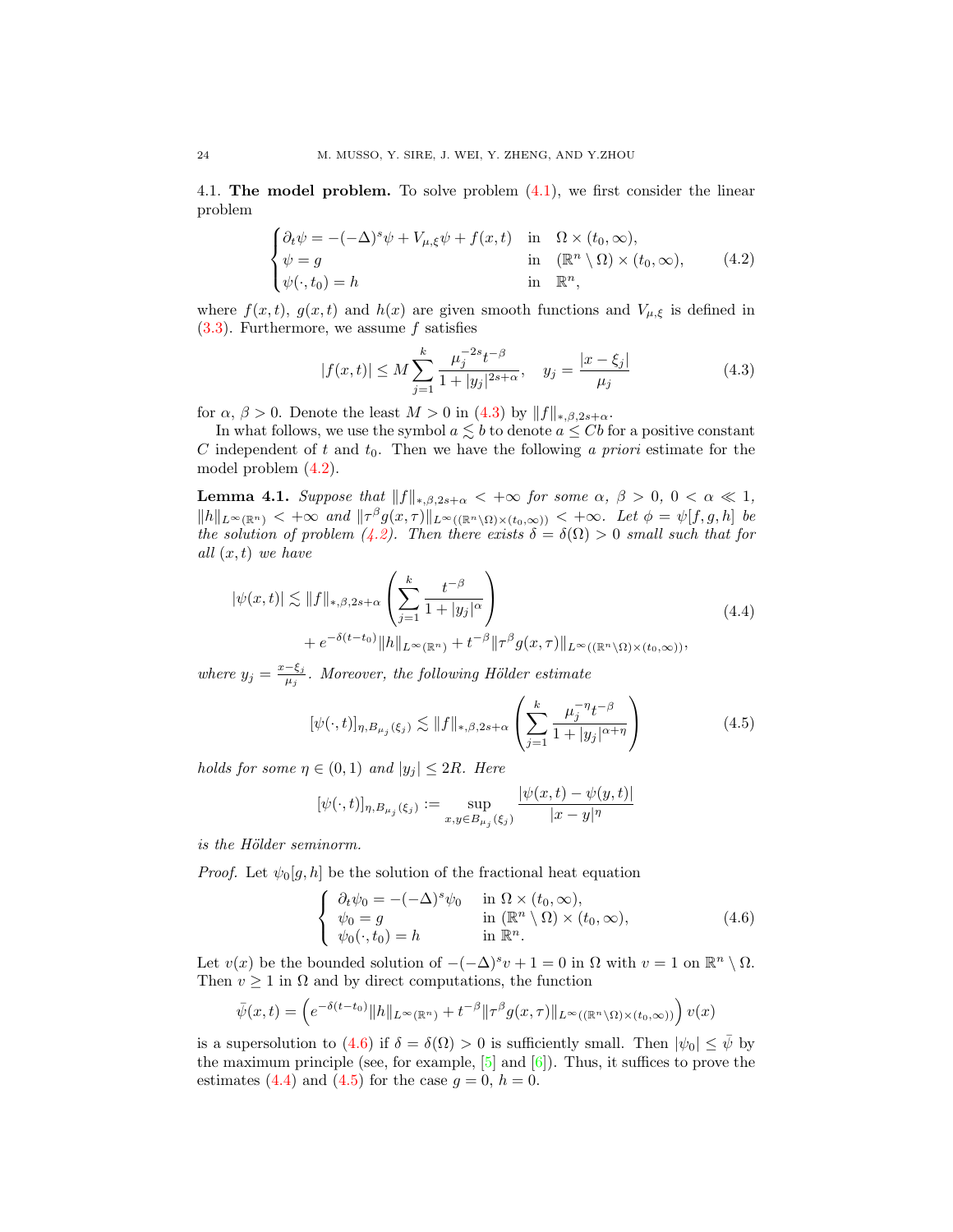### 4.1. The model problem.

To solve problem (4.1), we first consider the linear problem

$$
\begin{cases}
\partial_t \psi = -(-\Delta)^s \psi + V_{\mu,\xi}\psi + f(x,t) & \text{in} \quad \Omega \times (t_0, \infty), \\
\psi = g & \text{in} \quad (\mathbb{R}^n \setminus \Omega) \times (t_0, \infty), \\
\psi(\cdot, t_0) = h & \text{in} \quad \mathbb{R}^n,
\end{cases}
\tag{4.2}
$$

where $f(x,t)$, $g(x,t)$ and $h(x)$ are given smooth functions and $V_{\mu,\xi}$ is defined in (3.3). Furthermore, we assume $f$ satisfies

$$
|f(x,t)| \le M \sum_{j=1}^{k} \frac{\mu_j^{-2s} t^{-\beta}}{1 + |y_j|^{2s+\alpha}}, \quad y_j = \frac{|x - \xi_j|}{\mu_j}
\tag{4.3}
$$

for $\alpha$, $\beta > 0$. Denote the least $M > 0$ in (4.3) by $\|f\|_{*,\beta,2s+\alpha}$.

In what follows, we use the symbol $a \lesssim b$ to denote $a \le Cb$ for a positive constant $C$ independent of $t$ and $t_0$. Then we have the following *a priori* estimate for the model problem (4.2).

**Lemma 4.1.** *Suppose that $\|f\|_{*,\beta,2s+\alpha} < +\infty$ for some $\alpha$, $\beta > 0$, $0 < \alpha \ll 1$, $\|h\|_{L^\infty(\mathbb{R}^n)} < +\infty$ and $\|\tau^\beta g(x,\tau)\|_{L^\infty((\mathbb{R}^n \setminus \Omega)\times(t_0,\infty))} < +\infty$. Let $\phi = \psi[f,g,h]$ be the solution of problem (4.2). Then there exists $\delta = \delta(\Omega) > 0$ small such that for all $(x,t)$ we have*

$$
\begin{aligned}
|\psi(x,t)| \lesssim \|f\|_{*,\beta,2s+\alpha} &\left( \sum_{j=1}^{k} \frac{t^{-\beta}}{1 + |y_j|^{\alpha}} \right) \\
&+ e^{-\delta(t - t_0)} \|h\|_{L^\infty(\mathbb{R}^n)} + t^{-\beta} \|\tau^\beta g(x,\tau)\|_{L^\infty((\mathbb{R}^n \setminus \Omega)\times(t_0,\infty))},
\end{aligned}
\tag{4.4}
$$

*where $y_j = \frac{x - \xi_j}{\mu_j}$. Moreover, the following Hölder estimate*

$$
[\psi(\cdot,t)]_{\eta, B_{\mu_j}(\xi_j)} \lesssim \|f\|_{*,\beta,2s+\alpha} \left( \sum_{j=1}^{k} \frac{\mu_j^{-\eta} t^{-\beta}}{1 + |y_j|^{\alpha+\eta}} \right)
\tag{4.5}
$$

*holds for some $\eta \in (0,1)$ and $|y_j| \le 2R$. Here*

$$
[\psi(\cdot,t)]_{\eta, B_{\mu_j}(\xi_j)} := \sup_{x,y \in B_{\mu_j}(\xi_j)} \frac{|\psi(x,t) - \psi(y,t)|}{|x - y|^\eta}
$$

*is the Hölder seminorm.*

*Proof.* Let $\psi_0[g,h]$ be the solution of the fractional heat equation

$$
\begin{cases}
\partial_t \psi_0 = -(-\Delta)^s \psi_0 & \text{in } \Omega \times (t_0, \infty), \\
\psi_0 = g & \text{in } (\mathbb{R}^n \setminus \Omega) \times (t_0, \infty), \\
\psi_0(\cdot, t_0) = h & \text{in } \mathbb{R}^n.
\end{cases}
\tag{4.6}
$$

Let $v(x)$ be the bounded solution of $-(-\Delta)^s v + 1 = 0$ in $\Omega$ with $v = 1$ on $\mathbb{R}^n \setminus \Omega$. Then $v \ge 1$ in $\Omega$ and by direct computations, the function

$$
\bar{\psi}(x,t) = \left( e^{-\delta(t-t_0)} \|h\|_{L^\infty(\mathbb{R}^n)} + t^{-\beta} \|\tau^\beta g(x,\tau)\|_{L^\infty((\mathbb{R}^n \setminus \Omega)\times(t_0,\infty))} \right) v(x)
$$

is a supersolution to (4.6) if $\delta = \delta(\Omega) > 0$ is sufficiently small. Then $|\psi_0| \le \bar{\psi}$ by the maximum principle (see, for example, [5] and [6]). Thus, it suffices to prove the estimates (4.4) and (4.5) for the case $g = 0$, $h = 0$.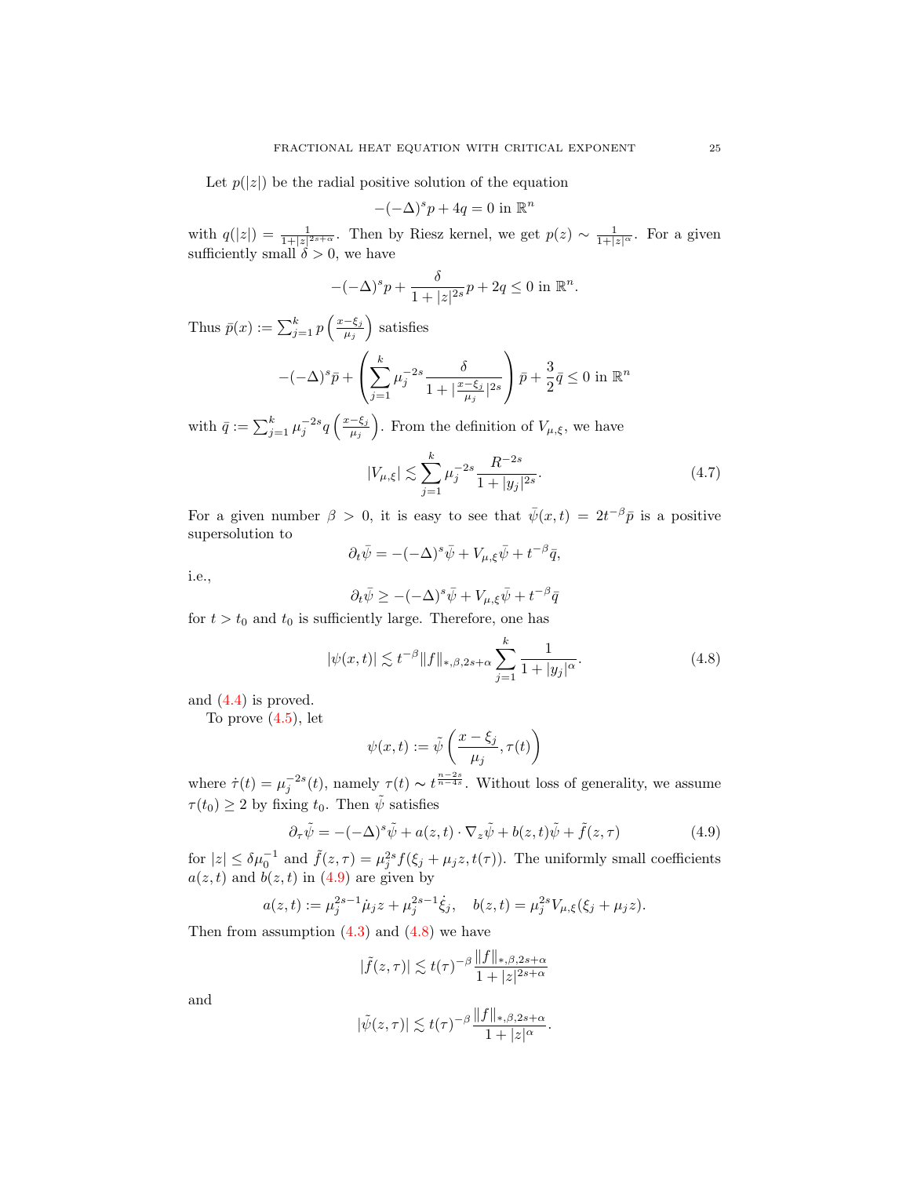Let $p(|z|)$ be the radial positive solution of the equation

$$-(-\Delta)^s p + 4q = 0 \text{ in } \mathbb{R}^n$$

with $q(|z|) = \frac{1}{1+|z|^{2s+\alpha}}$. Then by Riesz kernel, we get $p(z) \sim \frac{1}{1+|z|^\alpha}$. For a given sufficiently small $\delta > 0$, we have

$$-(-\Delta)^s p + \frac{\delta}{1+|z|^{2s}} p + 2q \leq 0 \text{ in } \mathbb{R}^n.$$

Thus $\bar{p}(x) := \sum_{j=1}^k p\left(\frac{x-\xi_j}{\mu_j}\right)$ satisfies

$$-(-\Delta)^s \bar{p} + \left(\sum_{j=1}^k \mu_j^{-2s} \frac{\delta}{1+|\frac{x-\xi_j}{\mu_j}|^{2s}}\right) \bar{p} + \frac{3}{2}\bar{q} \leq 0 \text{ in } \mathbb{R}^n$$

with $\bar{q} := \sum_{j=1}^k \mu_j^{-2s} q\left(\frac{x-\xi_j}{\mu_j}\right)$. From the definition of $V_{\mu,\xi}$, we have

$$|V_{\mu,\xi}| \lesssim \sum_{j=1}^k \mu_j^{-2s} \frac{R^{-2s}}{1+|y_j|^{2s}}. \tag{4.7}$$

For a given number $\beta > 0$, it is easy to see that $\bar{\psi}(x,t) = 2t^{-\beta}\bar{p}$ is a positive supersolution to

$$\partial_t \bar{\psi} = -(-\Delta)^s \bar{\psi} + V_{\mu,\xi}\bar{\psi} + t^{-\beta}\bar{q},$$

i.e.,

$$\partial_t \bar{\psi} \geq -(-\Delta)^s \bar{\psi} + V_{\mu,\xi}\bar{\psi} + t^{-\beta}\bar{q}$$

for $t > t_0$ and $t_0$ is sufficiently large. Therefore, one has

$$|\psi(x,t)| \lesssim t^{-\beta}\|f\|_{*,\beta,2s+\alpha} \sum_{j=1}^k \frac{1}{1+|y_j|^\alpha}. \tag{4.8}$$

and (4.4) is proved.

To prove (4.5), let

$$\psi(x,t) := \tilde{\psi}\left(\frac{x-\xi_j}{\mu_j}, \tau(t)\right)$$

where $\dot{\tau}(t) = \mu_j^{-2s}(t)$, namely $\tau(t) \sim t^{\frac{n-2s}{n-4s}}$. Without loss of generality, we assume $\tau(t_0) \geq 2$ by fixing $t_0$. Then $\tilde{\psi}$ satisfies

$$\partial_\tau \tilde{\psi} = -(-\Delta)^s \tilde{\psi} + a(z,t)\cdot \nabla_z \tilde{\psi} + b(z,t)\tilde{\psi} + \tilde{f}(z,\tau) \tag{4.9}$$

for $|z| \leq \delta\mu_0^{-1}$ and $\tilde{f}(z,\tau) = \mu_j^{2s} f(\xi_j + \mu_j z, t(\tau))$. The uniformly small coefficients $a(z,t)$ and $b(z,t)$ in (4.9) are given by

$$a(z,t) := \mu_j^{2s-1}\dot{\mu}_j z + \mu_j^{2s-1}\dot{\xi}_j, \quad b(z,t) = \mu_j^{2s} V_{\mu,\xi}(\xi_j + \mu_j z).$$

Then from assumption (4.3) and (4.8) we have

$$|\tilde{f}(z,\tau)| \lesssim t(\tau)^{-\beta} \frac{\|f\|_{*,\beta,2s+\alpha}}{1+|z|^{2s+\alpha}}$$

and

$$|\tilde{\psi}(z,\tau)| \lesssim t(\tau)^{-\beta} \frac{\|f\|_{*,\beta,2s+\alpha}}{1+|z|^\alpha}.$$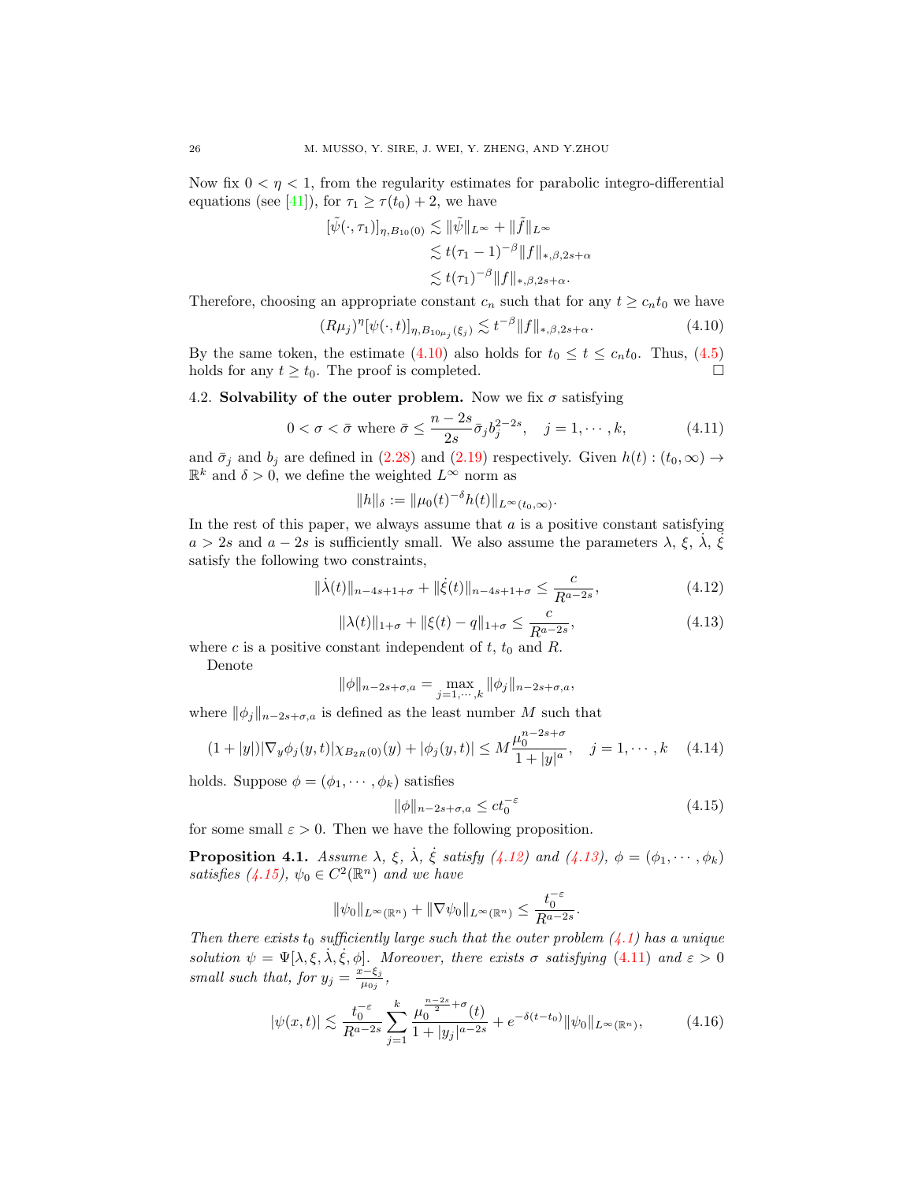Now fix $0 < \eta < 1$, from the regularity estimates for parabolic integro-differential equations (see [41]), for $\tau_1 \geq \tau(t_0) + 2$, we have

$$
\begin{aligned}
[\tilde{\psi}(\cdot, \tau_1)]_{\eta, B_{10}(0)} &\lesssim \|\tilde{\psi}\|_{L^\infty} + \|\tilde{f}\|_{L^\infty} \\
&\lesssim t(\tau_1 - 1)^{-\beta} \|f\|_{*,\beta,2s+\alpha} \\
&\lesssim t(\tau_1)^{-\beta} \|f\|_{*,\beta,2s+\alpha}.
\end{aligned}
$$

Therefore, choosing an appropriate constant $c_n$ such that for any $t \geq c_n t_0$ we have

$$
(R\mu_j)^\eta [\psi(\cdot, t)]_{\eta, B_{10\mu_j}(\xi_j)} \lesssim t^{-\beta} \|f\|_{*,\beta,2s+\alpha}. \tag{4.10}
$$

By the same token, the estimate (4.10) also holds for $t_0 \leq t \leq c_n t_0$. Thus, (4.5) holds for any $t \geq t_0$. The proof is completed. $\square$

4.2. **Solvability of the outer problem.** Now we fix $\sigma$ satisfying

$$
0 < \sigma < \bar{\sigma} \text{ where } \bar{\sigma} \leq \frac{n-2s}{2s} \bar{\sigma}_j b_j^{2-2s}, \quad j = 1, \cdots, k, \tag{4.11}
$$

and $\bar{\sigma}_j$ and $b_j$ are defined in (2.28) and (2.19) respectively. Given $h(t) : (t_0, \infty) \to \mathbb{R}^k$ and $\delta > 0$, we define the weighted $L^\infty$ norm as

$$
\|h\|_\delta := \|\mu_0(t)^{-\delta} h(t)\|_{L^\infty(t_0,\infty)}.
$$

In the rest of this paper, we always assume that $a$ is a positive constant satisfying $a > 2s$ and $a - 2s$ is sufficiently small. We also assume the parameters $\lambda$, $\xi$, $\dot{\lambda}$, $\dot{\xi}$ satisfy the following two constraints,

$$
\|\dot{\lambda}(t)\|_{n-4s+1+\sigma} + \|\dot{\xi}(t)\|_{n-4s+1+\sigma} \leq \frac{c}{R^{a-2s}}, \tag{4.12}
$$

$$
\|\lambda(t)\|_{1+\sigma} + \|\xi(t) - q\|_{1+\sigma} \leq \frac{c}{R^{a-2s}}, \tag{4.13}
$$

where $c$ is a positive constant independent of $t$, $t_0$ and $R$.

Denote

$$
\|\phi\|_{n-2s+\sigma,a} = \max_{j=1,\cdots,k} \|\phi_j\|_{n-2s+\sigma,a},
$$

where $\|\phi_j\|_{n-2s+\sigma,a}$ is defined as the least number $M$ such that

$$
(1 + |y|)|\nabla_y \phi_j(y,t)| \chi_{B_{2R}(0)}(y) + |\phi_j(y,t)| \leq M \frac{\mu_0^{n-2s+\sigma}}{1 + |y|^a}, \quad j = 1, \cdots, k \tag{4.14}
$$

holds. Suppose $\phi = (\phi_1, \cdots, \phi_k)$ satisfies

$$
\|\phi\|_{n-2s+\sigma,a} \leq c t_0^{-\varepsilon} \tag{4.15}
$$

for some small $\varepsilon > 0$. Then we have the following proposition.

**Proposition 4.1.** *Assume $\lambda$, $\xi$, $\dot{\lambda}$, $\dot{\xi}$ satisfy (4.12) and (4.13), $\phi = (\phi_1, \cdots, \phi_k)$ satisfies (4.15), $\psi_0 \in C^2(\mathbb{R}^n)$ and we have*

$$
\|\psi_0\|_{L^\infty(\mathbb{R}^n)} + \|\nabla \psi_0\|_{L^\infty(\mathbb{R}^n)} \leq \frac{t_0^{-\varepsilon}}{R^{a-2s}}.
$$

*Then there exists $t_0$ sufficiently large such that the outer problem (4.1) has a unique solution $\psi = \Psi[\lambda, \xi, \dot{\lambda}, \dot{\xi}, \phi]$. Moreover, there exists $\sigma$ satisfying (4.11) and $\varepsilon > 0$ small such that, for $y_j = \frac{x - \xi_j}{\mu_{0j}}$,*

$$
|\psi(x,t)| \lesssim \frac{t_0^{-\varepsilon}}{R^{a-2s}} \sum_{j=1}^k \frac{\mu_0^{\frac{n-2s}{2}+\sigma}(t)}{1 + |y_j|^{a-2s}} + e^{-\delta(t-t_0)} \|\psi_0\|_{L^\infty(\mathbb{R}^n)}, \tag{4.16}
$$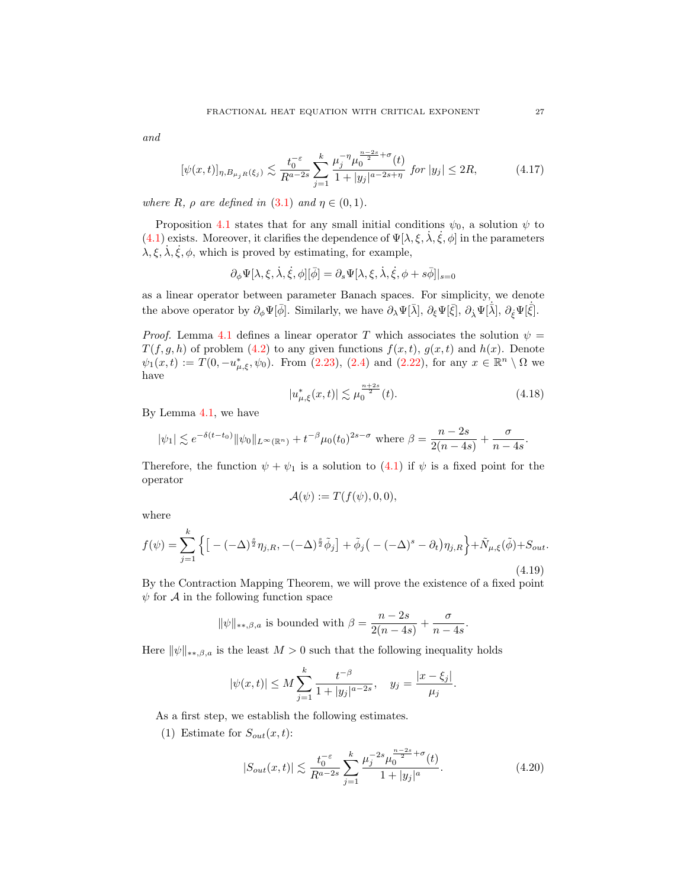*and*

$$[\psi(x,t)]_{\eta,B_{\mu_j R}(\xi_j)} \lesssim \frac{t_0^{-\varepsilon}}{R^{a-2s}} \sum_{j=1}^{k} \frac{\mu_j^{-\eta}\mu_0^{\frac{n-2s}{2}+\sigma}(t)}{1+|y_j|^{a-2s+\eta}} \text{ for } |y_j| \le 2R, \tag{4.17}$$

*where* $R$, $\rho$ *are defined in* (3.1) *and* $\eta \in (0,1)$.

Proposition 4.1 states that for any small initial conditions $\psi_0$, a solution $\psi$ to (4.1) exists. Moreover, it clarifies the dependence of $\Psi[\lambda,\xi,\dot\lambda,\dot\xi,\phi]$ in the parameters $\lambda,\xi,\dot\lambda,\dot\xi,\phi$, which is proved by estimating, for example,

$$\partial_\phi \Psi[\lambda,\xi,\dot\lambda,\dot\xi,\phi][\bar\phi] = \partial_s \Psi[\lambda,\xi,\dot\lambda,\dot\xi,\phi + s\bar\phi]|_{s=0}$$

as a linear operator between parameter Banach spaces. For simplicity, we denote the above operator by $\partial_\phi \Psi[\bar\phi]$. Similarly, we have $\partial_\lambda \Psi[\bar\lambda]$, $\partial_\xi \Psi[\bar\xi]$, $\partial_{\dot\lambda} \Psi[\dot{\bar\lambda}]$, $\partial_{\dot\xi} \Psi[\dot{\bar\xi}]$.

*Proof.* Lemma 4.1 defines a linear operator $T$ which associates the solution $\psi = T(f,g,h)$ of problem (4.2) to any given functions $f(x,t)$, $g(x,t)$ and $h(x)$. Denote $\psi_1(x,t) := T(0,-u^*_{\mu,\xi},\psi_0)$. From (2.23), (2.4) and (2.22), for any $x \in \mathbb{R}^n \setminus \Omega$ we have

$$|u^*_{\mu,\xi}(x,t)| \lesssim \mu_0^{\frac{n+2s}{2}}(t). \tag{4.18}$$

By Lemma 4.1, we have

$$|\psi_1| \lesssim e^{-\delta(t-t_0)} \|\psi_0\|_{L^\infty(\mathbb{R}^n)} + t^{-\beta}\mu_0(t_0)^{2s-\sigma} \text{ where } \beta = \frac{n-2s}{2(n-4s)} + \frac{\sigma}{n-4s}.$$

Therefore, the function $\psi + \psi_1$ is a solution to (4.1) if $\psi$ is a fixed point for the operator

$$\mathcal{A}(\psi) := T(f(\psi),0,0),$$

where

$$f(\psi) = \sum_{j=1}^{k} \Big\{ \big[ -(-\Delta)^{\frac{s}{2}}\eta_{j,R}, -(-\Delta)^{\frac{s}{2}}\tilde\phi_j \big] + \tilde\phi_j\big( -(-\Delta)^s - \partial_t \big)\eta_{j,R} \Big\} + \tilde N_{\mu,\xi}(\tilde\phi) + S_{out}. \tag{4.19}$$

By the Contraction Mapping Theorem, we will prove the existence of a fixed point $\psi$ for $\mathcal{A}$ in the following function space

$$\|\psi\|_{**,\beta,a} \text{ is bounded with } \beta = \frac{n-2s}{2(n-4s)} + \frac{\sigma}{n-4s}.$$

Here $\|\psi\|_{**,\beta,a}$ is the least $M > 0$ such that the following inequality holds

$$|\psi(x,t)| \le M \sum_{j=1}^{k} \frac{t^{-\beta}}{1+|y_j|^{a-2s}}, \quad y_j = \frac{|x-\xi_j|}{\mu_j}.$$

As a first step, we establish the following estimates.

(1) Estimate for $S_{out}(x,t)$:

$$|S_{out}(x,t)| \lesssim \frac{t_0^{-\varepsilon}}{R^{a-2s}} \sum_{j=1}^{k} \frac{\mu_j^{-2s}\mu_0^{\frac{n-2s}{2}+\sigma}(t)}{1+|y_j|^{a}}. \tag{4.20}$$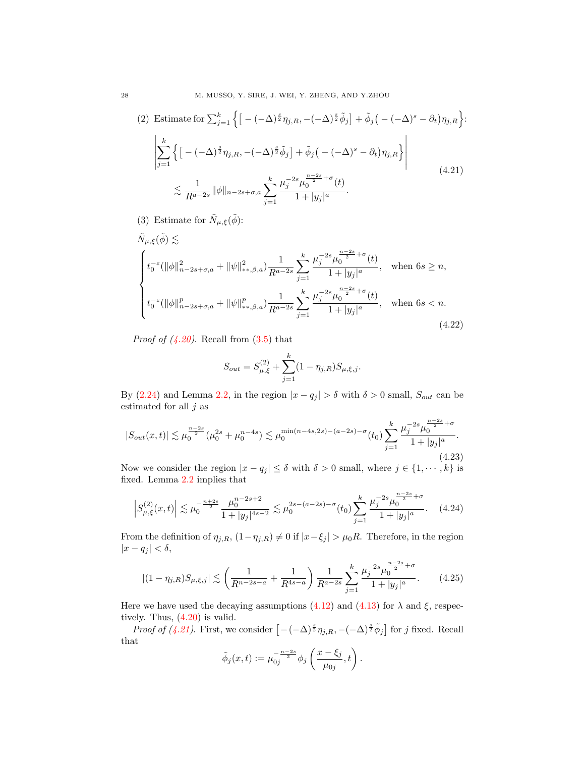(2) Estimate for $\sum_{j=1}^{k}\Big\{\big[-(-\Delta)^{\frac{s}{2}}\eta_{j,R}, -(-\Delta)^{\frac{s}{2}}\tilde{\phi}_j\big]+\tilde{\phi}_j\big(-(-\Delta)^s-\partial_t\big)\eta_{j,R}\Big\}$:

$$
\begin{aligned}
&\left|\sum_{j=1}^{k}\Big\{\big[-(-\Delta)^{\frac{s}{2}}\eta_{j,R}, -(-\Delta)^{\frac{s}{2}}\tilde{\phi}_j\big]+\tilde{\phi}_j\big(-(-\Delta)^s-\partial_t\big)\eta_{j,R}\Big\}\right| \\
&\qquad\lesssim \frac{1}{R^{a-2s}}\|\phi\|_{n-2s+\sigma,a}\sum_{j=1}^{k}\frac{\mu_j^{-2s}\mu_0^{\frac{n-2s}{2}+\sigma}(t)}{1+|y_j|^a}.
\end{aligned}
\tag{4.21}
$$

(3) Estimate for $\tilde{N}_{\mu,\xi}(\tilde{\phi})$:

$$
\tilde{N}_{\mu,\xi}(\tilde{\phi})\lesssim
\begin{cases}
t_0^{-\varepsilon}(\|\phi\|^2_{n-2s+\sigma,a}+\|\psi\|^2_{**,\beta,a})\dfrac{1}{R^{a-2s}}\displaystyle\sum_{j=1}^{k}\frac{\mu_j^{-2s}\mu_0^{\frac{n-2s}{2}+\sigma}(t)}{1+|y_j|^a}, & \text{when } 6s\geq n,\\[2ex]
t_0^{-\varepsilon}(\|\phi\|^p_{n-2s+\sigma,a}+\|\psi\|^p_{**,\beta,a})\dfrac{1}{R^{a-2s}}\displaystyle\sum_{j=1}^{k}\frac{\mu_j^{-2s}\mu_0^{\frac{n-2s}{2}+\sigma}(t)}{1+|y_j|^a}, & \text{when } 6s< n.
\end{cases}
\tag{4.22}
$$

*Proof of (4.20).* Recall from (3.5) that

$$
S_{out}=S^{(2)}_{\mu,\xi}+\sum_{j=1}^{k}(1-\eta_{j,R})S_{\mu,\xi,j}.
$$

By (2.24) and Lemma 2.2, in the region $|x-q_j|>\delta$ with $\delta>0$ small, $S_{out}$ can be estimated for all $j$ as

$$
|S_{out}(x,t)|\lesssim \mu_0^{\frac{n-2s}{2}}(\mu_0^{2s}+\mu_0^{n-4s})\lesssim \mu_0^{\min(n-4s,2s)-(a-2s)-\sigma}(t_0)\sum_{j=1}^{k}\frac{\mu_j^{-2s}\mu_0^{\frac{n-2s}{2}+\sigma}}{1+|y_j|^a}.
\tag{4.23}
$$

Now we consider the region $|x-q_j|\leq\delta$ with $\delta>0$ small, where $j\in\{1,\cdots,k\}$ is fixed. Lemma 2.2 implies that

$$
\left|S^{(2)}_{\mu,\xi}(x,t)\right|\lesssim \mu_0^{-\frac{n+2s}{2}}\frac{\mu_0^{n-2s+2}}{1+|y_j|^{4s-2}}\lesssim \mu_0^{2s-(a-2s)-\sigma}(t_0)\sum_{j=1}^{k}\frac{\mu_j^{-2s}\mu_0^{\frac{n-2s}{2}+\sigma}}{1+|y_j|^a}.
\tag{4.24}
$$

From the definition of $\eta_{j,R}$, $(1-\eta_{j,R})\neq 0$ if $|x-\xi_j|>\mu_0 R$. Therefore, in the region $|x-q_j|<\delta$,

$$
|(1-\eta_{j,R})S_{\mu,\xi,j}|\lesssim\left(\frac{1}{R^{n-2s-a}}+\frac{1}{R^{4s-a}}\right)\frac{1}{R^{a-2s}}\sum_{j=1}^{k}\frac{\mu_j^{-2s}\mu_0^{\frac{n-2s}{2}+\sigma}}{1+|y_j|^a}.
\tag{4.25}
$$

Here we have used the decaying assumptions (4.12) and (4.13) for $\lambda$ and $\xi$, respectively. Thus, (4.20) is valid.

*Proof of (4.21).* First, we consider $\big[-(-\Delta)^{\frac{s}{2}}\eta_{j,R}, -(-\Delta)^{\frac{s}{2}}\tilde{\phi}_j\big]$ for $j$ fixed. Recall that

$$
\tilde{\phi}_j(x,t):=\mu_{0j}^{-\frac{n-2s}{2}}\phi_j\left(\frac{x-\xi_j}{\mu_{0j}},t\right).
$$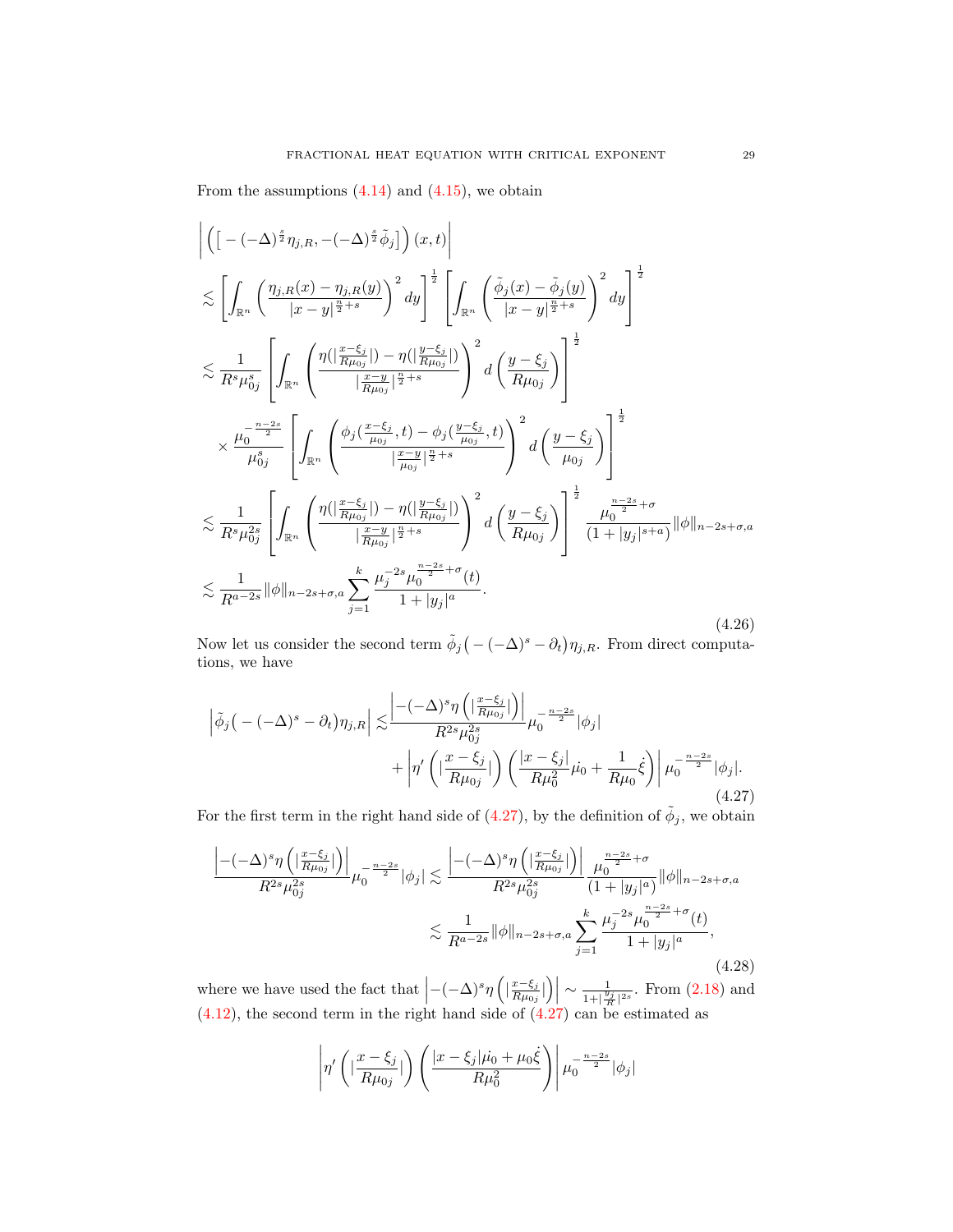From the assumptions (4.14) and (4.15), we obtain

$$
\begin{aligned}
&\left| \left( \left[ -(-\Delta)^{\frac{s}{2}} \eta_{j,R}, -(-\Delta)^{\frac{s}{2}} \tilde{\phi}_j \right] \right)(x,t) \right| \\
&\lesssim \left[ \int_{\mathbb{R}^n} \left( \frac{\eta_{j,R}(x) - \eta_{j,R}(y)}{|x-y|^{\frac{n}{2}+s}} \right)^2 dy \right]^{\frac{1}{2}} \left[ \int_{\mathbb{R}^n} \left( \frac{\tilde{\phi}_j(x) - \tilde{\phi}_j(y)}{|x-y|^{\frac{n}{2}+s}} \right)^2 dy \right]^{\frac{1}{2}} \\
&\lesssim \frac{1}{R^s \mu_{0j}^s} \left[ \int_{\mathbb{R}^n} \left( \frac{\eta(|\frac{x-\xi_j}{R\mu_{0j}}|) - \eta(|\frac{y-\xi_j}{R\mu_{0j}}|)}{|\frac{x-y}{R\mu_{0j}}|^{\frac{n}{2}+s}} \right)^2 d\left( \frac{y-\xi_j}{R\mu_{0j}} \right) \right]^{\frac{1}{2}} \\
&\quad \times \frac{\mu_0^{-\frac{n-2s}{2}}}{\mu_{0j}^s} \left[ \int_{\mathbb{R}^n} \left( \frac{\phi_j(\frac{x-\xi_j}{\mu_{0j}}, t) - \phi_j(\frac{y-\xi_j}{\mu_{0j}}, t)}{|\frac{x-y}{\mu_{0j}}|^{\frac{n}{2}+s}} \right)^2 d\left( \frac{y-\xi_j}{\mu_{0j}} \right) \right]^{\frac{1}{2}} \\
&\lesssim \frac{1}{R^s \mu_{0j}^{2s}} \left[ \int_{\mathbb{R}^n} \left( \frac{\eta(|\frac{x-\xi_j}{R\mu_{0j}}|) - \eta(|\frac{y-\xi_j}{R\mu_{0j}}|)}{|\frac{x-y}{R\mu_{0j}}|^{\frac{n}{2}+s}} \right)^2 d\left( \frac{y-\xi_j}{R\mu_{0j}} \right) \right]^{\frac{1}{2}} \frac{\mu_0^{\frac{n-2s}{2}+\sigma}}{(1+|y_j|^{s+a})} \|\phi\|_{n-2s+\sigma,a} \\
&\lesssim \frac{1}{R^{a-2s}} \|\phi\|_{n-2s+\sigma,a} \sum_{j=1}^{k} \frac{\mu_j^{-2s} \mu_0^{\frac{n-2s}{2}+\sigma}(t)}{1+|y_j|^a}.
\end{aligned}
\tag{4.26}
$$

Now let us consider the second term $\tilde{\phi}_j\big(-(-\Delta)^s - \partial_t\big)\eta_{j,R}$. From direct computations, we have

$$
\begin{aligned}
\left| \tilde{\phi}_j\big(-(-\Delta)^s - \partial_t\big)\eta_{j,R} \right| \lesssim & \frac{\left| -(-\Delta)^s \eta\left( |\frac{x-\xi_j}{R\mu_{0j}}| \right) \right|}{R^{2s}\mu_{0j}^{2s}} \mu_0^{-\frac{n-2s}{2}} |\phi_j| \\
&+ \left| \eta'\left( |\frac{x-\xi_j}{R\mu_{0j}}| \right) \left( \frac{|x-\xi_j|}{R\mu_0^2} \dot{\mu_0} + \frac{1}{R\mu_0} \dot{\xi} \right) \right| \mu_0^{-\frac{n-2s}{2}} |\phi_j|.
\end{aligned}
\tag{4.27}
$$

For the first term in the right hand side of (4.27), by the definition of $\tilde{\phi}_j$, we obtain

$$
\begin{aligned}
\frac{\left| -(-\Delta)^s \eta\left( |\frac{x-\xi_j}{R\mu_{0j}}| \right) \right|}{R^{2s}\mu_{0j}^{2s}} \mu_0^{-\frac{n-2s}{2}} |\phi_j| &\lesssim \frac{\left| -(-\Delta)^s \eta\left( |\frac{x-\xi_j}{R\mu_{0j}}| \right) \right|}{R^{2s}\mu_{0j}^{2s}} \frac{\mu_0^{\frac{n-2s}{2}+\sigma}}{(1+|y_j|^a)} \|\phi\|_{n-2s+\sigma,a} \\
&\lesssim \frac{1}{R^{a-2s}} \|\phi\|_{n-2s+\sigma,a} \sum_{j=1}^{k} \frac{\mu_j^{-2s} \mu_0^{\frac{n-2s}{2}+\sigma}(t)}{1+|y_j|^a},
\end{aligned}
\tag{4.28}
$$

where we have used the fact that $\left| -(-\Delta)^s \eta\left( |\frac{x-\xi_j}{R\mu_{0j}}| \right) \right| \sim \frac{1}{1+|\frac{y_j}{R}|^{2s}}$. From (2.18) and (4.12), the second term in the right hand side of (4.27) can be estimated as

$$
\left| \eta'\left( |\frac{x-\xi_j}{R\mu_{0j}}| \right) \left( \frac{|x-\xi_j|\dot{\mu_0} + \mu_0 \dot{\xi}}{R\mu_0^2} \right) \right| \mu_0^{-\frac{n-2s}{2}} |\phi_j|
$$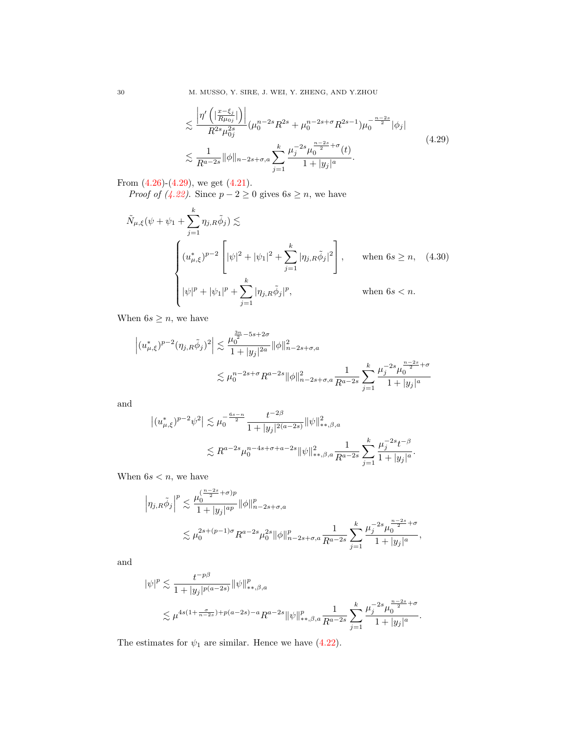$$
\begin{aligned}
&\lesssim \frac{\left|\eta'\left(|\frac{x-\xi_j}{R\mu_{0j}}|\right)\right|}{R^{2s}\mu_{0j}^{2s}}(\mu_0^{n-2s}R^{2s}+\mu_0^{n-2s+\sigma}R^{2s-1})\mu_0^{-\frac{n-2s}{2}}|\phi_j| \\
&\lesssim \frac{1}{R^{a-2s}}\|\phi\|_{n-2s+\sigma,a}\sum_{j=1}^{k}\frac{\mu_j^{-2s}\mu_0^{\frac{n-2s}{2}+\sigma}(t)}{1+|y_j|^a}.
\end{aligned}
\tag{4.29}
$$

From (4.26)-(4.29), we get (4.21).

*Proof of (4.22).* Since $p-2\geq 0$ gives $6s\geq n$, we have

$$
\tilde{N}_{\mu,\xi}(\psi+\psi_1+\sum_{j=1}^{k}\eta_{j,R}\tilde{\phi}_j)\lesssim
\begin{cases}
(u^*_{\mu,\xi})^{p-2}\left[|\psi|^2+|\psi_1|^2+\sum_{j=1}^{k}|\eta_{j,R}\tilde{\phi}_j|^2\right], & \text{when } 6s\geq n,\\
|\psi|^p+|\psi_1|^p+\sum_{j=1}^{k}|\eta_{j,R}\tilde{\phi}_j|^p, & \text{when } 6s<n.
\end{cases}
\tag{4.30}
$$

When $6s\geq n$, we have

$$
\begin{aligned}
\left|(u^*_{\mu,\xi})^{p-2}(\eta_{j,R}\tilde{\phi}_j)^2\right| &\lesssim \frac{\mu_0^{\frac{3n}{2}-5s+2\sigma}}{1+|y_j|^{2a}}\|\phi\|^2_{n-2s+\sigma,a}\\
&\lesssim \mu_0^{n-2s+\sigma}R^{a-2s}\|\phi\|^2_{n-2s+\sigma,a}\frac{1}{R^{a-2s}}\sum_{j=1}^{k}\frac{\mu_j^{-2s}\mu_0^{\frac{n-2s}{2}+\sigma}}{1+|y_j|^a}
\end{aligned}
$$

and

$$
\begin{aligned}
\left|(u^*_{\mu,\xi})^{p-2}\psi^2\right| &\lesssim \mu_0^{-\frac{6s-n}{2}}\frac{t^{-2\beta}}{1+|y_j|^{2(a-2s)}}\|\psi\|^2_{**,\beta,a}\\
&\lesssim R^{a-2s}\mu_0^{n-4s+\sigma+a-2s}\|\psi\|^2_{**,\beta,a}\frac{1}{R^{a-2s}}\sum_{j=1}^{k}\frac{\mu_j^{-2s}t^{-\beta}}{1+|y_j|^a}.
\end{aligned}
$$

When $6s<n$, we have

$$
\begin{aligned}
\left|\eta_{j,R}\tilde{\phi}_j\right|^p &\lesssim \frac{\mu_0^{(\frac{n-2s}{2}+\sigma)p}}{1+|y_j|^{ap}}\|\phi\|^p_{n-2s+\sigma,a}\\
&\lesssim \mu_0^{2s+(p-1)\sigma}R^{a-2s}\mu_0^{2s}\|\phi\|^p_{n-2s+\sigma,a}\frac{1}{R^{a-2s}}\sum_{j=1}^{k}\frac{\mu_j^{-2s}\mu_0^{\frac{n-2s}{2}+\sigma}}{1+|y_j|^a},
\end{aligned}
$$

and

$$
\begin{aligned}
|\psi|^p &\lesssim \frac{t^{-p\beta}}{1+|y_j|^{p(a-2s)}}\|\psi\|^p_{**,\beta,a}\\
&\lesssim \mu^{4s(1+\frac{\sigma}{n-2s})+p(a-2s)-a}R^{a-2s}\|\psi\|^p_{**,\beta,a}\frac{1}{R^{a-2s}}\sum_{j=1}^{k}\frac{\mu_j^{-2s}\mu_0^{\frac{n-2s}{2}+\sigma}}{1+|y_j|^a}.
\end{aligned}
$$

The estimates for $\psi_1$ are similar. Hence we have (4.22).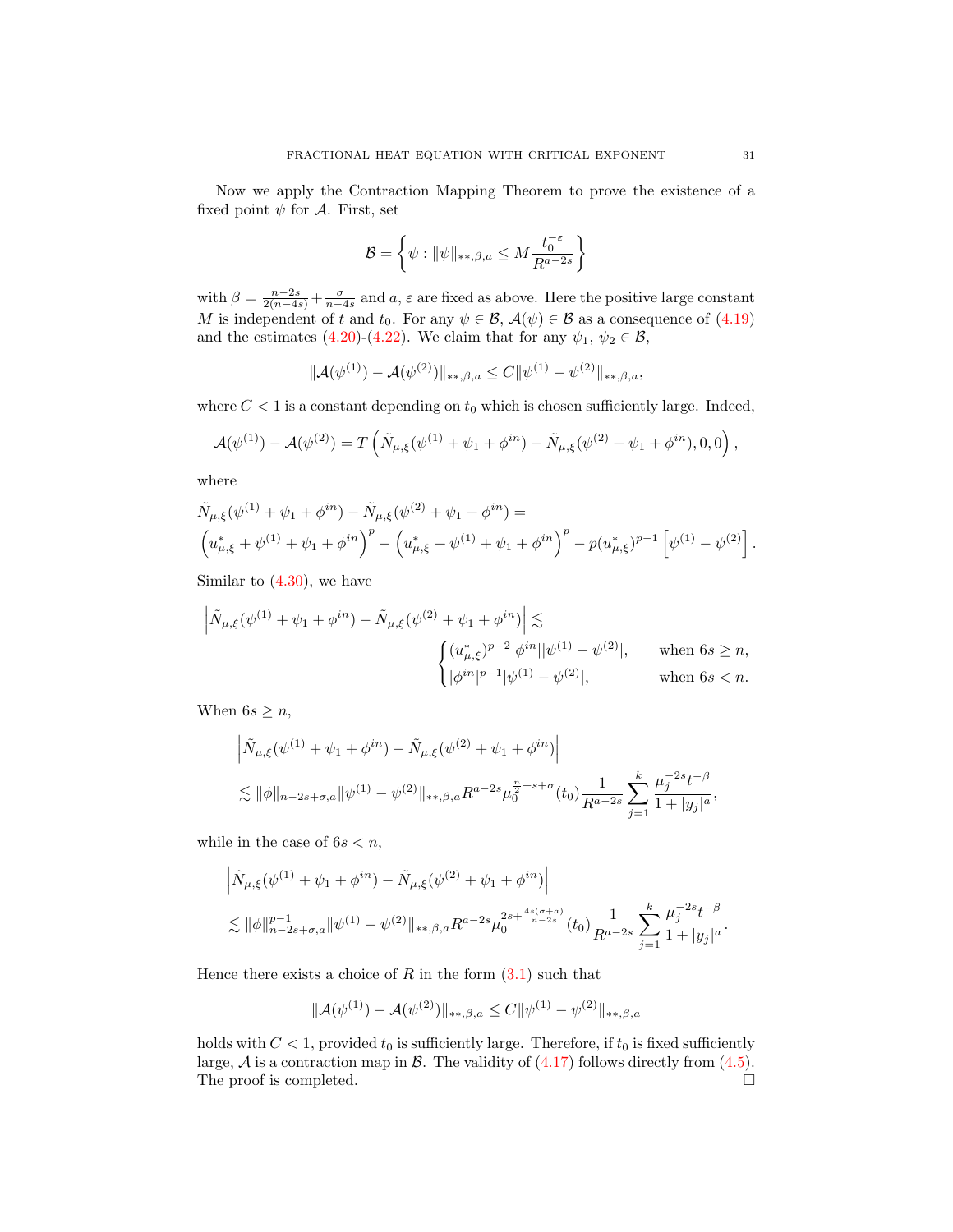Now we apply the Contraction Mapping Theorem to prove the existence of a fixed point $\psi$ for $\mathcal{A}$. First, set

$$\mathcal{B} = \left\{ \psi : \|\psi\|_{**,\beta,a} \leq M \frac{t_0^{-\varepsilon}}{R^{a-2s}} \right\}$$

with $\beta = \frac{n-2s}{2(n-4s)} + \frac{\sigma}{n-4s}$ and $a$, $\varepsilon$ are fixed as above. Here the positive large constant $M$ is independent of $t$ and $t_0$. For any $\psi \in \mathcal{B}$, $\mathcal{A}(\psi) \in \mathcal{B}$ as a consequence of (4.19) and the estimates (4.20)-(4.22). We claim that for any $\psi_1$, $\psi_2 \in \mathcal{B}$,

$$\|\mathcal{A}(\psi^{(1)}) - \mathcal{A}(\psi^{(2)})\|_{**,\beta,a} \leq C\|\psi^{(1)} - \psi^{(2)}\|_{**,\beta,a},$$

where $C < 1$ is a constant depending on $t_0$ which is chosen sufficiently large. Indeed,

$$\mathcal{A}(\psi^{(1)}) - \mathcal{A}(\psi^{(2)}) = T\left(\tilde{N}_{\mu,\xi}(\psi^{(1)} + \psi_1 + \phi^{in}) - \tilde{N}_{\mu,\xi}(\psi^{(2)} + \psi_1 + \phi^{in}), 0, 0\right),$$

where

$$\begin{aligned}
&\tilde{N}_{\mu,\xi}(\psi^{(1)} + \psi_1 + \phi^{in}) - \tilde{N}_{\mu,\xi}(\psi^{(2)} + \psi_1 + \phi^{in}) = \\
&\left(u^*_{\mu,\xi} + \psi^{(1)} + \psi_1 + \phi^{in}\right)^p - \left(u^*_{\mu,\xi} + \psi^{(1)} + \psi_1 + \phi^{in}\right)^p - p(u^*_{\mu,\xi})^{p-1}\left[\psi^{(1)} - \psi^{(2)}\right].
\end{aligned}$$

Similar to (4.30), we have

$$\left|\tilde{N}_{\mu,\xi}(\psi^{(1)} + \psi_1 + \phi^{in}) - \tilde{N}_{\mu,\xi}(\psi^{(2)} + \psi_1 + \phi^{in})\right| \lesssim \begin{cases} (u^*_{\mu,\xi})^{p-2}|\phi^{in}||\psi^{(1)} - \psi^{(2)}|, & \text{when } 6s \geq n, \\ |\phi^{in}|^{p-1}|\psi^{(1)} - \psi^{(2)}|, & \text{when } 6s < n. \end{cases}$$

When $6s \geq n$,

$$\begin{aligned}
&\left|\tilde{N}_{\mu,\xi}(\psi^{(1)} + \psi_1 + \phi^{in}) - \tilde{N}_{\mu,\xi}(\psi^{(2)} + \psi_1 + \phi^{in})\right| \\
&\lesssim \|\phi\|_{n-2s+\sigma,a}\|\psi^{(1)} - \psi^{(2)}\|_{**,\beta,a} R^{a-2s} \mu_0^{\frac{n}{2}+s+\sigma}(t_0) \frac{1}{R^{a-2s}} \sum_{j=1}^{k} \frac{\mu_j^{-2s} t^{-\beta}}{1 + |y_j|^a},
\end{aligned}$$

while in the case of $6s < n$,

$$\begin{aligned}
&\left|\tilde{N}_{\mu,\xi}(\psi^{(1)} + \psi_1 + \phi^{in}) - \tilde{N}_{\mu,\xi}(\psi^{(2)} + \psi_1 + \phi^{in})\right| \\
&\lesssim \|\phi\|^{p-1}_{n-2s+\sigma,a}\|\psi^{(1)} - \psi^{(2)}\|_{**,\beta,a} R^{a-2s} \mu_0^{2s+\frac{4s(\sigma+a)}{n-2s}}(t_0) \frac{1}{R^{a-2s}} \sum_{j=1}^{k} \frac{\mu_j^{-2s} t^{-\beta}}{1 + |y_j|^a}.
\end{aligned}$$

Hence there exists a choice of $R$ in the form (3.1) such that

$$\|\mathcal{A}(\psi^{(1)}) - \mathcal{A}(\psi^{(2)})\|_{**,\beta,a} \leq C\|\psi^{(1)} - \psi^{(2)}\|_{**,\beta,a}$$

holds with $C < 1$, provided $t_0$ is sufficiently large. Therefore, if $t_0$ is fixed sufficiently large, $\mathcal{A}$ is a contraction map in $\mathcal{B}$. The validity of (4.17) follows directly from (4.5). The proof is completed. $\square$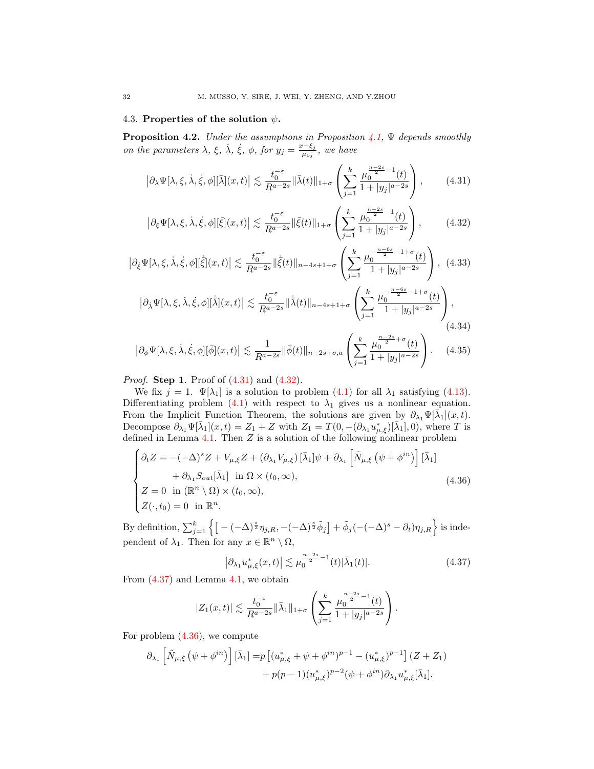### 4.3. **Properties of the solution $\psi$.**

**Proposition 4.2.** *Under the assumptions in Proposition 4.1, $\Psi$ depends smoothly on the parameters $\lambda$, $\xi$, $\dot\lambda$, $\dot\xi$, $\phi$, for $y_j = \frac{x-\xi_j}{\mu_{0j}}$, we have*

$$
\left|\partial_\lambda \Psi[\lambda,\xi,\dot\lambda,\dot\xi,\phi][\bar\lambda](x,t)\right| \lesssim \frac{t_0^{-\varepsilon}}{R^{a-2s}}\|\bar\lambda(t)\|_{1+\sigma}\left(\sum_{j=1}^{k}\frac{\mu_0^{\frac{n-2s}{2}-1}(t)}{1+|y_j|^{a-2s}}\right), \tag{4.31}
$$

$$
\left|\partial_\xi \Psi[\lambda,\xi,\dot\lambda,\dot\xi,\phi][\bar\xi](x,t)\right| \lesssim \frac{t_0^{-\varepsilon}}{R^{a-2s}}\|\bar\xi(t)\|_{1+\sigma}\left(\sum_{j=1}^{k}\frac{\mu_0^{\frac{n-2s}{2}-1}(t)}{1+|y_j|^{a-2s}}\right), \tag{4.32}
$$

$$
\left|\partial_{\dot\xi} \Psi[\lambda,\xi,\dot\lambda,\dot\xi,\phi][\dot{\bar\xi}](x,t)\right| \lesssim \frac{t_0^{-\varepsilon}}{R^{a-2s}}\|\dot{\bar\xi}(t)\|_{n-4s+1+\sigma}\left(\sum_{j=1}^{k}\frac{\mu_0^{-\frac{n-6s}{2}-1+\sigma}(t)}{1+|y_j|^{a-2s}}\right), \tag{4.33}
$$

$$
\left|\partial_{\dot\lambda} \Psi[\lambda,\xi,\dot\lambda,\dot\xi,\phi][\dot{\bar\lambda}](x,t)\right| \lesssim \frac{t_0^{-\varepsilon}}{R^{a-2s}}\|\dot{\bar\lambda}(t)\|_{n-4s+1+\sigma}\left(\sum_{j=1}^{k}\frac{\mu_0^{-\frac{n-6s}{2}-1+\sigma}(t)}{1+|y_j|^{a-2s}}\right), \tag{4.34}
$$

$$
\left|\partial_{\phi} \Psi[\lambda,\xi,\dot\lambda,\dot\xi,\phi][\bar\phi](x,t)\right| \lesssim \frac{1}{R^{a-2s}}\|\bar\phi(t)\|_{n-2s+\sigma,a}\left(\sum_{j=1}^{k}\frac{\mu_0^{\frac{n-2s}{2}+\sigma}(t)}{1+|y_j|^{a-2s}}\right). \tag{4.35}
$$

*Proof.* **Step 1**. Proof of (4.31) and (4.32).

We fix $j=1$. $\Psi[\lambda_1]$ is a solution to problem (4.1) for all $\lambda_1$ satisfying (4.13). Differentiating problem (4.1) with respect to $\lambda_1$ gives us a nonlinear equation. From the Implicit Function Theorem, the solutions are given by $\partial_{\lambda_1}\Psi[\bar\lambda_1](x,t)$. Decompose $\partial_{\lambda_1}\Psi[\bar\lambda_1](x,t) = Z_1 + Z$ with $Z_1 = T(0, -(\partial_{\lambda_1}u^*_{\mu,\xi})[\bar\lambda_1], 0)$, where $T$ is defined in Lemma 4.1. Then $Z$ is a solution of the following nonlinear problem

$$
\begin{cases}
\partial_t Z = -(-\Delta)^s Z + V_{\mu,\xi} Z + \left(\partial_{\lambda_1} V_{\mu,\xi}\right)[\bar\lambda_1]\psi + \partial_{\lambda_1}\left[\tilde N_{\mu,\xi}\left(\psi+\phi^{in}\right)\right][\bar\lambda_1] \\
\qquad\quad + \partial_{\lambda_1} S_{out}[\bar\lambda_1] \ \text{ in } \Omega\times(t_0,\infty), \\
Z = 0 \ \text{ in } (\mathbb{R}^n\setminus\Omega)\times(t_0,\infty), \\
Z(\cdot,t_0) = 0 \ \text{ in } \mathbb{R}^n.
\end{cases} \tag{4.36}
$$

By definition, $\sum_{j=1}^k \left\{\left[-(-\Delta)^{\frac{s}{2}}\eta_{j,R}, -(-\Delta)^{\frac{s}{2}}\tilde\phi_j\right] + \tilde\phi_j(-(-\Delta)^s - \partial_t)\eta_{j,R}\right\}$ is independent of $\lambda_1$. Then for any $x\in\mathbb{R}^n\setminus\Omega$,

$$
\left|\partial_{\lambda_1}u^*_{\mu,\xi}(x,t)\right| \lesssim \mu_0^{\frac{n-2s}{2}-1}(t)|\bar\lambda_1(t)|. \tag{4.37}
$$

From (4.37) and Lemma 4.1, we obtain

$$
|Z_1(x,t)| \lesssim \frac{t_0^{-\varepsilon}}{R^{a-2s}}\|\bar\lambda_1\|_{1+\sigma}\left(\sum_{j=1}^{k}\frac{\mu_0^{\frac{n-2s}{2}-1}(t)}{1+|y_j|^{a-2s}}\right).
$$

For problem (4.36), we compute

$$
\begin{aligned}
\partial_{\lambda_1}\left[\tilde N_{\mu,\xi}\left(\psi+\phi^{in}\right)\right][\bar\lambda_1] =& p\left[(u^*_{\mu,\xi}+\psi+\phi^{in})^{p-1} - (u^*_{\mu,\xi})^{p-1}\right](Z+Z_1) \\
&+ p(p-1)(u^*_{\mu,\xi})^{p-2}(\psi+\phi^{in})\partial_{\lambda_1}u^*_{\mu,\xi}[\bar\lambda_1].
\end{aligned}
$$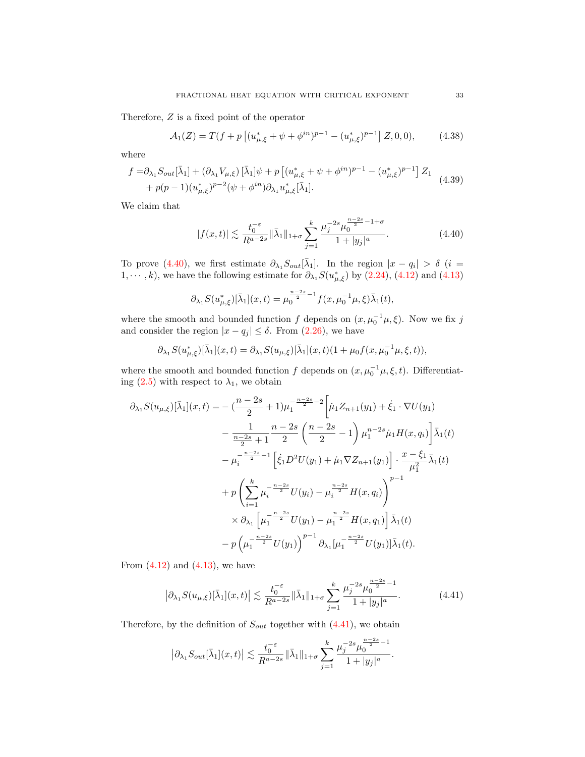Therefore, $Z$ is a fixed point of the operator

$$\mathcal{A}_1(Z) = T(f + p\left[(u^*_{\mu,\xi} + \psi + \phi^{in})^{p-1} - (u^*_{\mu,\xi})^{p-1}\right] Z, 0, 0), \tag{4.38}$$

where

$$\begin{aligned} f =& \partial_{\lambda_1} S_{out}[\bar{\lambda}_1] + (\partial_{\lambda_1} V_{\mu,\xi})[\bar{\lambda}_1]\psi + p\left[(u^*_{\mu,\xi} + \psi + \phi^{in})^{p-1} - (u^*_{\mu,\xi})^{p-1}\right] Z_1 \\ &+ p(p-1)(u^*_{\mu,\xi})^{p-2}(\psi + \phi^{in})\partial_{\lambda_1} u^*_{\mu,\xi}[\bar{\lambda}_1]. \end{aligned} \tag{4.39}$$

We claim that

$$|f(x,t)| \lesssim \frac{t_0^{-\varepsilon}}{R^{a-2s}} \|\bar{\lambda}_1\|_{1+\sigma} \sum_{j=1}^{k} \frac{\mu_j^{-2s}\mu_0^{\frac{n-2s}{2}-1+\sigma}}{1+|y_j|^a}. \tag{4.40}$$

To prove (4.40), we first estimate $\partial_{\lambda_1} S_{out}[\bar{\lambda}_1]$. In the region $|x - q_i| > \delta$ ($i = 1, \cdots, k$), we have the following estimate for $\partial_{\lambda_1} S(u^*_{\mu,\xi})$ by (2.24), (4.12) and (4.13)

$$\partial_{\lambda_1} S(u^*_{\mu,\xi})[\bar{\lambda}_1](x,t) = \mu_0^{\frac{n-2s}{2}-1} f(x, \mu_0^{-1}\mu, \xi)\bar{\lambda}_1(t),$$

where the smooth and bounded function $f$ depends on $(x, \mu_0^{-1}\mu, \xi)$. Now we fix $j$ and consider the region $|x - q_j| \le \delta$. From (2.26), we have

$$\partial_{\lambda_1} S(u^*_{\mu,\xi})[\bar{\lambda}_1](x,t) = \partial_{\lambda_1} S(u_{\mu,\xi})[\bar{\lambda}_1](x,t)(1 + \mu_0 f(x, \mu_0^{-1}\mu, \xi, t)),$$

where the smooth and bounded function $f$ depends on $(x, \mu_0^{-1}\mu, \xi, t)$. Differentiating (2.5) with respect to $\lambda_1$, we obtain

$$\begin{aligned} \partial_{\lambda_1} S(u_{\mu,\xi})[\bar{\lambda}_1](x,t) =& -(\frac{n-2s}{2}+1)\mu_1^{-\frac{n-2s}{2}-2}\Big[\dot{\mu}_1 Z_{n+1}(y_1) + \dot{\xi}_1 \cdot \nabla U(y_1) \\ &- \frac{1}{\frac{n-2s}{2}+1}\frac{n-2s}{2}\left(\frac{n-2s}{2}-1\right)\mu_1^{n-2s}\dot{\mu}_1 H(x,q_i)\Big]\bar{\lambda}_1(t) \\ &- \mu_i^{-\frac{n-2s}{2}-1}\left[\dot{\xi}_1 D^2 U(y_1) + \dot{\mu}_1 \nabla Z_{n+1}(y_1)\right] \cdot \frac{x-\xi_1}{\mu_1^2}\bar{\lambda}_1(t) \\ &+ p\left(\sum_{i=1}^{k} \mu_i^{-\frac{n-2s}{2}} U(y_i) - \mu_i^{\frac{n-2s}{2}} H(x,q_i)\right)^{p-1} \\ &\times \partial_{\lambda_1}\left[\mu_1^{-\frac{n-2s}{2}} U(y_1) - \mu_1^{\frac{n-2s}{2}} H(x,q_1)\right]\bar{\lambda}_1(t) \\ &- p\left(\mu_1^{-\frac{n-2s}{2}} U(y_1)\right)^{p-1} \partial_{\lambda_1}[\mu_1^{-\frac{n-2s}{2}} U(y_1)]\bar{\lambda}_1(t). \end{aligned}$$

From (4.12) and (4.13), we have

$$\left|\partial_{\lambda_1} S(u_{\mu,\xi})[\bar{\lambda}_1](x,t)\right| \lesssim \frac{t_0^{-\varepsilon}}{R^{a-2s}} \|\bar{\lambda}_1\|_{1+\sigma} \sum_{j=1}^{k} \frac{\mu_j^{-2s}\mu_0^{\frac{n-2s}{2}-1}}{1+|y_j|^a}. \tag{4.41}$$

Therefore, by the definition of $S_{out}$ together with (4.41), we obtain

$$\left|\partial_{\lambda_1} S_{out}[\bar{\lambda}_1](x,t)\right| \lesssim \frac{t_0^{-\varepsilon}}{R^{a-2s}} \|\bar{\lambda}_1\|_{1+\sigma} \sum_{j=1}^{k} \frac{\mu_j^{-2s}\mu_0^{\frac{n-2s}{2}-1}}{1+|y_j|^a}.$$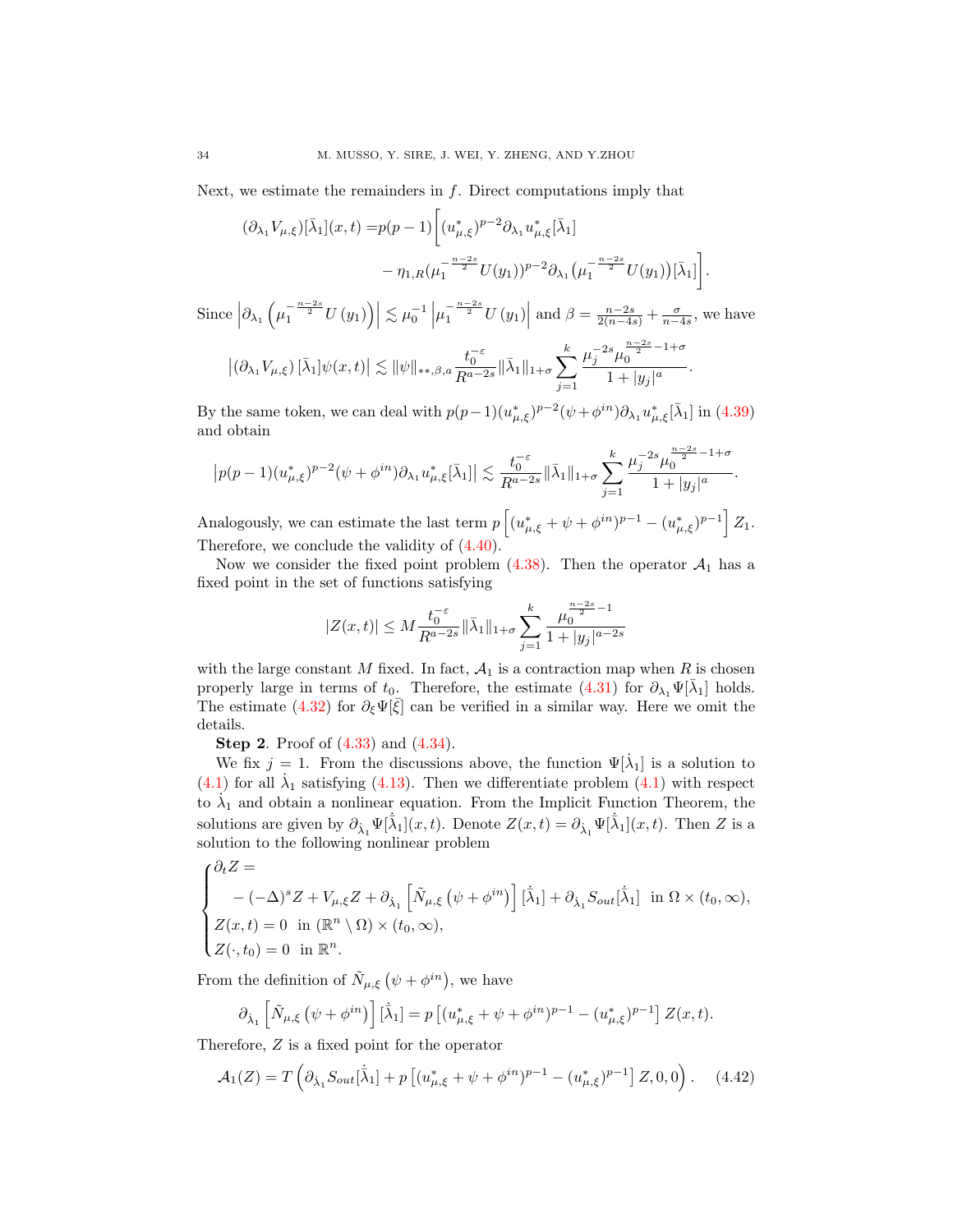Next, we estimate the remainders in $f$. Direct computations imply that

$$
\begin{aligned}
(\partial_{\lambda_1} V_{\mu,\xi})[\bar\lambda_1](x,t) =& p(p-1)\bigg[(u^*_{\mu,\xi})^{p-2}\partial_{\lambda_1} u^*_{\mu,\xi}[\bar\lambda_1] \\
&- \eta_{1,R}(\mu_1^{-\frac{n-2s}{2}}U(y_1))^{p-2}\partial_{\lambda_1}\big(\mu_1^{-\frac{n-2s}{2}}U(y_1)\big)[\bar\lambda_1]\bigg].
\end{aligned}
$$

Since $\left|\partial_{\lambda_1}\left(\mu_1^{-\frac{n-2s}{2}}U(y_1)\right)\right| \lesssim \mu_0^{-1}\left|\mu_1^{-\frac{n-2s}{2}}U(y_1)\right|$ and $\beta = \frac{n-2s}{2(n-4s)} + \frac{\sigma}{n-4s}$, we have

$$
\left|(\partial_{\lambda_1} V_{\mu,\xi})[\bar\lambda_1]\psi(x,t)\right| \lesssim \|\psi\|_{**,\beta,a}\frac{t_0^{-\varepsilon}}{R^{a-2s}}\|\bar\lambda_1\|_{1+\sigma}\sum_{j=1}^{k}\frac{\mu_j^{-2s}\mu_0^{\frac{n-2s}{2}-1+\sigma}}{1+|y_j|^a}.
$$

By the same token, we can deal with $p(p-1)(u^*_{\mu,\xi})^{p-2}(\psi+\phi^{in})\partial_{\lambda_1}u^*_{\mu,\xi}[\bar\lambda_1]$ in (4.39) and obtain

$$
\left|p(p-1)(u^*_{\mu,\xi})^{p-2}(\psi+\phi^{in})\partial_{\lambda_1}u^*_{\mu,\xi}[\bar\lambda_1]\right| \lesssim \frac{t_0^{-\varepsilon}}{R^{a-2s}}\|\bar\lambda_1\|_{1+\sigma}\sum_{j=1}^{k}\frac{\mu_j^{-2s}\mu_0^{\frac{n-2s}{2}-1+\sigma}}{1+|y_j|^a}.
$$

Analogously, we can estimate the last term $p\left[(u^*_{\mu,\xi}+\psi+\phi^{in})^{p-1}-(u^*_{\mu,\xi})^{p-1}\right]Z_1$. Therefore, we conclude the validity of (4.40).

Now we consider the fixed point problem (4.38). Then the operator $\mathcal{A}_1$ has a fixed point in the set of functions satisfying

$$
|Z(x,t)| \le M\frac{t_0^{-\varepsilon}}{R^{a-2s}}\|\bar\lambda_1\|_{1+\sigma}\sum_{j=1}^{k}\frac{\mu_0^{\frac{n-2s}{2}-1}}{1+|y_j|^{a-2s}}
$$

with the large constant $M$ fixed. In fact, $\mathcal{A}_1$ is a contraction map when $R$ is chosen properly large in terms of $t_0$. Therefore, the estimate (4.31) for $\partial_{\lambda_1}\Psi[\bar\lambda_1]$ holds. The estimate (4.32) for $\partial_\xi\Psi[\bar\xi]$ can be verified in a similar way. Here we omit the details.

**Step 2**. Proof of (4.33) and (4.34).

We fix $j=1$. From the discussions above, the function $\Psi[\dot\lambda_1]$ is a solution to (4.1) for all $\dot\lambda_1$ satisfying (4.13). Then we differentiate problem (4.1) with respect to $\dot\lambda_1$ and obtain a nonlinear equation. From the Implicit Function Theorem, the solutions are given by $\partial_{\dot\lambda_1}\Psi[\dot{\bar\lambda}_1](x,t)$. Denote $Z(x,t)=\partial_{\dot\lambda_1}\Psi[\dot{\bar\lambda}_1](x,t)$. Then $Z$ is a solution to the following nonlinear problem

$$
\begin{cases}
\partial_t Z = \\
\quad -(-\Delta)^s Z + V_{\mu,\xi}Z + \partial_{\dot\lambda_1}\left[\tilde N_{\mu,\xi}\left(\psi+\phi^{in}\right)\right][\dot{\bar\lambda}_1] + \partial_{\dot\lambda_1}S_{out}[\dot{\bar\lambda}_1] \ \text{ in } \Omega\times(t_0,\infty),\\
Z(x,t)=0 \ \text{ in } (\mathbb{R}^n\setminus\Omega)\times(t_0,\infty),\\
Z(\cdot,t_0)=0 \ \text{ in } \mathbb{R}^n.
\end{cases}
$$

From the definition of $\tilde N_{\mu,\xi}\left(\psi+\phi^{in}\right)$, we have

$$
\partial_{\dot\lambda_1}\left[\tilde N_{\mu,\xi}\left(\psi+\phi^{in}\right)\right][\dot{\bar\lambda}_1] = p\left[(u^*_{\mu,\xi}+\psi+\phi^{in})^{p-1}-(u^*_{\mu,\xi})^{p-1}\right]Z(x,t).
$$

Therefore, $Z$ is a fixed point for the operator

$$
\mathcal{A}_1(Z) = T\left(\partial_{\dot\lambda_1}S_{out}[\dot{\bar\lambda}_1] + p\left[(u^*_{\mu,\xi}+\psi+\phi^{in})^{p-1}-(u^*_{\mu,\xi})^{p-1}\right]Z, 0, 0\right). \tag{4.42}
$$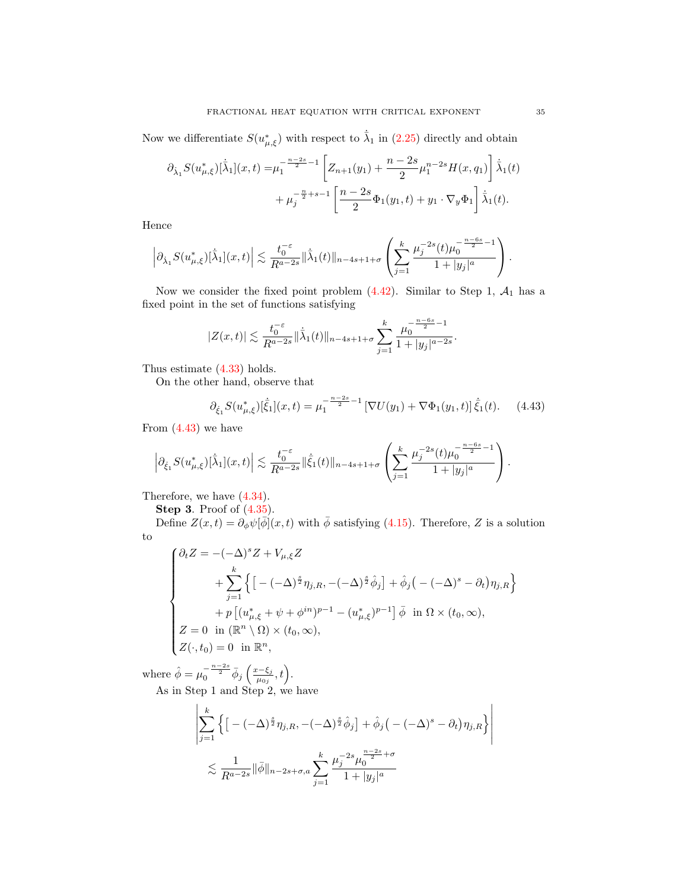Now we differentiate $S(u^*_{\mu,\xi})$ with respect to $\dot{\bar\lambda}_1$ in (2.25) directly and obtain

$$\begin{aligned}\partial_{\dot\lambda_1} S(u^*_{\mu,\xi})[\dot{\bar\lambda}_1](x,t) =& \mu_1^{-\frac{n-2s}{2}-1}\left[Z_{n+1}(y_1)+\frac{n-2s}{2}\mu_1^{n-2s}H(x,q_1)\right]\dot{\bar\lambda}_1(t)\\ &+\mu_j^{-\frac{n}{2}+s-1}\left[\frac{n-2s}{2}\Phi_1(y_1,t)+y_1\cdot\nabla_y\Phi_1\right]\dot{\bar\lambda}_1(t).\end{aligned}$$

Hence

$$\left|\partial_{\dot\lambda_1} S(u^*_{\mu,\xi})[\dot{\bar\lambda}_1](x,t)\right| \lesssim \frac{t_0^{-\varepsilon}}{R^{a-2s}}\|\dot{\bar\lambda}_1(t)\|_{n-4s+1+\sigma}\left(\sum_{j=1}^k \frac{\mu_j^{-2s}(t)\mu_0^{-\frac{n-6s}{2}-1}}{1+|y_j|^a}\right).$$

Now we consider the fixed point problem (4.42). Similar to Step 1, $\mathcal{A}_1$ has a fixed point in the set of functions satisfying

$$|Z(x,t)| \lesssim \frac{t_0^{-\varepsilon}}{R^{a-2s}}\|\dot{\bar\lambda}_1(t)\|_{n-4s+1+\sigma}\sum_{j=1}^k \frac{\mu_0^{-\frac{n-6s}{2}-1}}{1+|y_j|^{a-2s}}.$$

Thus estimate (4.33) holds.

On the other hand, observe that

$$\partial_{\dot\xi_1} S(u^*_{\mu,\xi})[\dot{\bar\xi}_1](x,t) = \mu_1^{-\frac{n-2s}{2}-1}\left[\nabla U(y_1)+\nabla\Phi_1(y_1,t)\right]\dot{\bar\xi}_1(t). \tag{4.43}$$

From (4.43) we have

$$\left|\partial_{\dot\xi_1} S(u^*_{\mu,\xi})[\dot{\bar\lambda}_1](x,t)\right| \lesssim \frac{t_0^{-\varepsilon}}{R^{a-2s}}\|\dot{\bar\xi}_1(t)\|_{n-4s+1+\sigma}\left(\sum_{j=1}^k \frac{\mu_j^{-2s}(t)\mu_0^{-\frac{n-6s}{2}-1}}{1+|y_j|^a}\right).$$

Therefore, we have (4.34).

**Step 3**. Proof of (4.35).

Define $Z(x,t)=\partial_\phi\psi[\bar\phi](x,t)$ with $\bar\phi$ satisfying (4.15). Therefore, $Z$ is a solution to

$$\begin{cases}\partial_t Z = -(-\Delta)^s Z + V_{\mu,\xi}Z\\ \qquad\qquad + \displaystyle\sum_{j=1}^k\Big\{\big[-(-\Delta)^{\frac{s}{2}}\eta_{j,R},-(-\Delta)^{\frac{s}{2}}\hat\phi_j\big]+\hat\phi_j\big(-(-\Delta)^s-\partial_t\big)\eta_{j,R}\Big\}\\ \qquad\qquad + p\left[(u^*_{\mu,\xi}+\psi+\phi^{in})^{p-1}-(u^*_{\mu,\xi})^{p-1}\right]\bar\phi \ \text{ in } \Omega\times(t_0,\infty),\\ Z=0 \ \text{ in } (\mathbb{R}^n\setminus\Omega)\times(t_0,\infty),\\ Z(\cdot,t_0)=0 \ \text{ in } \mathbb{R}^n,\end{cases}$$

where $\hat\phi=\mu_0^{-\frac{n-2s}{2}}\bar\phi_j\left(\frac{x-\xi_j}{\mu_{0j}},t\right)$.

As in Step 1 and Step 2, we have

$$\begin{aligned}&\left|\sum_{j=1}^k\Big\{\big[-(-\Delta)^{\frac{s}{2}}\eta_{j,R},-(-\Delta)^{\frac{s}{2}}\hat\phi_j\big]+\hat\phi_j\big(-(-\Delta)^s-\partial_t\big)\eta_{j,R}\Big\}\right|\\ &\quad\lesssim \frac{1}{R^{a-2s}}\|\bar\phi\|_{n-2s+\sigma,a}\sum_{j=1}^k\frac{\mu_j^{-2s}\mu_0^{\frac{n-2s}{2}+\sigma}}{1+|y_j|^a}\end{aligned}$$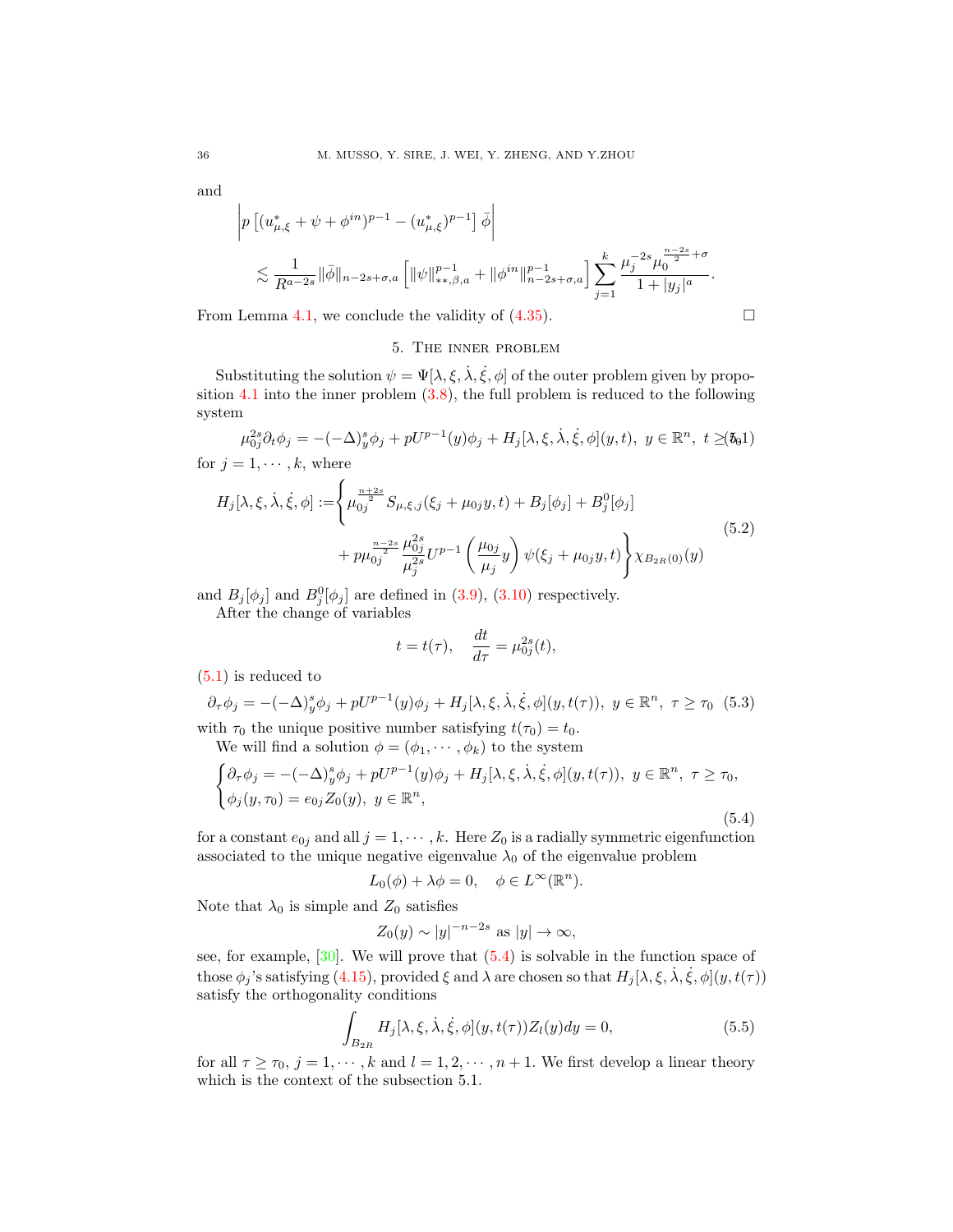and

$$
\left| p\left[ (u^*_{\mu,\xi} + \psi + \phi^{in})^{p-1} - (u^*_{\mu,\xi})^{p-1} \right] \bar{\phi} \right|
$$

$$
\lesssim \frac{1}{R^{a-2s}} \|\bar{\phi}\|_{n-2s+\sigma,a} \left[ \|\psi\|^{p-1}_{**,\beta,a} + \|\phi^{in}\|^{p-1}_{n-2s+\sigma,a} \right] \sum_{j=1}^{k} \frac{\mu_j^{-2s} \mu_0^{\frac{n-2s}{2}+\sigma}}{1+|y_j|^a}.
$$

From Lemma 4.1, we conclude the validity of (4.35). $\square$

## 5. The inner problem

Substituting the solution $\psi = \Psi[\lambda, \xi, \dot{\lambda}, \dot{\xi}, \phi]$ of the outer problem given by proposition 4.1 into the inner problem (3.8), the full problem is reduced to the following system

$$
\mu_{0j}^{2s} \partial_t \phi_j = -(-\Delta)^s_y \phi_j + pU^{p-1}(y)\phi_j + H_j[\lambda, \xi, \dot{\lambda}, \dot{\xi}, \phi](y,t), \ y \in \mathbb{R}^n, \ t \geq t_0 \tag{5.1}
$$

for $j = 1, \cdots, k$, where

$$
H_j[\lambda, \xi, \dot{\lambda}, \dot{\xi}, \phi] := \Bigg\{ \mu_{0j}^{\frac{n+2s}{2}} S_{\mu,\xi,j}(\xi_j + \mu_{0j} y, t) + B_j[\phi_j] + B_j^0[\phi_j] + p\mu_{0j}^{\frac{n-2s}{2}} \frac{\mu_{0j}^{2s}}{\mu_j^{2s}} U^{p-1}\left(\frac{\mu_{0j}}{\mu_j} y\right) \psi(\xi_j + \mu_{0j} y, t) \Bigg\} \chi_{B_{2R}(0)}(y) \tag{5.2}
$$

and $B_j[\phi_j]$ and $B_j^0[\phi_j]$ are defined in (3.9), (3.10) respectively.

After the change of variables

$$
t = t(\tau), \quad \frac{dt}{d\tau} = \mu_{0j}^{2s}(t),
$$

(5.1) is reduced to

$$
\partial_\tau \phi_j = -(-\Delta)^s_y \phi_j + pU^{p-1}(y)\phi_j + H_j[\lambda, \xi, \dot{\lambda}, \dot{\xi}, \phi](y, t(\tau)), \ y \in \mathbb{R}^n, \ \tau \geq \tau_0 \tag{5.3}
$$

with $\tau_0$ the unique positive number satisfying $t(\tau_0) = t_0$.

We will find a solution $\phi = (\phi_1, \cdots, \phi_k)$ to the system

$$
\begin{cases}
\partial_\tau \phi_j = -(-\Delta)^s_y \phi_j + pU^{p-1}(y)\phi_j + H_j[\lambda, \xi, \dot{\lambda}, \dot{\xi}, \phi](y, t(\tau)), \ y \in \mathbb{R}^n, \ \tau \geq \tau_0, \\
\phi_j(y, \tau_0) = e_{0j} Z_0(y), \ y \in \mathbb{R}^n,
\end{cases} \tag{5.4}
$$

for a constant $e_{0j}$ and all $j = 1, \cdots, k$. Here $Z_0$ is a radially symmetric eigenfunction associated to the unique negative eigenvalue $\lambda_0$ of the eigenvalue problem

$$
L_0(\phi) + \lambda\phi = 0, \quad \phi \in L^\infty(\mathbb{R}^n).
$$

Note that $\lambda_0$ is simple and $Z_0$ satisfies

$$
Z_0(y) \sim |y|^{-n-2s} \text{ as } |y| \to \infty,
$$

see, for example, [30]. We will prove that (5.4) is solvable in the function space of those $\phi_j$'s satisfying (4.15), provided $\xi$ and $\lambda$ are chosen so that $H_j[\lambda, \xi, \dot{\lambda}, \dot{\xi}, \phi](y, t(\tau))$ satisfy the orthogonality conditions

$$
\int_{B_{2R}} H_j[\lambda, \xi, \dot{\lambda}, \dot{\xi}, \phi](y, t(\tau)) Z_l(y) dy = 0, \tag{5.5}
$$

for all $\tau \geq \tau_0$, $j = 1, \cdots, k$ and $l = 1, 2, \cdots, n+1$. We first develop a linear theory which is the context of the subsection 5.1.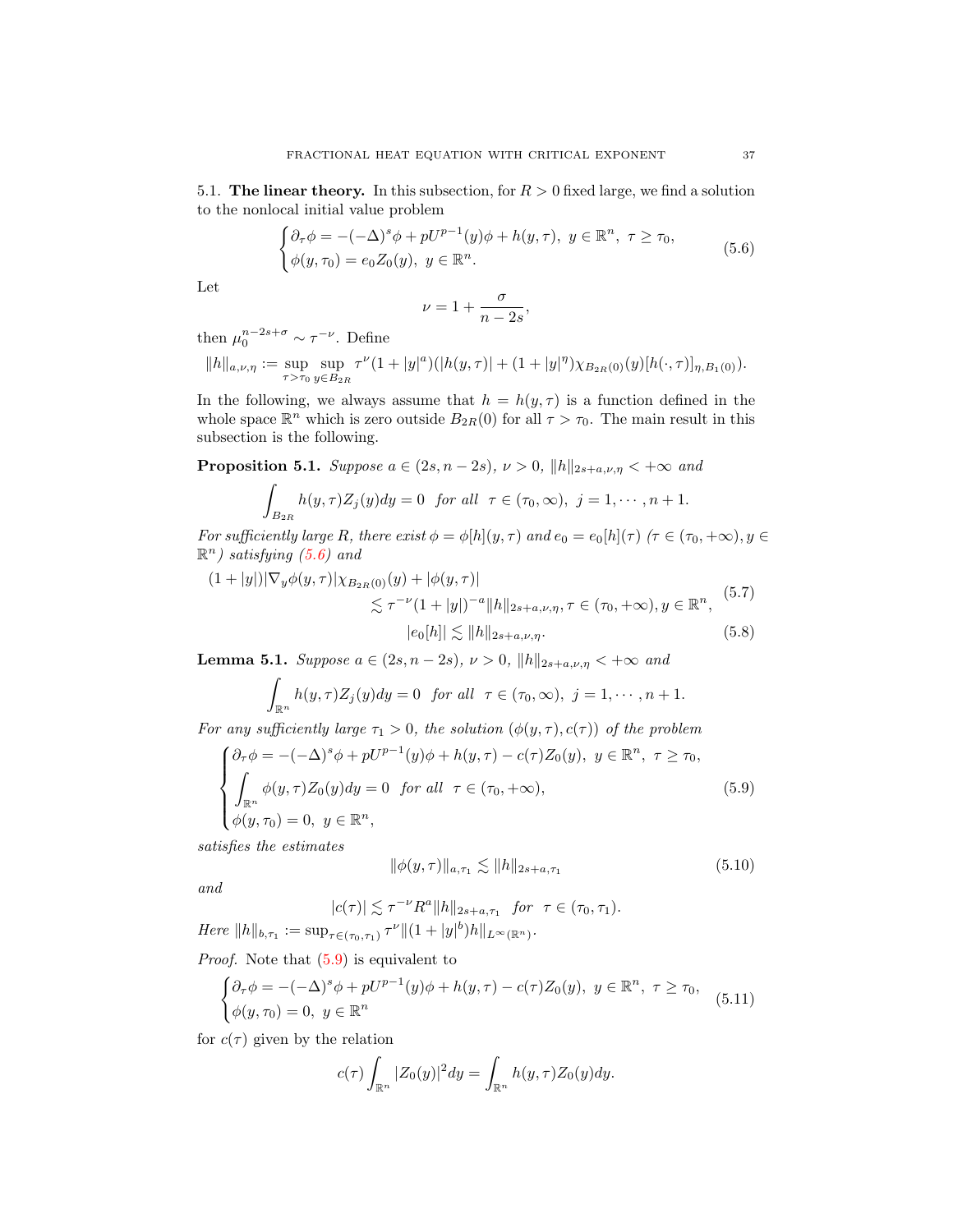**5.1. The linear theory.** In this subsection, for $R > 0$ fixed large, we find a solution to the nonlocal initial value problem

$$
\begin{cases}
\partial_\tau \phi = -(-\Delta)^s \phi + pU^{p-1}(y)\phi + h(y,\tau), \ y \in \mathbb{R}^n, \ \tau \geq \tau_0, \\
\phi(y,\tau_0) = e_0 Z_0(y), \ y \in \mathbb{R}^n.
\end{cases}
\tag{5.6}
$$

Let

$$
\nu = 1 + \frac{\sigma}{n-2s},
$$

then $\mu_0^{n-2s+\sigma} \sim \tau^{-\nu}$. Define

$$
\|h\|_{a,\nu,\eta} := \sup_{\tau>\tau_0} \sup_{y \in B_{2R}} \tau^\nu (1+|y^a|)(|h(y,\tau)| + (1+|y|^\eta)\chi_{B_{2R}(0)}(y)[h(\cdot,\tau)]_{\eta, B_1(0)}).
$$

In the following, we always assume that $h = h(y,\tau)$ is a function defined in the whole space $\mathbb{R}^n$ which is zero outside $B_{2R}(0)$ for all $\tau > \tau_0$. The main result in this subsection is the following.

**Proposition 5.1.** *Suppose $a \in (2s, n-2s)$, $\nu > 0$, $\|h\|_{2s+a,\nu,\eta} < +\infty$ and*

$$
\int_{B_{2R}} h(y,\tau) Z_j(y) dy = 0 \quad \text{for all} \quad \tau \in (\tau_0, \infty), \ j = 1, \cdots, n+1.
$$

*For sufficiently large $R$, there exist $\phi = \phi[h](y,\tau)$ and $e_0 = e_0[h](\tau)$ ($\tau \in (\tau_0, +\infty), y \in \mathbb{R}^n$) satisfying (5.6) and*

$$
\begin{aligned}
(1+|y|)|\nabla_y \phi(y,\tau)|\chi_{B_{2R}(0)}(y) + |\phi(y,\tau)| \\
\lesssim \tau^{-\nu}(1+|y|)^{-a}\|h\|_{2s+a,\nu,\eta}, \tau \in (\tau_0, +\infty), y \in \mathbb{R}^n,
\end{aligned}
\tag{5.7}
$$

$$
|e_0[h]| \lesssim \|h\|_{2s+a,\nu,\eta}. \tag{5.8}
$$

**Lemma 5.1.** *Suppose $a \in (2s, n-2s)$, $\nu > 0$, $\|h\|_{2s+a,\nu,\eta} < +\infty$ and*

$$
\int_{\mathbb{R}^n} h(y,\tau) Z_j(y) dy = 0 \quad \text{for all} \quad \tau \in (\tau_0, \infty), \ j = 1, \cdots, n+1.
$$

*For any sufficiently large $\tau_1 > 0$, the solution $(\phi(y,\tau), c(\tau))$ of the problem*

$$
\begin{cases}
\partial_\tau \phi = -(-\Delta)^s \phi + pU^{p-1}(y)\phi + h(y,\tau) - c(\tau)Z_0(y), \ y \in \mathbb{R}^n, \ \tau \geq \tau_0, \\
\displaystyle\int_{\mathbb{R}^n} \phi(y,\tau) Z_0(y) dy = 0 \quad \text{for all} \quad \tau \in (\tau_0, +\infty), \\
\phi(y,\tau_0) = 0, \ y \in \mathbb{R}^n,
\end{cases}
\tag{5.9}
$$

*satisfies the estimates*

$$
\|\phi(y,\tau)\|_{a,\tau_1} \lesssim \|h\|_{2s+a,\tau_1} \tag{5.10}
$$

*and*

$$
|c(\tau)| \lesssim \tau^{-\nu} R^a \|h\|_{2s+a,\tau_1} \quad \text{for} \quad \tau \in (\tau_0, \tau_1).
$$

*Here* $\|h\|_{b,\tau_1} := \sup_{\tau \in (\tau_0,\tau_1)} \tau^\nu \|(1+|y|^b)h\|_{L^\infty(\mathbb{R}^n)}$.

*Proof.* Note that (5.9) is equivalent to

$$
\begin{cases}
\partial_\tau \phi = -(-\Delta)^s \phi + pU^{p-1}(y)\phi + h(y,\tau) - c(\tau)Z_0(y), \ y \in \mathbb{R}^n, \ \tau \geq \tau_0, \\
\phi(y,\tau_0) = 0, \ y \in \mathbb{R}^n
\end{cases}
\tag{5.11}
$$

for $c(\tau)$ given by the relation

$$
c(\tau) \int_{\mathbb{R}^n} |Z_0(y)|^2 dy = \int_{\mathbb{R}^n} h(y,\tau) Z_0(y) dy.
$$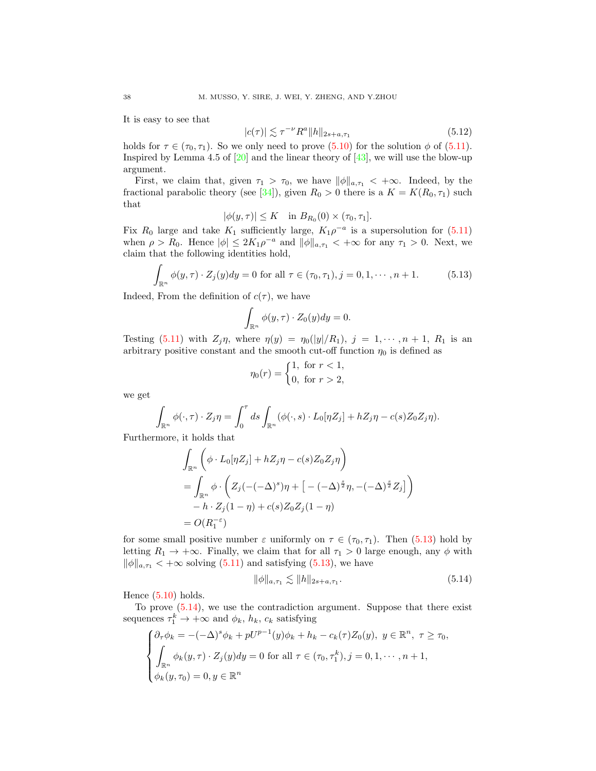It is easy to see that

$$|c(\tau)| \lesssim \tau^{-\nu} R^a \|h\|_{2s+a,\tau_1} \tag{5.12}$$

holds for $\tau \in (\tau_0, \tau_1)$. So we only need to prove (5.10) for the solution $\phi$ of (5.11). Inspired by Lemma 4.5 of [20] and the linear theory of [43], we will use the blow-up argument.

First, we claim that, given $\tau_1 > \tau_0$, we have $\|\phi\|_{a,\tau_1} < +\infty$. Indeed, by the fractional parabolic theory (see [34]), given $R_0 > 0$ there is a $K = K(R_0, \tau_1)$ such that

$$|\phi(y,\tau)| \le K \quad \text{in } B_{R_0}(0) \times (\tau_0, \tau_1].$$

Fix $R_0$ large and take $K_1$ sufficiently large, $K_1 \rho^{-a}$ is a supersolution for (5.11) when $\rho > R_0$. Hence $|\phi| \le 2K_1 \rho^{-a}$ and $\|\phi\|_{a,\tau_1} < +\infty$ for any $\tau_1 > 0$. Next, we claim that the following identities hold,

$$\int_{\mathbb{R}^n} \phi(y,\tau) \cdot Z_j(y) dy = 0 \text{ for all } \tau \in (\tau_0, \tau_1), j = 0, 1, \cdots, n+1. \tag{5.13}$$

Indeed, From the definition of $c(\tau)$, we have

$$\int_{\mathbb{R}^n} \phi(y,\tau) \cdot Z_0(y) dy = 0.$$

Testing (5.11) with $Z_j \eta$, where $\eta(y) = \eta_0(|y|/R_1)$, $j = 1, \cdots, n+1$, $R_1$ is an arbitrary positive constant and the smooth cut-off function $\eta_0$ is defined as

$$\eta_0(r) = \begin{cases} 1, & \text{for } r < 1, \\ 0, & \text{for } r > 2, \end{cases}$$

we get

$$\int_{\mathbb{R}^n} \phi(\cdot,\tau) \cdot Z_j \eta = \int_0^\tau ds \int_{\mathbb{R}^n} (\phi(\cdot,s) \cdot L_0[\eta Z_j] + h Z_j \eta - c(s) Z_0 Z_j \eta).$$

Furthermore, it holds that

$$\begin{aligned}
&\int_{\mathbb{R}^n} \Big( \phi \cdot L_0[\eta Z_j] + h Z_j \eta - c(s) Z_0 Z_j \eta \Big) \\
&= \int_{\mathbb{R}^n} \phi \cdot \Big( Z_j(-(-\Delta)^s)\eta + \big[ -(-\Delta)^{\frac{s}{2}} \eta, -(-\Delta)^{\frac{s}{2}} Z_j \big] \Big) \\
&\quad - h \cdot Z_j (1-\eta) + c(s) Z_0 Z_j (1-\eta) \\
&= O(R_1^{-\varepsilon})
\end{aligned}$$

for some small positive number $\varepsilon$ uniformly on $\tau \in (\tau_0, \tau_1)$. Then (5.13) hold by letting $R_1 \to +\infty$. Finally, we claim that for all $\tau_1 > 0$ large enough, any $\phi$ with $\|\phi\|_{a,\tau_1} < +\infty$ solving (5.11) and satisfying (5.13), we have

$$\|\phi\|_{a,\tau_1} \lesssim \|h\|_{2s+a,\tau_1}. \tag{5.14}$$

Hence (5.10) holds.

To prove (5.14), we use the contradiction argument. Suppose that there exist sequences $\tau_1^k \to +\infty$ and $\phi_k$, $h_k$, $c_k$ satisfying

$$\begin{cases}
\partial_\tau \phi_k = -(-\Delta)^s \phi_k + p U^{p-1}(y) \phi_k + h_k - c_k(\tau) Z_0(y), \ y \in \mathbb{R}^n, \ \tau \ge \tau_0, \\
\displaystyle\int_{\mathbb{R}^n} \phi_k(y,\tau) \cdot Z_j(y) dy = 0 \text{ for all } \tau \in (\tau_0, \tau_1^k), j = 0, 1, \cdots, n+1, \\
\phi_k(y, \tau_0) = 0, y \in \mathbb{R}^n
\end{cases}$$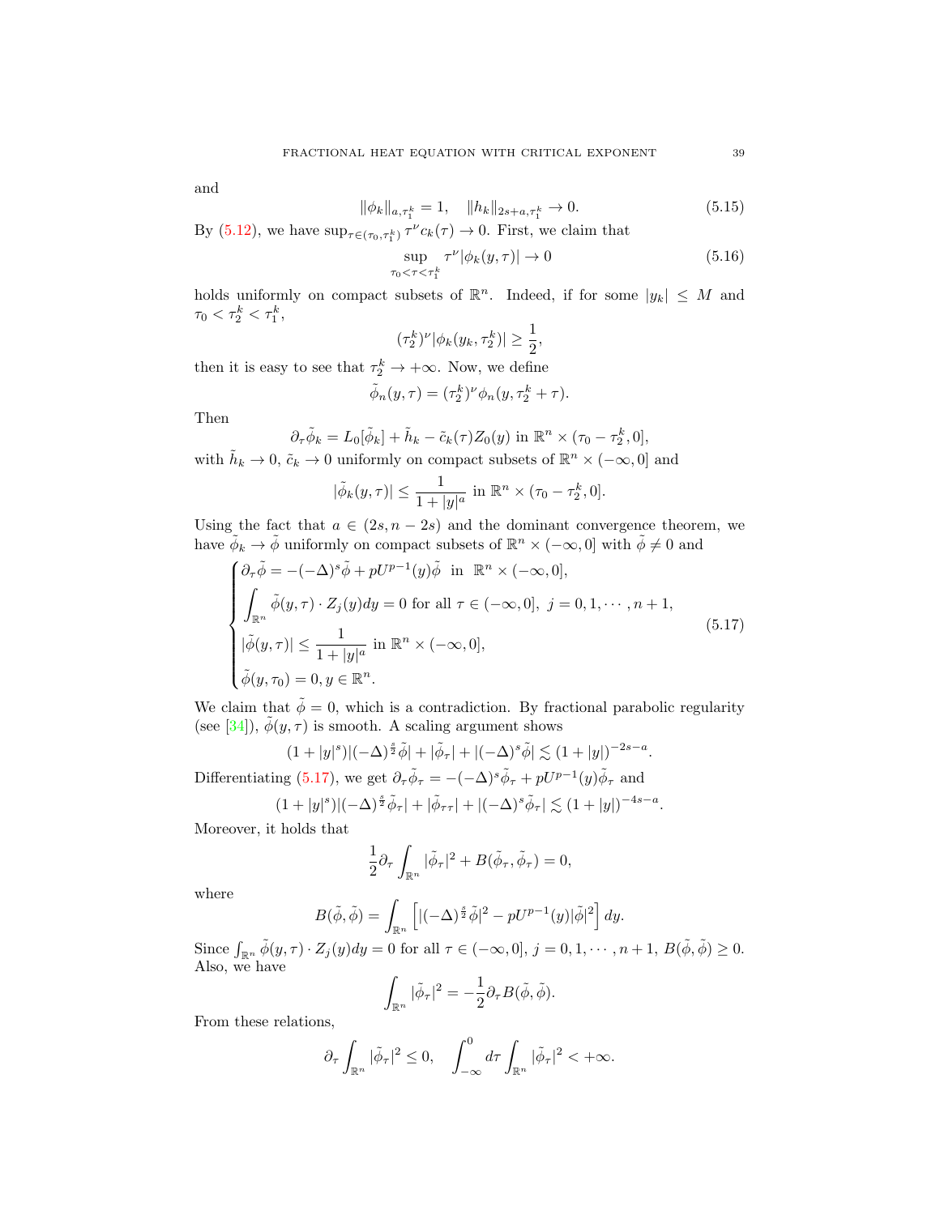and

$$\|\phi_k\|_{a,\tau_1^k} = 1, \quad \|h_k\|_{2s+a,\tau_1^k} \to 0. \tag{5.15}$$

By (5.12), we have $\sup_{\tau\in(\tau_0,\tau_1^k)} \tau^\nu c_k(\tau) \to 0$. First, we claim that

$$\sup_{\tau_0<\tau<\tau_1^k} \tau^\nu |\phi_k(y,\tau)| \to 0 \tag{5.16}$$

holds uniformly on compact subsets of $\mathbb{R}^n$. Indeed, if for some $|y_k| \le M$ and $\tau_0 < \tau_2^k < \tau_1^k$,

$$(\tau_2^k)^\nu |\phi_k(y_k, \tau_2^k)| \ge \frac{1}{2},$$

then it is easy to see that $\tau_2^k \to +\infty$. Now, we define

$$\tilde{\phi}_n(y,\tau) = (\tau_2^k)^\nu \phi_n(y, \tau_2^k + \tau).$$

Then

$$\partial_\tau \tilde{\phi}_k = L_0[\tilde{\phi}_k] + \tilde{h}_k - \tilde{c}_k(\tau) Z_0(y) \text{ in } \mathbb{R}^n \times (\tau_0 - \tau_2^k, 0],$$

with $\tilde{h}_k \to 0$, $\tilde{c}_k \to 0$ uniformly on compact subsets of $\mathbb{R}^n \times (-\infty, 0]$ and

$$|\tilde{\phi}_k(y,\tau)| \le \frac{1}{1+|y|^a} \text{ in } \mathbb{R}^n \times (\tau_0 - \tau_2^k, 0].$$

Using the fact that $a \in (2s, n-2s)$ and the dominant convergence theorem, we have $\tilde{\phi}_k \to \tilde{\phi}$ uniformly on compact subsets of $\mathbb{R}^n \times (-\infty, 0]$ with $\tilde{\phi} \neq 0$ and

$$\begin{cases} \partial_\tau \tilde{\phi} = -(-\Delta)^s \tilde{\phi} + pU^{p-1}(y)\tilde{\phi} \ \text{ in } \ \mathbb{R}^n \times (-\infty, 0], \\ \displaystyle\int_{\mathbb{R}^n} \tilde{\phi}(y,\tau) \cdot Z_j(y) dy = 0 \text{ for all } \tau \in (-\infty, 0], \ j = 0, 1, \cdots, n+1, \\ |\tilde{\phi}(y,\tau)| \le \dfrac{1}{1+|y|^a} \text{ in } \mathbb{R}^n \times (-\infty, 0], \\ \tilde{\phi}(y, \tau_0) = 0, y \in \mathbb{R}^n. \end{cases} \tag{5.17}$$

We claim that $\tilde{\phi} = 0$, which is a contradiction. By fractional parabolic regularity (see [34]), $\tilde{\phi}(y,\tau)$ is smooth. A scaling argument shows

$$(1+|y|^s)|(-\Delta)^{\frac{s}{2}}\tilde{\phi}| + |\tilde{\phi}_\tau| + |(-\Delta)^s \tilde{\phi}| \lesssim (1+|y|)^{-2s-a}.$$

Differentiating (5.17), we get $\partial_\tau \tilde{\phi}_\tau = -(-\Delta)^s \tilde{\phi}_\tau + pU^{p-1}(y)\tilde{\phi}_\tau$ and

$$(1+|y|^s)|(-\Delta)^{\frac{s}{2}}\tilde{\phi}_\tau| + |\tilde{\phi}_{\tau\tau}| + |(-\Delta)^s \tilde{\phi}_\tau| \lesssim (1+|y|)^{-4s-a}.$$

Moreover, it holds that

$$\frac{1}{2}\partial_\tau \int_{\mathbb{R}^n} |\tilde{\phi}_\tau|^2 + B(\tilde{\phi}_\tau, \tilde{\phi}_\tau) = 0,$$

where

$$B(\tilde{\phi}, \tilde{\phi}) = \int_{\mathbb{R}^n} \left[ |(-\Delta)^{\frac{s}{2}}\tilde{\phi}|^2 - pU^{p-1}(y)|\tilde{\phi}|^2 \right] dy.$$

Since $\int_{\mathbb{R}^n} \tilde{\phi}(y,\tau) \cdot Z_j(y) dy = 0$ for all $\tau \in (-\infty, 0]$, $j = 0, 1, \cdots, n+1$, $B(\tilde{\phi}, \tilde{\phi}) \ge 0$. Also, we have

$$\int_{\mathbb{R}^n} |\tilde{\phi}_\tau|^2 = -\frac{1}{2}\partial_\tau B(\tilde{\phi}, \tilde{\phi}).$$

From these relations,

$$\partial_\tau \int_{\mathbb{R}^n} |\tilde{\phi}_\tau|^2 \le 0, \quad \int_{-\infty}^0 d\tau \int_{\mathbb{R}^n} |\tilde{\phi}_\tau|^2 < +\infty.$$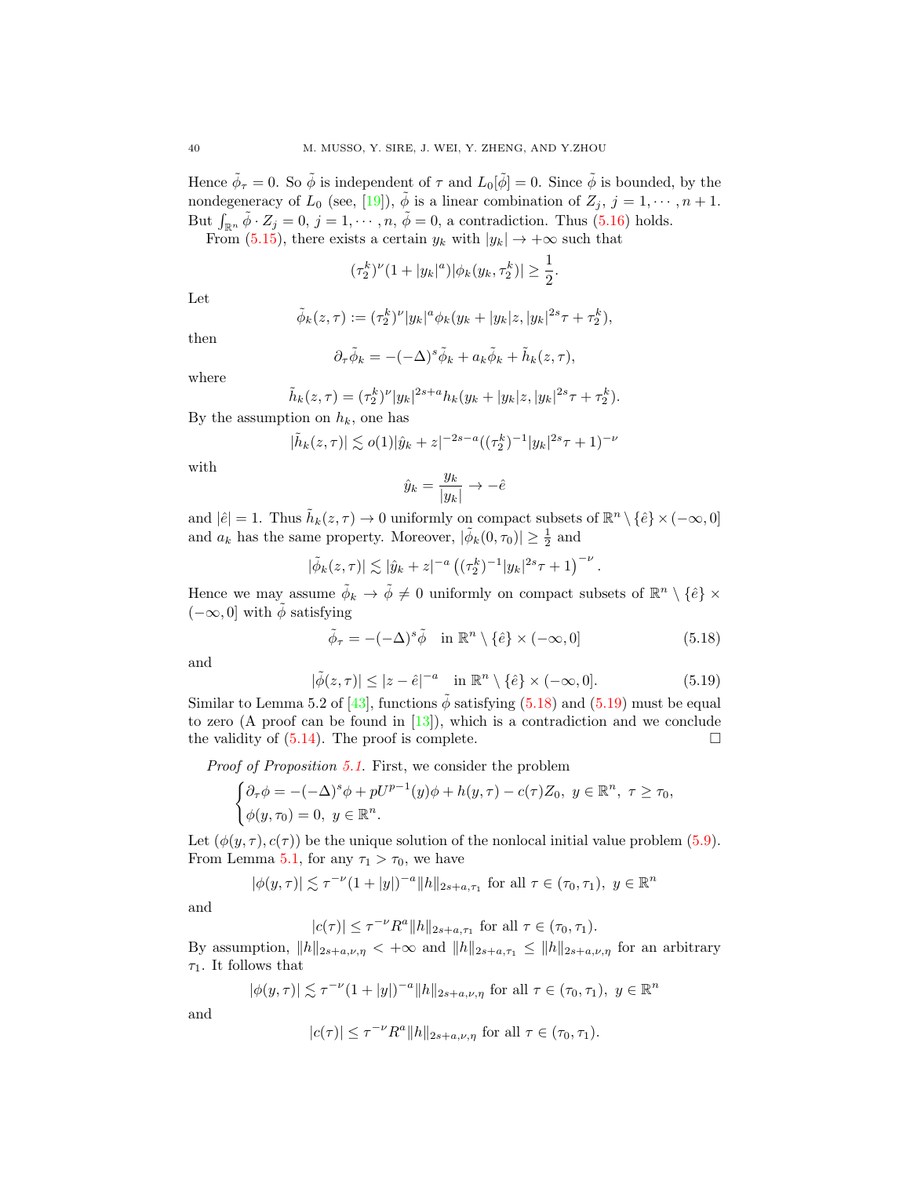Hence $\tilde{\phi}_\tau = 0$. So $\tilde{\phi}$ is independent of $\tau$ and $L_0[\tilde{\phi}] = 0$. Since $\tilde{\phi}$ is bounded, by the nondegeneracy of $L_0$ (see, [19]), $\tilde{\phi}$ is a linear combination of $Z_j$, $j = 1, \cdots, n+1$. But $\int_{\mathbb{R}^n} \tilde{\phi} \cdot Z_j = 0$, $j = 1, \cdots, n$, $\tilde{\phi} = 0$, a contradiction. Thus (5.16) holds.

From (5.15), there exists a certain $y_k$ with $|y_k| \to +\infty$ such that

$$(\tau_2^k)^\nu (1 + |y_k|^a)|\phi_k(y_k, \tau_2^k)| \geq \frac{1}{2}.$$

Let

$$\tilde{\phi}_k(z, \tau) := (\tau_2^k)^\nu |y_k|^a \phi_k(y_k + |y_k| z, |y_k|^{2s}\tau + \tau_2^k),$$

then

$$\partial_\tau \tilde{\phi}_k = -(-\Delta)^s \tilde{\phi}_k + a_k \tilde{\phi}_k + \tilde{h}_k(z, \tau),$$

where

$$\tilde{h}_k(z, \tau) = (\tau_2^k)^\nu |y_k|^{2s+a} h_k(y_k + |y_k| z, |y_k|^{2s}\tau + \tau_2^k).$$

By the assumption on $h_k$, one has

$$|\tilde{h}_k(z, \tau)| \lesssim o(1)|\hat{y}_k + z|^{-2s-a}((\tau_2^k)^{-1}|y_k|^{2s}\tau + 1)^{-\nu}$$

with

$$\hat{y}_k = \frac{y_k}{|y_k|} \to -\hat{e}$$

and $|\hat{e}| = 1$. Thus $\tilde{h}_k(z, \tau) \to 0$ uniformly on compact subsets of $\mathbb{R}^n \setminus \{\hat{e}\} \times (-\infty, 0]$ and $a_k$ has the same property. Moreover, $|\tilde{\phi}_k(0, \tau_0)| \geq \frac{1}{2}$ and

$$|\tilde{\phi}_k(z, \tau)| \lesssim |\hat{y}_k + z|^{-a}\left((\tau_2^k)^{-1}|y_k|^{2s}\tau + 1\right)^{-\nu}.$$

Hence we may assume $\tilde{\phi}_k \to \tilde{\phi} \neq 0$ uniformly on compact subsets of $\mathbb{R}^n \setminus \{\hat{e}\} \times (-\infty, 0]$ with $\tilde{\phi}$ satisfying

$$\tilde{\phi}_\tau = -(-\Delta)^s \tilde{\phi} \quad \text{in } \mathbb{R}^n \setminus \{\hat{e}\} \times (-\infty, 0] \tag{5.18}$$

and

$$|\tilde{\phi}(z, \tau)| \leq |z - \hat{e}|^{-a} \quad \text{in } \mathbb{R}^n \setminus \{\hat{e}\} \times (-\infty, 0]. \tag{5.19}$$

Similar to Lemma 5.2 of [43], functions $\tilde{\phi}$ satisfying (5.18) and (5.19) must be equal to zero (A proof can be found in [13]), which is a contradiction and we conclude the validity of (5.14). The proof is complete. $\square$

*Proof of Proposition 5.1.* First, we consider the problem

$$\begin{cases} \partial_\tau \phi = -(-\Delta)^s \phi + pU^{p-1}(y)\phi + h(y, \tau) - c(\tau) Z_0, \ y \in \mathbb{R}^n, \ \tau \geq \tau_0, \\ \phi(y, \tau_0) = 0, \ y \in \mathbb{R}^n. \end{cases}$$

Let $(\phi(y, \tau), c(\tau))$ be the unique solution of the nonlocal initial value problem (5.9). From Lemma 5.1, for any $\tau_1 > \tau_0$, we have

$$|\phi(y, \tau)| \lesssim \tau^{-\nu}(1 + |y|)^{-a}\|h\|_{2s+a, \tau_1} \text{ for all } \tau \in (\tau_0, \tau_1), \ y \in \mathbb{R}^n$$

and

$$|c(\tau)| \leq \tau^{-\nu} R^a \|h\|_{2s+a, \tau_1} \text{ for all } \tau \in (\tau_0, \tau_1).$$

By assumption, $\|h\|_{2s+a, \nu, \eta} < +\infty$ and $\|h\|_{2s+a, \tau_1} \leq \|h\|_{2s+a, \nu, \eta}$ for an arbitrary $\tau_1$. It follows that

$$|\phi(y, \tau)| \lesssim \tau^{-\nu}(1 + |y|)^{-a}\|h\|_{2s+a, \nu, \eta} \text{ for all } \tau \in (\tau_0, \tau_1), \ y \in \mathbb{R}^n$$

and

$$|c(\tau)| \leq \tau^{-\nu} R^a \|h\|_{2s+a, \nu, \eta} \text{ for all } \tau \in (\tau_0, \tau_1).$$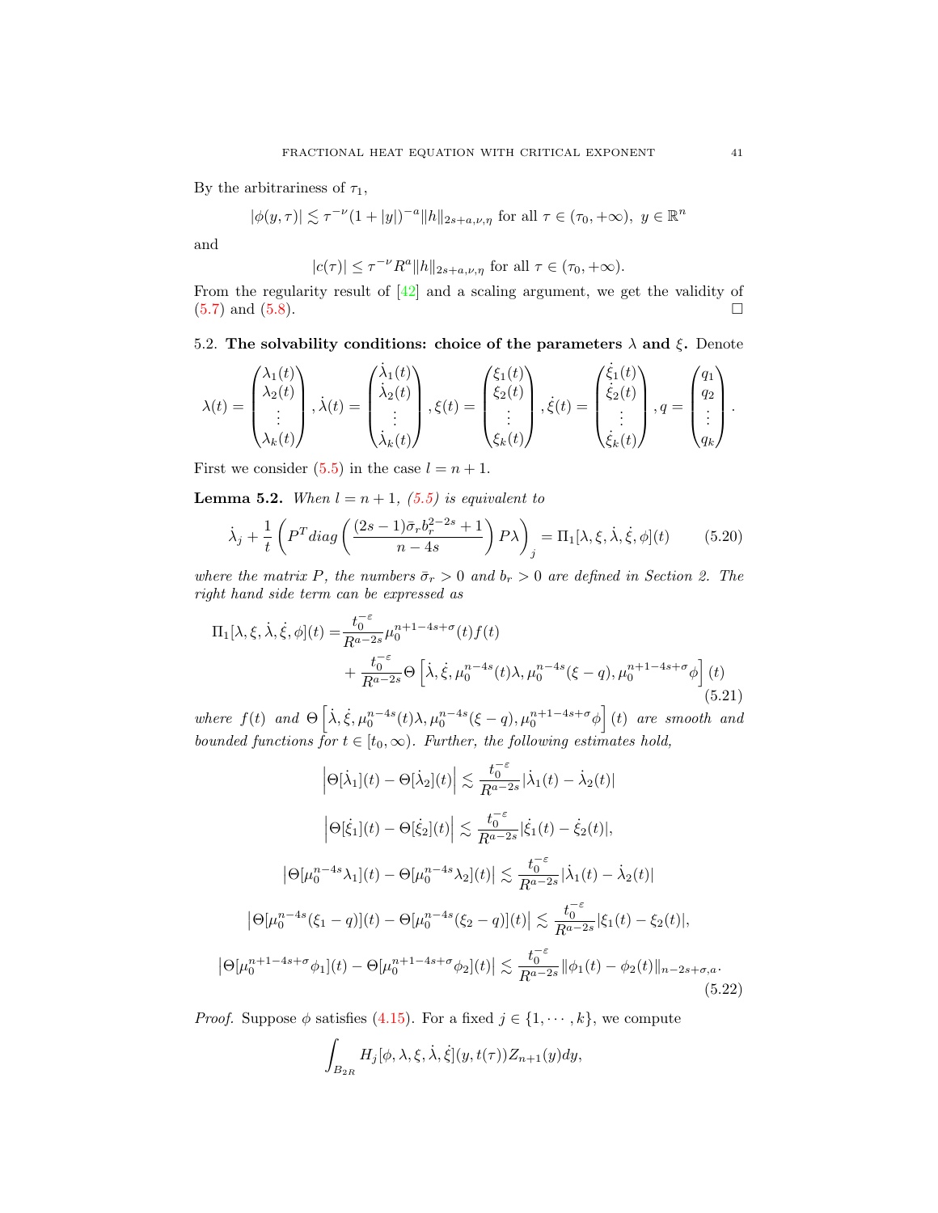By the arbitrariness of $\tau_1$,

$$
|\phi(y,\tau)| \lesssim \tau^{-\nu}(1+|y|)^{-a}\|h\|_{2s+a,\nu,\eta} \text{ for all } \tau \in (\tau_0, +\infty),\ y \in \mathbb{R}^n
$$

and

$$
|c(\tau)| \leq \tau^{-\nu} R^{a} \|h\|_{2s+a,\nu,\eta} \text{ for all } \tau \in (\tau_0, +\infty).
$$

From the regularity result of [42] and a scaling argument, we get the validity of (5.7) and (5.8). $\square$

## 5.2. The solvability conditions: choice of the parameters $\lambda$ and $\xi$.

Denote

$$
\lambda(t) = \begin{pmatrix} \lambda_1(t) \\ \lambda_2(t) \\ \vdots \\ \lambda_k(t) \end{pmatrix}, \dot{\lambda}(t) = \begin{pmatrix} \dot{\lambda}_1(t) \\ \dot{\lambda}_2(t) \\ \vdots \\ \dot{\lambda}_k(t) \end{pmatrix}, \xi(t) = \begin{pmatrix} \xi_1(t) \\ \xi_2(t) \\ \vdots \\ \xi_k(t) \end{pmatrix}, \dot{\xi}(t) = \begin{pmatrix} \dot{\xi}_1(t) \\ \dot{\xi}_2(t) \\ \vdots \\ \dot{\xi}_k(t) \end{pmatrix}, q = \begin{pmatrix} q_1 \\ q_2 \\ \vdots \\ q_k \end{pmatrix}.
$$

First we consider (5.5) in the case $l = n+1$.

**Lemma 5.2.** *When $l = n+1$, (5.5) is equivalent to*

$$
\dot{\lambda}_j + \frac{1}{t}\left(P^T diag\left(\frac{(2s-1)\bar{\sigma}_r b_r^{2-2s}+1}{n-4s}\right) P\lambda\right)_j = \Pi_1[\lambda, \xi, \dot{\lambda}, \dot{\xi}, \phi](t) \tag{5.20}
$$

*where the matrix $P$, the numbers $\bar{\sigma}_r > 0$ and $b_r > 0$ are defined in Section 2. The right hand side term can be expressed as*

$$
\begin{aligned}
\Pi_1[\lambda, \xi, \dot{\lambda}, \dot{\xi}, \phi](t) =& \frac{t_0^{-\varepsilon}}{R^{a-2s}} \mu_0^{n+1-4s+\sigma}(t) f(t) \\
&+ \frac{t_0^{-\varepsilon}}{R^{a-2s}} \Theta\left[\dot{\lambda}, \dot{\xi}, \mu_0^{n-4s}(t)\lambda, \mu_0^{n-4s}(\xi - q), \mu_0^{n+1-4s+\sigma}\phi\right](t)
\end{aligned} \tag{5.21}
$$

*where $f(t)$ and $\Theta\left[\dot{\lambda}, \dot{\xi}, \mu_0^{n-4s}(t)\lambda, \mu_0^{n-4s}(\xi - q), \mu_0^{n+1-4s+\sigma}\phi\right](t)$ are smooth and bounded functions for $t \in [t_0, \infty)$. Further, the following estimates hold,*

$$
\begin{aligned}
\left|\Theta[\dot{\lambda}_1](t) - \Theta[\dot{\lambda}_2](t)\right| &\lesssim \frac{t_0^{-\varepsilon}}{R^{a-2s}} |\dot{\lambda}_1(t) - \dot{\lambda}_2(t)| \\
\left|\Theta[\dot{\xi}_1](t) - \Theta[\dot{\xi}_2](t)\right| &\lesssim \frac{t_0^{-\varepsilon}}{R^{a-2s}} |\dot{\xi}_1(t) - \dot{\xi}_2(t)|, \\
\left|\Theta[\mu_0^{n-4s}\lambda_1](t) - \Theta[\mu_0^{n-4s}\lambda_2](t)\right| &\lesssim \frac{t_0^{-\varepsilon}}{R^{a-2s}} |\dot{\lambda}_1(t) - \dot{\lambda}_2(t)| \\
\left|\Theta[\mu_0^{n-4s}(\xi_1 - q)](t) - \Theta[\mu_0^{n-4s}(\xi_2 - q)](t)\right| &\lesssim \frac{t_0^{-\varepsilon}}{R^{a-2s}} |\xi_1(t) - \xi_2(t)|, \\
\left|\Theta[\mu_0^{n+1-4s+\sigma}\phi_1](t) - \Theta[\mu_0^{n+1-4s+\sigma}\phi_2](t)\right| &\lesssim \frac{t_0^{-\varepsilon}}{R^{a-2s}} \|\phi_1(t) - \phi_2(t)\|_{n-2s+\sigma,a}.
\end{aligned} \tag{5.22}
$$

*Proof.* Suppose $\phi$ satisfies (4.15). For a fixed $j \in \{1, \cdots, k\}$, we compute

$$
\int_{B_{2R}} H_j[\phi, \lambda, \xi, \dot{\lambda}, \dot{\xi}](y, t(\tau)) Z_{n+1}(y) dy,
$$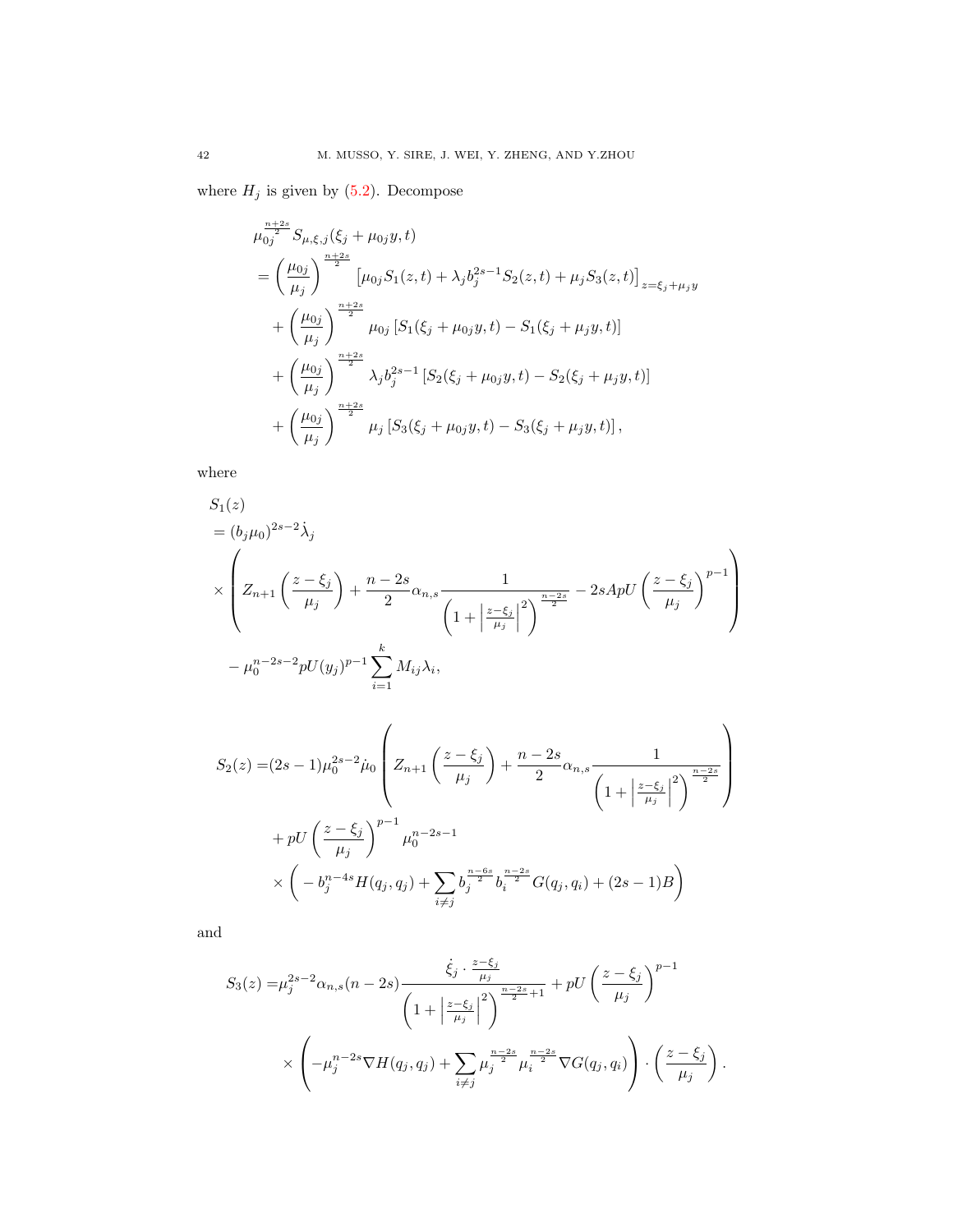where $H_j$ is given by (5.2). Decompose

$$
\begin{aligned}
&\mu_{0j}^{\frac{n+2s}{2}} S_{\mu,\xi,j}(\xi_j+\mu_{0j}y,t)\\
&=\left(\frac{\mu_{0j}}{\mu_j}\right)^{\frac{n+2s}{2}}\left[\mu_{0j}S_1(z,t)+\lambda_j b_j^{2s-1}S_2(z,t)+\mu_j S_3(z,t)\right]_{z=\xi_j+\mu_j y}\\
&\quad+\left(\frac{\mu_{0j}}{\mu_j}\right)^{\frac{n+2s}{2}}\mu_{0j}\left[S_1(\xi_j+\mu_{0j}y,t)-S_1(\xi_j+\mu_j y,t)\right]\\
&\quad+\left(\frac{\mu_{0j}}{\mu_j}\right)^{\frac{n+2s}{2}}\lambda_j b_j^{2s-1}\left[S_2(\xi_j+\mu_{0j}y,t)-S_2(\xi_j+\mu_j y,t)\right]\\
&\quad+\left(\frac{\mu_{0j}}{\mu_j}\right)^{\frac{n+2s}{2}}\mu_j\left[S_3(\xi_j+\mu_{0j}y,t)-S_3(\xi_j+\mu_j y,t)\right],
\end{aligned}
$$

where

$$
\begin{aligned}
&S_1(z)\\
&=(b_j\mu_0)^{2s-2}\dot{\lambda}_j\\
&\times\left(Z_{n+1}\left(\frac{z-\xi_j}{\mu_j}\right)+\frac{n-2s}{2}\alpha_{n,s}\frac{1}{\left(1+\left|\frac{z-\xi_j}{\mu_j}\right|^2\right)^{\frac{n-2s}{2}}}-2sApU\left(\frac{z-\xi_j}{\mu_j}\right)^{p-1}\right)\\
&-\mu_0^{n-2s-2}pU(y_j)^{p-1}\sum_{i=1}^{k}M_{ij}\lambda_i,
\end{aligned}
$$

$$
\begin{aligned}
S_2(z)=&(2s-1)\mu_0^{2s-2}\dot{\mu}_0\left(Z_{n+1}\left(\frac{z-\xi_j}{\mu_j}\right)+\frac{n-2s}{2}\alpha_{n,s}\frac{1}{\left(1+\left|\frac{z-\xi_j}{\mu_j}\right|^2\right)^{\frac{n-2s}{2}}}\right)\\
&+pU\left(\frac{z-\xi_j}{\mu_j}\right)^{p-1}\mu_0^{n-2s-1}\\
&\times\left(-b_j^{n-4s}H(q_j,q_j)+\sum_{i\neq j}b_j^{\frac{n-6s}{2}}b_i^{\frac{n-2s}{2}}G(q_j,q_i)+(2s-1)B\right)
\end{aligned}
$$

and

$$
\begin{aligned}
S_3(z)=&\mu_j^{2s-2}\alpha_{n,s}(n-2s)\frac{\dot{\xi}_j\cdot\frac{z-\xi_j}{\mu_j}}{\left(1+\left|\frac{z-\xi_j}{\mu_j}\right|^2\right)^{\frac{n-2s}{2}+1}}+pU\left(\frac{z-\xi_j}{\mu_j}\right)^{p-1}\\
&\times\left(-\mu_j^{n-2s}\nabla H(q_j,q_j)+\sum_{i\neq j}\mu_j^{\frac{n-2s}{2}}\mu_i^{\frac{n-2s}{2}}\nabla G(q_j,q_i)\right)\cdot\left(\frac{z-\xi_j}{\mu_j}\right).
\end{aligned}
$$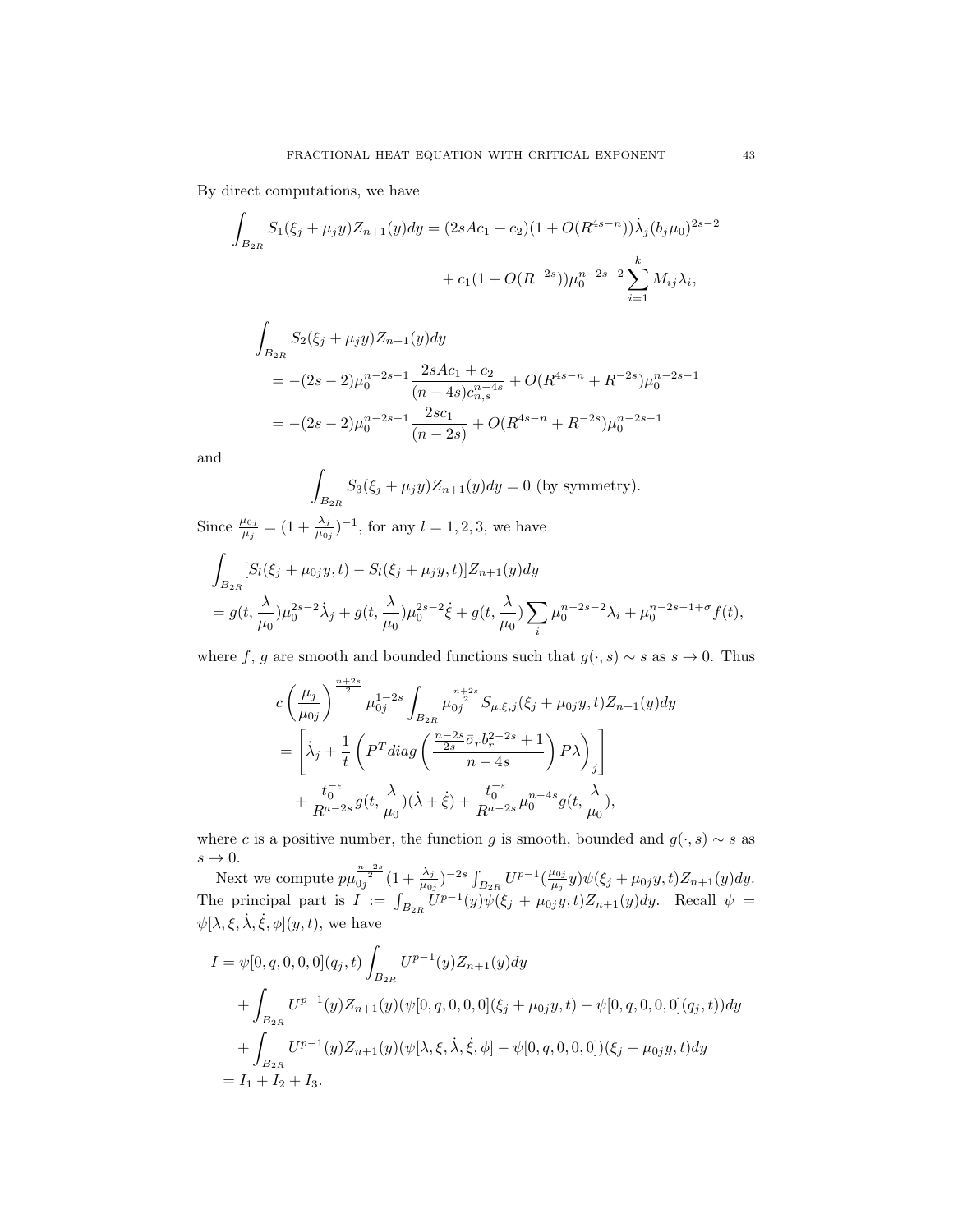By direct computations, we have

$$
\int_{B_{2R}} S_1(\xi_j+\mu_j y)Z_{n+1}(y)dy = (2sAc_1+c_2)(1+O(R^{4s-n}))\dot{\lambda}_j(b_j\mu_0)^{2s-2} + c_1(1+O(R^{-2s}))\mu_0^{n-2s-2}\sum_{i=1}^{k} M_{ij}\lambda_i,
$$

$$
\begin{aligned}
&\int_{B_{2R}} S_2(\xi_j+\mu_j y)Z_{n+1}(y)dy \\
&= -(2s-2)\mu_0^{n-2s-1}\frac{2sAc_1+c_2}{(n-4s)c_{n,s}^{n-4s}} + O(R^{4s-n}+R^{-2s})\mu_0^{n-2s-1} \\
&= -(2s-2)\mu_0^{n-2s-1}\frac{2sc_1}{(n-2s)} + O(R^{4s-n}+R^{-2s})\mu_0^{n-2s-1}
\end{aligned}
$$

and

$$
\int_{B_{2R}} S_3(\xi_j+\mu_j y)Z_{n+1}(y)dy = 0 \text{ (by symmetry)}.
$$

Since $\frac{\mu_{0j}}{\mu_j} = (1+\frac{\lambda_j}{\mu_{0j}})^{-1}$, for any $l=1,2,3$, we have

$$
\begin{aligned}
&\int_{B_{2R}} [S_l(\xi_j+\mu_{0j}y,t) - S_l(\xi_j+\mu_j y,t)]Z_{n+1}(y)dy \\
&= g(t,\frac{\lambda}{\mu_0})\mu_0^{2s-2}\dot{\lambda}_j + g(t,\frac{\lambda}{\mu_0})\mu_0^{2s-2}\dot{\xi} + g(t,\frac{\lambda}{\mu_0})\sum_i \mu_0^{n-2s-2}\lambda_i + \mu_0^{n-2s-1+\sigma}f(t),
\end{aligned}
$$

where $f$, $g$ are smooth and bounded functions such that $g(\cdot,s)\sim s$ as $s\to 0$. Thus

$$
\begin{aligned}
&c\left(\frac{\mu_j}{\mu_{0j}}\right)^{\frac{n+2s}{2}}\mu_{0j}^{1-2s}\int_{B_{2R}} \mu_{0j}^{\frac{n+2s}{2}} S_{\mu,\xi,j}(\xi_j+\mu_{0j}y,t)Z_{n+1}(y)dy \\
&= \left[\dot{\lambda}_j + \frac{1}{t}\left(P^T diag\left(\frac{\frac{n-2s}{2s}\bar{\sigma}_r b_r^{2-2s}+1}{n-4s}\right)P\lambda\right)_j\right] \\
&\quad + \frac{t_0^{-\varepsilon}}{R^{a-2s}}g(t,\frac{\lambda}{\mu_0})(\dot{\lambda}+\dot{\xi}) + \frac{t_0^{-\varepsilon}}{R^{a-2s}}\mu_0^{n-4s}g(t,\frac{\lambda}{\mu_0}),
\end{aligned}
$$

where $c$ is a positive number, the function $g$ is smooth, bounded and $g(\cdot,s)\sim s$ as $s\to 0$.

Next we compute $p\mu_{0j}^{\frac{n-2s}{2}}(1+\frac{\lambda_j}{\mu_{0j}})^{-2s}\int_{B_{2R}} U^{p-1}(\frac{\mu_{0j}}{\mu_j}y)\psi(\xi_j+\mu_{0j}y,t)Z_{n+1}(y)dy$. The principal part is $I := \int_{B_{2R}} U^{p-1}(y)\psi(\xi_j+\mu_{0j}y,t)Z_{n+1}(y)dy$. Recall $\psi = \psi[\lambda,\xi,\dot{\lambda},\dot{\xi},\phi](y,t)$, we have

$$
\begin{aligned}
I &= \psi[0,q,0,0,0](q_j,t)\int_{B_{2R}} U^{p-1}(y)Z_{n+1}(y)dy \\
&\quad + \int_{B_{2R}} U^{p-1}(y)Z_{n+1}(y)(\psi[0,q,0,0,0](\xi_j+\mu_{0j}y,t) - \psi[0,q,0,0,0](q_j,t))dy \\
&\quad + \int_{B_{2R}} U^{p-1}(y)Z_{n+1}(y)(\psi[\lambda,\xi,\dot{\lambda},\dot{\xi},\phi] - \psi[0,q,0,0,0])(\xi_j+\mu_{0j}y,t)dy \\
&= I_1 + I_2 + I_3.
\end{aligned}
$$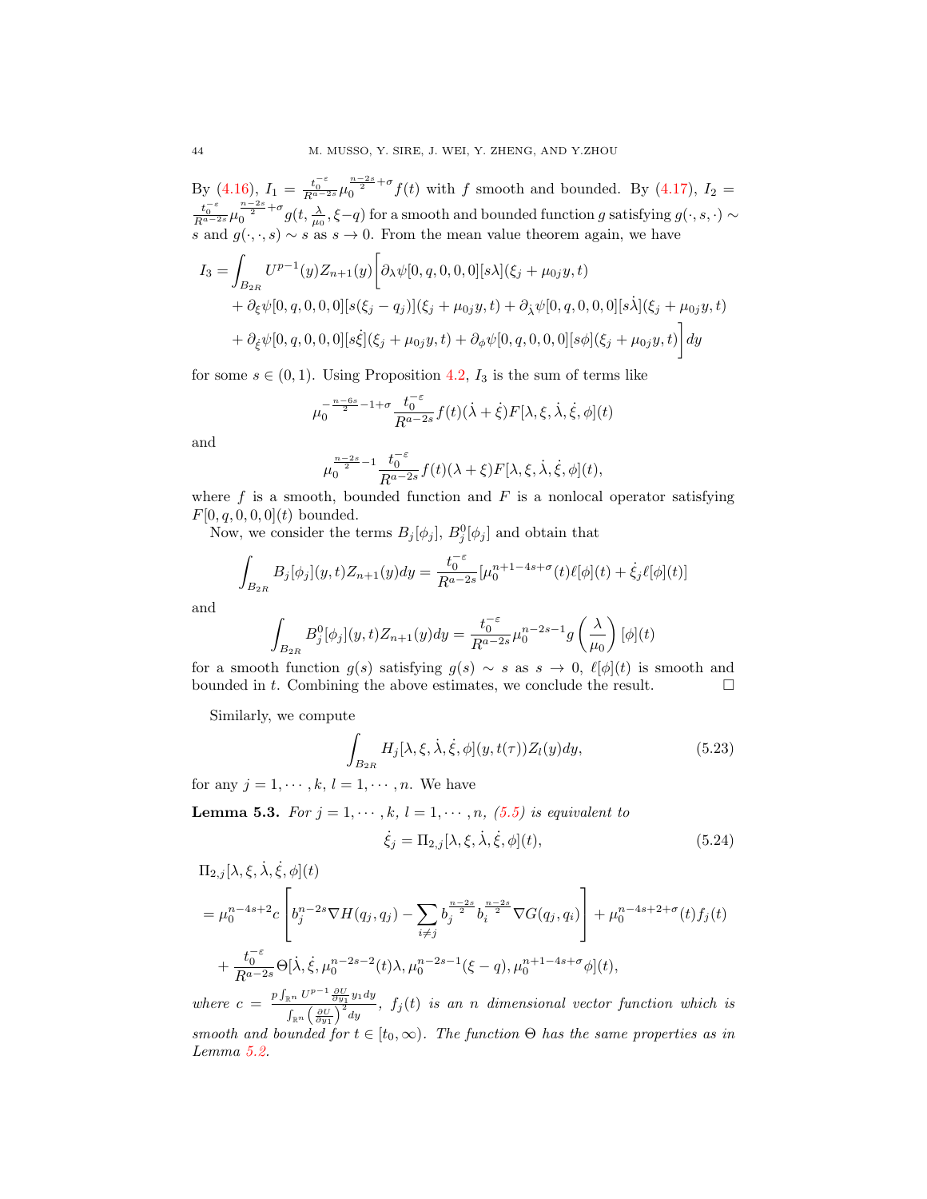By (4.16), $I_1 = \frac{t_0^{-\varepsilon}}{R^{a-2s}}\mu_0^{\frac{n-2s}{2}+\sigma}f(t)$ with $f$ smooth and bounded. By (4.17), $I_2 = \frac{t_0^{-\varepsilon}}{R^{a-2s}}\mu_0^{\frac{n-2s}{2}+\sigma}g(t,\frac{\lambda}{\mu_0},\xi-q)$ for a smooth and bounded function $g$ satisfying $g(\cdot,s,\cdot)\sim s$ and $g(\cdot,\cdot,s)\sim s$ as $s\to 0$. From the mean value theorem again, we have

$$
\begin{aligned}
I_3 = \int_{B_{2R}} U^{p-1}(y)Z_{n+1}(y)\Big[&\partial_\lambda\psi[0,q,0,0,0][s\lambda](\xi_j+\mu_{0j}y,t)\\
&+\partial_\xi\psi[0,q,0,0,0][s(\xi_j-q_j)](\xi_j+\mu_{0j}y,t)+\partial_{\dot\lambda}\psi[0,q,0,0,0][s\dot\lambda](\xi_j+\mu_{0j}y,t)\\
&+\partial_{\dot\xi}\psi[0,q,0,0,0][s\dot\xi](\xi_j+\mu_{0j}y,t)+\partial_\phi\psi[0,q,0,0,0][s\phi](\xi_j+\mu_{0j}y,t)\Big]dy
\end{aligned}
$$

for some $s\in(0,1)$. Using Proposition 4.2, $I_3$ is the sum of terms like

$$
\mu_0^{-\frac{n-6s}{2}-1+\sigma}\frac{t_0^{-\varepsilon}}{R^{a-2s}}f(t)(\dot\lambda+\dot\xi)F[\lambda,\xi,\dot\lambda,\dot\xi,\phi](t)
$$

and

$$
\mu_0^{\frac{n-2s}{2}-1}\frac{t_0^{-\varepsilon}}{R^{a-2s}}f(t)(\lambda+\xi)F[\lambda,\xi,\dot\lambda,\dot\xi,\phi](t),
$$

where $f$ is a smooth, bounded function and $F$ is a nonlocal operator satisfying $F[0,q,0,0,0](t)$ bounded.

Now, we consider the terms $B_j[\phi_j]$, $B_j^0[\phi_j]$ and obtain that

$$
\int_{B_{2R}} B_j[\phi_j](y,t)Z_{n+1}(y)dy = \frac{t_0^{-\varepsilon}}{R^{a-2s}}[\mu_0^{n+1-4s+\sigma}(t)\ell[\phi](t)+\dot\xi_j\ell[\phi](t)]
$$

and

$$
\int_{B_{2R}} B_j^0[\phi_j](y,t)Z_{n+1}(y)dy = \frac{t_0^{-\varepsilon}}{R^{a-2s}}\mu_0^{n-2s-1}g\left(\frac{\lambda}{\mu_0}\right)[\phi](t)
$$

for a smooth function $g(s)$ satisfying $g(s)\sim s$ as $s\to 0$, $\ell[\phi](t)$ is smooth and bounded in $t$. Combining the above estimates, we conclude the result. $\square$

Similarly, we compute

$$
\int_{B_{2R}} H_j[\lambda,\xi,\dot\lambda,\dot\xi,\phi](y,t(\tau))Z_l(y)dy, \tag{5.23}
$$

for any $j=1,\cdots,k$, $l=1,\cdots,n$. We have

**Lemma 5.3.** *For $j=1,\cdots,k$, $l=1,\cdots,n$, (5.5) is equivalent to*

$$
\dot\xi_j = \Pi_{2,j}[\lambda,\xi,\dot\lambda,\dot\xi,\phi](t), \tag{5.24}
$$

$$
\begin{aligned}
&\Pi_{2,j}[\lambda,\xi,\dot\lambda,\dot\xi,\phi](t)\\
&=\mu_0^{n-4s+2}c\left[b_j^{n-2s}\nabla H(q_j,q_j)-\sum_{i\neq j}b_j^{\frac{n-2s}{2}}b_i^{\frac{n-2s}{2}}\nabla G(q_j,q_i)\right]+\mu_0^{n-4s+2+\sigma}(t)f_j(t)\\
&\quad+\frac{t_0^{-\varepsilon}}{R^{a-2s}}\Theta[\dot\lambda,\dot\xi,\mu_0^{n-2s-2}(t)\lambda,\mu_0^{n-2s-1}(\xi-q),\mu_0^{n+1-4s+\sigma}\phi](t),
\end{aligned}
$$

*where $c=\frac{p\int_{\mathbb{R}^n}U^{p-1}\frac{\partial U}{\partial y_1}y_1dy}{\int_{\mathbb{R}^n}\left(\frac{\partial U}{\partial y_1}\right)^2dy}$, $f_j(t)$ is an $n$ dimensional vector function which is smooth and bounded for $t\in[t_0,\infty)$. The function $\Theta$ has the same properties as in Lemma 5.2.*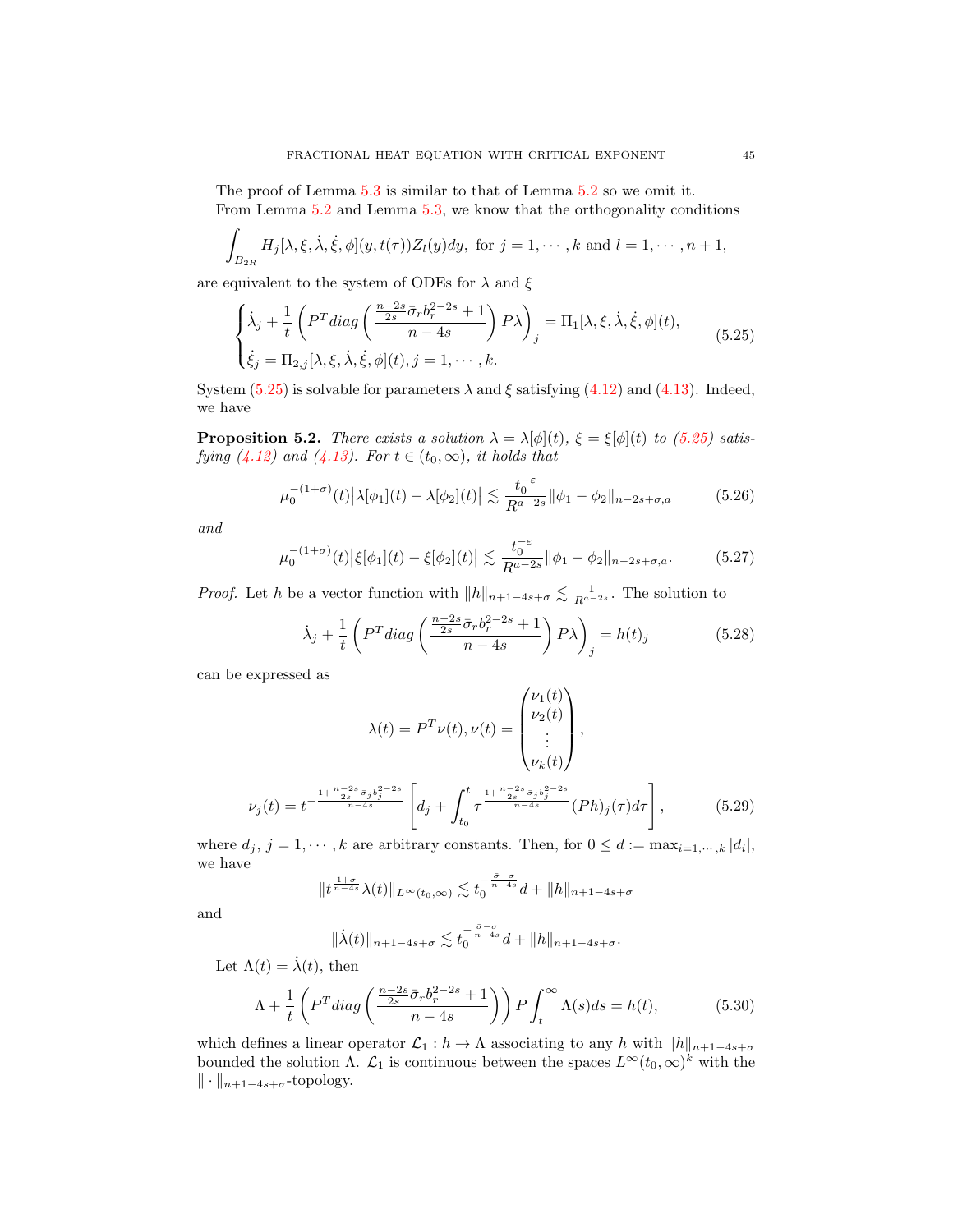The proof of Lemma 5.3 is similar to that of Lemma 5.2 so we omit it.

From Lemma 5.2 and Lemma 5.3, we know that the orthogonality conditions

$$\int_{B_{2R}} H_j[\lambda, \xi, \dot{\lambda}, \dot{\xi}, \phi](y, t(\tau)) Z_l(y) dy, \text{ for } j = 1, \cdots, k \text{ and } l = 1, \cdots, n+1,$$

are equivalent to the system of ODEs for $\lambda$ and $\xi$

$$\begin{cases} \dot{\lambda}_j + \dfrac{1}{t}\left(P^T diag\left(\dfrac{\frac{n-2s}{2s}\bar{\sigma}_r b_r^{2-2s} + 1}{n-4s}\right) P\lambda\right)_j = \Pi_1[\lambda, \xi, \dot{\lambda}, \dot{\xi}, \phi](t), \\ \dot{\xi}_j = \Pi_{2,j}[\lambda, \xi, \dot{\lambda}, \dot{\xi}, \phi](t), j = 1, \cdots, k. \end{cases} \tag{5.25}$$

System (5.25) is solvable for parameters $\lambda$ and $\xi$ satisfying (4.12) and (4.13). Indeed, we have

**Proposition 5.2.** *There exists a solution $\lambda = \lambda[\phi](t)$, $\xi = \xi[\phi](t)$ to (5.25) satisfying (4.12) and (4.13). For $t \in (t_0, \infty)$, it holds that*

$$\mu_0^{-(1+\sigma)}(t)\big|\lambda[\phi_1](t) - \lambda[\phi_2](t)\big| \lesssim \frac{t_0^{-\varepsilon}}{R^{a-2s}} \|\phi_1 - \phi_2\|_{n-2s+\sigma,a} \tag{5.26}$$

*and*

$$\mu_0^{-(1+\sigma)}(t)\big|\xi[\phi_1](t) - \xi[\phi_2](t)\big| \lesssim \frac{t_0^{-\varepsilon}}{R^{a-2s}} \|\phi_1 - \phi_2\|_{n-2s+\sigma,a}. \tag{5.27}$$

*Proof.* Let $h$ be a vector function with $\|h\|_{n+1-4s+\sigma} \lesssim \frac{1}{R^{a-2s}}$. The solution to

$$\dot{\lambda}_j + \frac{1}{t}\left(P^T diag\left(\frac{\frac{n-2s}{2s}\bar{\sigma}_r b_r^{2-2s} + 1}{n-4s}\right) P\lambda\right)_j = h(t)_j \tag{5.28}$$

can be expressed as

$$\lambda(t) = P^T \nu(t), \nu(t) = \begin{pmatrix} \nu_1(t) \\ \nu_2(t) \\ \vdots \\ \nu_k(t) \end{pmatrix},$$

$$\nu_j(t) = t^{-\frac{1+\frac{n-2s}{2s}\bar{\sigma}_j b_j^{2-2s}}{n-4s}} \left[d_j + \int_{t_0}^t \tau^{\frac{1+\frac{n-2s}{2s}\bar{\sigma}_j b_j^{2-2s}}{n-4s}} (Ph)_j(\tau) d\tau\right], \tag{5.29}$$

where $d_j$, $j = 1, \cdots, k$ are arbitrary constants. Then, for $0 \leq d := \max_{i=1,\cdots,k} |d_i|$, we have

$$\|t^{\frac{1+\sigma}{n-4s}} \lambda(t)\|_{L^\infty(t_0,\infty)} \lesssim t_0^{-\frac{\bar{\sigma}-\sigma}{n-4s}} d + \|h\|_{n+1-4s+\sigma}$$

and

$$\|\dot{\lambda}(t)\|_{n+1-4s+\sigma} \lesssim t_0^{-\frac{\bar{\sigma}-\sigma}{n-4s}} d + \|h\|_{n+1-4s+\sigma}.$$

Let $\Lambda(t) = \dot{\lambda}(t)$, then

$$\Lambda + \frac{1}{t}\left(P^T diag\left(\frac{\frac{n-2s}{2s}\bar{\sigma}_r b_r^{2-2s} + 1}{n-4s}\right)\right) P \int_t^\infty \Lambda(s) ds = h(t), \tag{5.30}$$

which defines a linear operator $\mathcal{L}_1 : h \to \Lambda$ associating to any $h$ with $\|h\|_{n+1-4s+\sigma}$ bounded the solution $\Lambda$. $\mathcal{L}_1$ is continuous between the spaces $L^\infty(t_0, \infty)^k$ with the $\|\cdot\|_{n+1-4s+\sigma}$-topology.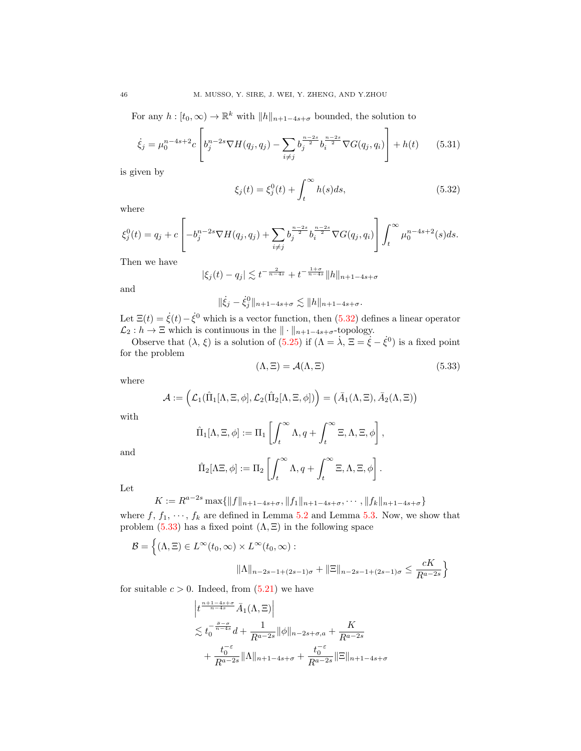For any $h : [t_0, \infty) \to \mathbb{R}^k$ with $\|h\|_{n+1-4s+\sigma}$ bounded, the solution to

$$\dot{\xi}_j = \mu_0^{n-4s+2} c \left[ b_j^{n-2s} \nabla H(q_j, q_j) - \sum_{i \neq j} b_j^{\frac{n-2s}{2}} b_i^{\frac{n-2s}{2}} \nabla G(q_j, q_i) \right] + h(t) \tag{5.31}$$

is given by

$$\xi_j(t) = \xi_j^0(t) + \int_t^\infty h(s) ds, \tag{5.32}$$

where

$$\xi_j^0(t) = q_j + c \left[ -b_j^{n-2s} \nabla H(q_j, q_j) + \sum_{i \neq j} b_j^{\frac{n-2s}{2}} b_i^{\frac{n-2s}{2}} \nabla G(q_j, q_i) \right] \int_t^\infty \mu_0^{n-4s+2}(s) ds.$$

Then we have

$$|\xi_j(t) - q_j| \lesssim t^{-\frac{2}{n-4s}} + t^{-\frac{1+\sigma}{n-4s}} \|h\|_{n+1-4s+\sigma}$$

and

$$\|\dot{\xi}_j - \dot{\xi}_j^0\|_{n+1-4s+\sigma} \lesssim \|h\|_{n+1-4s+\sigma}.$$

Let $\Xi(t) = \dot{\xi}(t) - \dot{\xi}^0$ which is a vector function, then (5.32) defines a linear operator $\mathcal{L}_2 : h \to \Xi$ which is continuous in the $\| \cdot \|_{n+1-4s+\sigma}$-topology.

Observe that $(\lambda, \xi)$ is a solution of (5.25) if $(\Lambda = \dot{\lambda}, \, \Xi = \dot{\xi} - \dot{\xi}^0)$ is a fixed point for the problem

$$(\Lambda, \Xi) = \mathcal{A}(\Lambda, \Xi) \tag{5.33}$$

where

$$\mathcal{A} := \left( \mathcal{L}_1(\hat{\Pi}_1[\Lambda, \Xi, \phi], \mathcal{L}_2(\hat{\Pi}_2[\Lambda, \Xi, \phi]) \right) = \left( \bar{A}_1(\Lambda, \Xi), \bar{A}_2(\Lambda, \Xi) \right)$$

with

$$\hat{\Pi}_1[\Lambda, \Xi, \phi] := \Pi_1 \left[ \int_t^\infty \Lambda, q + \int_t^\infty \Xi, \Lambda, \Xi, \phi \right],$$

and

$$\hat{\Pi}_2[\Lambda \Xi, \phi] := \Pi_2 \left[ \int_t^\infty \Lambda, q + \int_t^\infty \Xi, \Lambda, \Xi, \phi \right].$$

Let

$$K := R^{a-2s} \max\{\|f\|_{n+1-4s+\sigma}, \|f_1\|_{n+1-4s+\sigma}, \cdots, \|f_k\|_{n+1-4s+\sigma}\}$$

where $f$, $f_1$, $\cdots$, $f_k$ are defined in Lemma 5.2 and Lemma 5.3. Now, we show that problem (5.33) has a fixed point $(\Lambda, \Xi)$ in the following space

$$\mathcal{B} = \Big\{ (\Lambda, \Xi) \in L^\infty(t_0, \infty) \times L^\infty(t_0, \infty) : \\ \|\Lambda\|_{n-2s-1+(2s-1)\sigma} + \|\Xi\|_{n-2s-1+(2s-1)\sigma} \leq \frac{cK}{R^{a-2s}} \Big\}$$

for suitable $c > 0$. Indeed, from (5.21) we have

$$\begin{aligned}
&\left| t^{\frac{n+1-4s+\sigma}{n-4s}} \bar{A}_1(\Lambda, \Xi) \right| \\
&\lesssim t_0^{-\frac{\bar{\sigma}-\sigma}{n-4s}} d + \frac{1}{R^{a-2s}} \|\phi\|_{n-2s+\sigma, a} + \frac{K}{R^{a-2s}} \\
&\quad + \frac{t_0^{-\varepsilon}}{R^{a-2s}} \|\Lambda\|_{n+1-4s+\sigma} + \frac{t_0^{-\varepsilon}}{R^{a-2s}} \|\Xi\|_{n+1-4s+\sigma}
\end{aligned}$$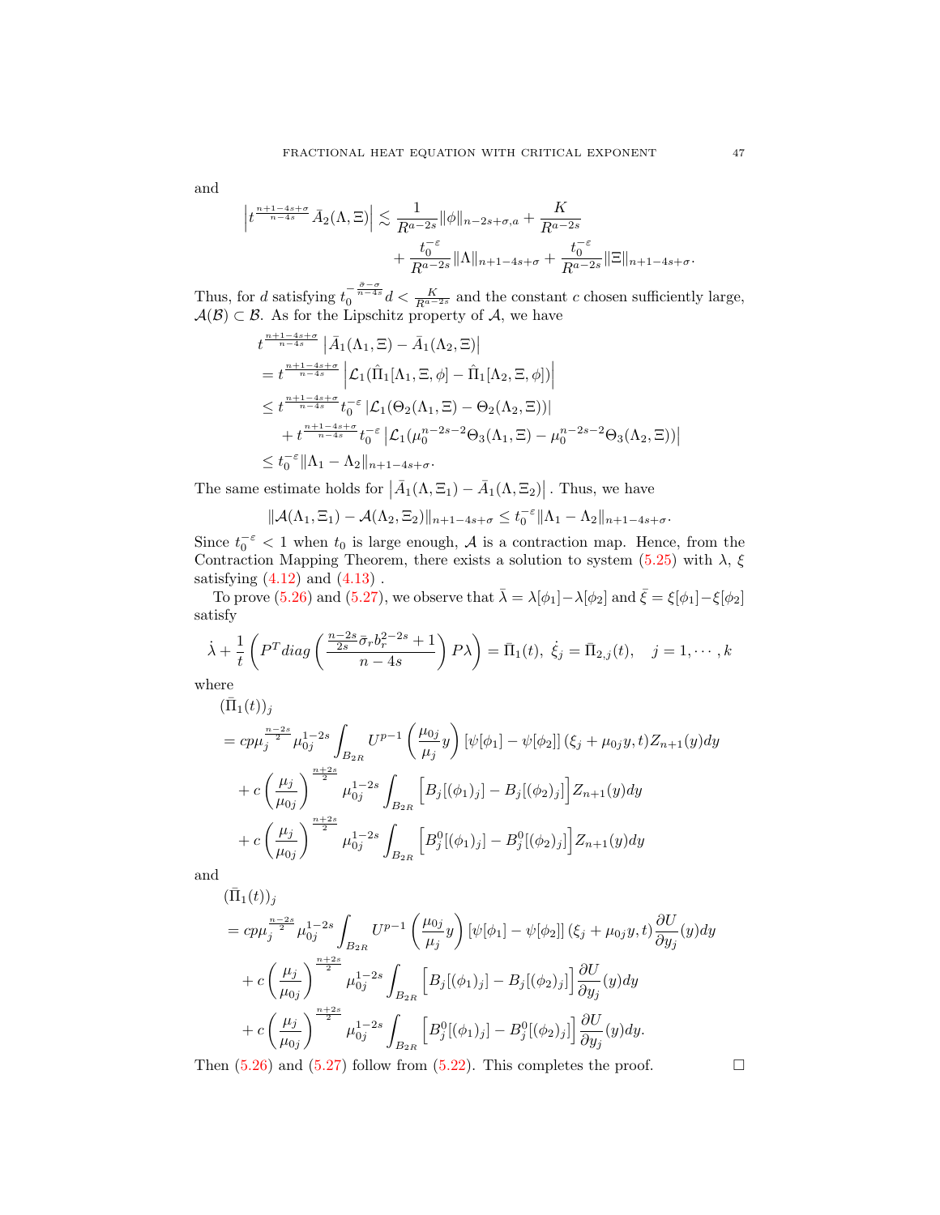and

$$\left| t^{\frac{n+1-4s+\sigma}{n-4s}} \bar{A}_2(\Lambda, \Xi) \right| \lesssim \frac{1}{R^{a-2s}} \|\phi\|_{n-2s+\sigma,a} + \frac{K}{R^{a-2s}} + \frac{t_0^{-\varepsilon}}{R^{a-2s}} \|\Lambda\|_{n+1-4s+\sigma} + \frac{t_0^{-\varepsilon}}{R^{a-2s}} \|\Xi\|_{n+1-4s+\sigma}.$$

Thus, for $d$ satisfying $t_0^{-\frac{\tilde{\sigma}-\sigma}{n-4s}} d < \frac{K}{R^{a-2s}}$ and the constant $c$ chosen sufficiently large, $\mathcal{A}(\mathcal{B}) \subset \mathcal{B}$. As for the Lipschitz property of $\mathcal{A}$, we have

$$\begin{aligned}
& t^{\frac{n+1-4s+\sigma}{n-4s}} \left| \bar{A}_1(\Lambda_1, \Xi) - \bar{A}_1(\Lambda_2, \Xi) \right| \\
&= t^{\frac{n+1-4s+\sigma}{n-4s}} \left| \mathcal{L}_1(\hat{\Pi}_1[\Lambda_1, \Xi, \phi] - \hat{\Pi}_1[\Lambda_2, \Xi, \phi]) \right| \\
&\leq t^{\frac{n+1-4s+\sigma}{n-4s}} t_0^{-\varepsilon} \left| \mathcal{L}_1(\Theta_2(\Lambda_1, \Xi) - \Theta_2(\Lambda_2, \Xi)) \right| \\
&\quad + t^{\frac{n+1-4s+\sigma}{n-4s}} t_0^{-\varepsilon} \left| \mathcal{L}_1(\mu_0^{n-2s-2} \Theta_3(\Lambda_1, \Xi) - \mu_0^{n-2s-2} \Theta_3(\Lambda_2, \Xi)) \right| \\
&\leq t_0^{-\varepsilon} \|\Lambda_1 - \Lambda_2\|_{n+1-4s+\sigma}.
\end{aligned}$$

The same estimate holds for $\left| \bar{A}_1(\Lambda, \Xi_1) - \bar{A}_1(\Lambda, \Xi_2) \right|$. Thus, we have

$$\|\mathcal{A}(\Lambda_1, \Xi_1) - \mathcal{A}(\Lambda_2, \Xi_2)\|_{n+1-4s+\sigma} \leq t_0^{-\varepsilon} \|\Lambda_1 - \Lambda_2\|_{n+1-4s+\sigma}.$$

Since $t_0^{-\varepsilon} < 1$ when $t_0$ is large enough, $\mathcal{A}$ is a contraction map. Hence, from the Contraction Mapping Theorem, there exists a solution to system (5.25) with $\lambda$, $\xi$ satisfying (4.12) and (4.13) .

To prove (5.26) and (5.27), we observe that $\bar{\lambda} = \lambda[\phi_1] - \lambda[\phi_2]$ and $\bar{\xi} = \xi[\phi_1] - \xi[\phi_2]$ satisfy

$$\dot{\lambda} + \frac{1}{t} \left( P^T diag \left( \frac{\frac{n-2s}{2s} \bar{\sigma}_r b_r^{2-2s} + 1}{n-4s} \right) P \lambda \right) = \bar{\Pi}_1(t), \ \dot{\xi}_j = \bar{\Pi}_{2,j}(t), \quad j = 1, \cdots, k$$

where

$$\begin{aligned}
& (\bar{\Pi}_1(t))_j \\
&= cp\mu_j^{\frac{n-2s}{2}} \mu_{0j}^{1-2s} \int_{B_{2R}} U^{p-1} \left( \frac{\mu_{0j}}{\mu_j} y \right) [\psi[\phi_1] - \psi[\phi_2]] (\xi_j + \mu_{0j} y, t) Z_{n+1}(y) dy \\
&\quad + c \left( \frac{\mu_j}{\mu_{0j}} \right)^{\frac{n+2s}{2}} \mu_{0j}^{1-2s} \int_{B_{2R}} \left[ B_j[(\phi_1)_j] - B_j[(\phi_2)_j] \right] Z_{n+1}(y) dy \\
&\quad + c \left( \frac{\mu_j}{\mu_{0j}} \right)^{\frac{n+2s}{2}} \mu_{0j}^{1-2s} \int_{B_{2R}} \left[ B_j^0[(\phi_1)_j] - B_j^0[(\phi_2)_j] \right] Z_{n+1}(y) dy
\end{aligned}$$

and

$$\begin{aligned}
& (\bar{\Pi}_1(t))_j \\
&= cp\mu_j^{\frac{n-2s}{2}} \mu_{0j}^{1-2s} \int_{B_{2R}} U^{p-1} \left( \frac{\mu_{0j}}{\mu_j} y \right) [\psi[\phi_1] - \psi[\phi_2]] (\xi_j + \mu_{0j} y, t) \frac{\partial U}{\partial y_j}(y) dy \\
&\quad + c \left( \frac{\mu_j}{\mu_{0j}} \right)^{\frac{n+2s}{2}} \mu_{0j}^{1-2s} \int_{B_{2R}} \left[ B_j[(\phi_1)_j] - B_j[(\phi_2)_j] \right] \frac{\partial U}{\partial y_j}(y) dy \\
&\quad + c \left( \frac{\mu_j}{\mu_{0j}} \right)^{\frac{n+2s}{2}} \mu_{0j}^{1-2s} \int_{B_{2R}} \left[ B_j^0[(\phi_1)_j] - B_j^0[(\phi_2)_j] \right] \frac{\partial U}{\partial y_j}(y) dy.
\end{aligned}$$

Then (5.26) and (5.27) follow from (5.22). This completes the proof. $\square$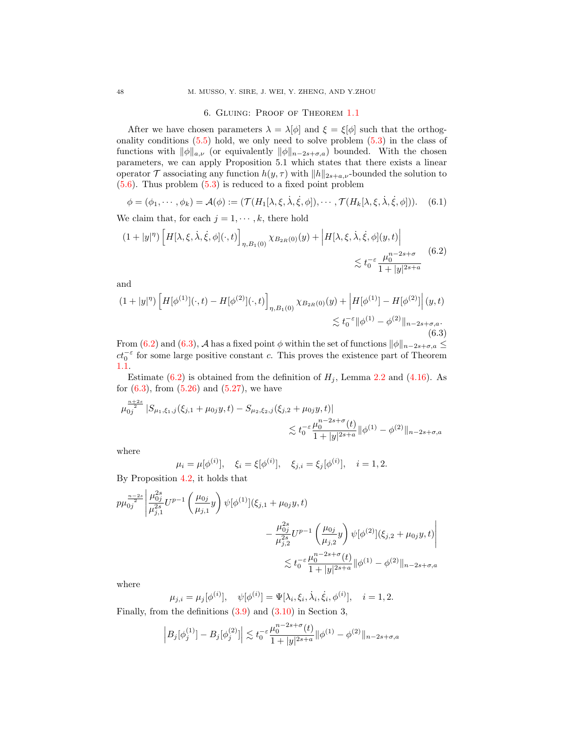## 6. Gluing: Proof of Theorem 1.1

After we have chosen parameters $\lambda = \lambda[\phi]$ and $\xi = \xi[\phi]$ such that the orthogonality conditions (5.5) hold, we only need to solve problem (5.3) in the class of functions with $\|\phi\|_{a,\nu}$ (or equivalently $\|\phi\|_{n-2s+\sigma,a}$) bounded. With the chosen parameters, we can apply Proposition 5.1 which states that there exists a linear operator $\mathcal{T}$ associating any function $h(y,\tau)$ with $\|h\|_{2s+a,\nu}$-bounded the solution to (5.6). Thus problem (5.3) is reduced to a fixed point problem

$$\phi = (\phi_1, \cdots, \phi_k) = \mathcal{A}(\phi) := (\mathcal{T}(H_1[\lambda, \xi, \dot{\lambda}, \dot{\xi}, \phi]), \cdots, \mathcal{T}(H_k[\lambda, \xi, \dot{\lambda}, \dot{\xi}, \phi])). \tag{6.1}$$

We claim that, for each $j = 1, \cdots, k$, there hold

$$(1+|y|^{\eta}) \left[H[\lambda, \xi, \dot{\lambda}, \dot{\xi}, \phi](\cdot, t)\right]_{\eta, B_1(0)} \chi_{B_{2R}(0)}(y) + \left|H[\lambda, \xi, \dot{\lambda}, \dot{\xi}, \phi](y,t)\right| \lesssim t_0^{-\varepsilon} \frac{\mu_0^{n-2s+\sigma}}{1+|y|^{2s+a}} \tag{6.2}$$

and

$$(1+|y|^{\eta}) \left[H[\phi^{(1)}](\cdot, t) - H[\phi^{(2)}](\cdot, t)\right]_{\eta, B_1(0)} \chi_{B_{2R}(0)}(y) + \left|H[\phi^{(1)}] - H[\phi^{(2)}]\right|(y,t) \lesssim t_0^{-\varepsilon} \|\phi^{(1)} - \phi^{(2)}\|_{n-2s+\sigma,a}. \tag{6.3}$$

From (6.2) and (6.3), $\mathcal{A}$ has a fixed point $\phi$ within the set of functions $\|\phi\|_{n-2s+\sigma,a} \le ct_0^{-\varepsilon}$ for some large positive constant $c$. This proves the existence part of Theorem 1.1.

Estimate (6.2) is obtained from the definition of $H_j$, Lemma 2.2 and (4.16). As for (6.3), from (5.26) and (5.27), we have

$$\mu_{0j}^{\frac{n+2s}{2}} \left|S_{\mu_1,\xi_1,j}(\xi_{j,1} + \mu_{0j}y, t) - S_{\mu_2,\xi_2,j}(\xi_{j,2} + \mu_{0j}y, t)\right| \lesssim t_0^{-\varepsilon} \frac{\mu_0^{n-2s+\sigma}(t)}{1+|y|^{2s+a}} \|\phi^{(1)} - \phi^{(2)}\|_{n-2s+\sigma,a}$$

where

$$\mu_i = \mu[\phi^{(i)}], \quad \xi_i = \xi[\phi^{(i)}], \quad \xi_{j,i} = \xi_j[\phi^{(i)}], \quad i = 1, 2.$$

By Proposition 4.2, it holds that

$$p\mu_{0j}^{\frac{n-2s}{2}} \left| \frac{\mu_{0j}^{2s}}{\mu_{j,1}^{2s}} U^{p-1}\left(\frac{\mu_{0j}}{\mu_{j,1}} y\right) \psi[\phi^{(1)}](\xi_{j,1} + \mu_{0j}y, t) - \frac{\mu_{0j}^{2s}}{\mu_{j,2}^{2s}} U^{p-1}\left(\frac{\mu_{0j}}{\mu_{j,2}} y\right) \psi[\phi^{(2)}](\xi_{j,2} + \mu_{0j}y, t) \right| \lesssim t_0^{-\varepsilon} \frac{\mu_0^{n-2s+\sigma}(t)}{1+|y|^{2s+a}} \|\phi^{(1)} - \phi^{(2)}\|_{n-2s+\sigma,a}$$

where

$$\mu_{j,i} = \mu_j[\phi^{(i)}], \quad \psi[\phi^{(i)}] = \Psi[\lambda_i, \xi_i, \dot{\lambda}_i, \dot{\xi}_i, \phi^{(i)}], \quad i = 1, 2.$$

Finally, from the definitions (3.9) and (3.10) in Section 3,

$$\left|B_j[\phi_j^{(1)}] - B_j[\phi_j^{(2)}]\right| \lesssim t_0^{-\varepsilon} \frac{\mu_0^{n-2s+\sigma}(t)}{1+|y|^{2s+a}} \|\phi^{(1)} - \phi^{(2)}\|_{n-2s+\sigma,a}$$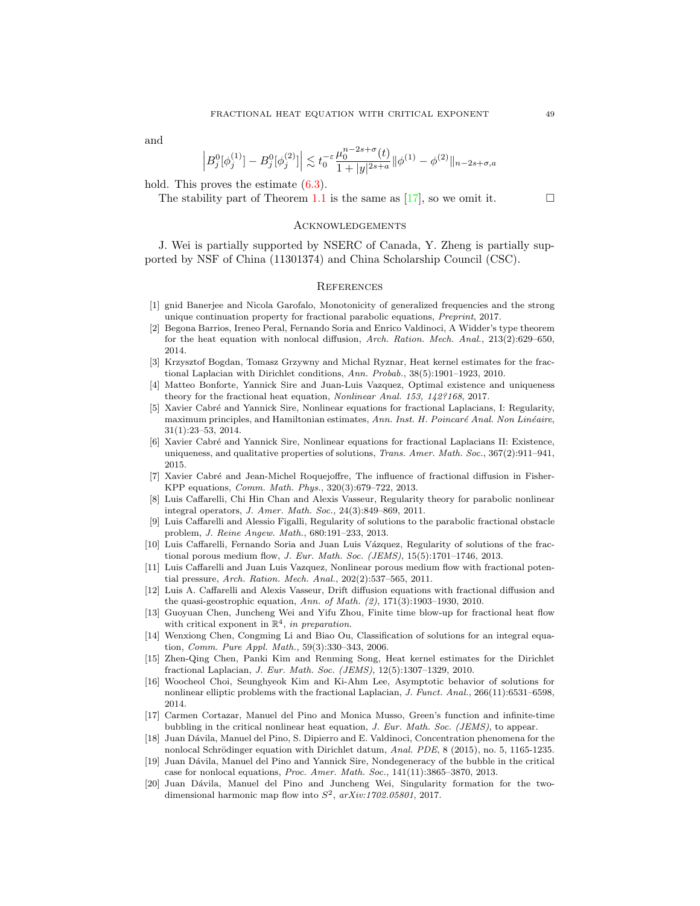and

$$
\left| B_j^0[\phi_j^{(1)}] - B_j^0[\phi_j^{(2)}] \right| \lesssim t_0^{-\varepsilon} \frac{\mu_0^{n-2s+\sigma}(t)}{1+|y|^{2s+a}} \|\phi^{(1)} - \phi^{(2)}\|_{n-2s+\sigma,a}
$$

hold. This proves the estimate (6.3).

The stability part of Theorem 1.1 is the same as [17], so we omit it. □

## Acknowledgements

J. Wei is partially supported by NSERC of Canada, Y. Zheng is partially supported by NSF of China (11301374) and China Scholarship Council (CSC).

## References

[1] gnid Banerjee and Nicola Garofalo, Monotonicity of generalized frequencies and the strong unique continuation property for fractional parabolic equations, *Preprint*, 2017.

[2] Begona Barrios, Ireneo Peral, Fernando Soria and Enrico Valdinoci, A Widder's type theorem for the heat equation with nonlocal diffusion, *Arch. Ration. Mech. Anal.*, 213(2):629–650, 2014.

[3] Krzysztof Bogdan, Tomasz Grzywny and Michal Ryznar, Heat kernel estimates for the fractional Laplacian with Dirichlet conditions, *Ann. Probab.*, 38(5):1901–1923, 2010.

[4] Matteo Bonforte, Yannick Sire and Juan-Luis Vazquez, Optimal existence and uniqueness theory for the fractional heat equation, *Nonlinear Anal. 153, 142?168*, 2017.

[5] Xavier Cabré and Yannick Sire, Nonlinear equations for fractional Laplacians, I: Regularity, maximum principles, and Hamiltonian estimates, *Ann. Inst. H. Poincaré Anal. Non Linéaire*, 31(1):23–53, 2014.

[6] Xavier Cabré and Yannick Sire, Nonlinear equations for fractional Laplacians II: Existence, uniqueness, and qualitative properties of solutions, *Trans. Amer. Math. Soc.*, 367(2):911–941, 2015.

[7] Xavier Cabré and Jean-Michel Roquejoffre, The influence of fractional diffusion in Fisher-KPP equations, *Comm. Math. Phys.*, 320(3):679–722, 2013.

[8] Luis Caffarelli, Chi Hin Chan and Alexis Vasseur, Regularity theory for parabolic nonlinear integral operators, *J. Amer. Math. Soc.*, 24(3):849–869, 2011.

[9] Luis Caffarelli and Alessio Figalli, Regularity of solutions to the parabolic fractional obstacle problem, *J. Reine Angew. Math.*, 680:191–233, 2013.

[10] Luis Caffarelli, Fernando Soria and Juan Luis Vázquez, Regularity of solutions of the fractional porous medium flow, *J. Eur. Math. Soc. (JEMS)*, 15(5):1701–1746, 2013.

[11] Luis Caffarelli and Juan Luis Vazquez, Nonlinear porous medium flow with fractional potential pressure, *Arch. Ration. Mech. Anal.*, 202(2):537–565, 2011.

[12] Luis A. Caffarelli and Alexis Vasseur, Drift diffusion equations with fractional diffusion and the quasi-geostrophic equation, *Ann. of Math. (2)*, 171(3):1903–1930, 2010.

[13] Guoyuan Chen, Juncheng Wei and Yifu Zhou, Finite time blow-up for fractional heat flow with critical exponent in $\mathbb{R}^4$, *in preparation*.

[14] Wenxiong Chen, Congming Li and Biao Ou, Classification of solutions for an integral equation, *Comm. Pure Appl. Math.*, 59(3):330–343, 2006.

[15] Zhen-Qing Chen, Panki Kim and Renming Song, Heat kernel estimates for the Dirichlet fractional Laplacian, *J. Eur. Math. Soc. (JEMS)*, 12(5):1307–1329, 2010.

[16] Woocheol Choi, Seunghyeok Kim and Ki-Ahm Lee, Asymptotic behavior of solutions for nonlinear elliptic problems with the fractional Laplacian, *J. Funct. Anal.*, 266(11):6531–6598, 2014.

[17] Carmen Cortazar, Manuel del Pino and Monica Musso, Green's function and infinite-time bubbling in the critical nonlinear heat equation, *J. Eur. Math. Soc. (JEMS)*, to appear.

[18] Juan Dávila, Manuel del Pino, S. Dipierro and E. Valdinoci, Concentration phenomena for the nonlocal Schrödinger equation with Dirichlet datum, *Anal. PDE*, 8 (2015), no. 5, 1165-1235.

[19] Juan Dávila, Manuel del Pino and Yannick Sire, Nondegeneracy of the bubble in the critical case for nonlocal equations, *Proc. Amer. Math. Soc.*, 141(11):3865–3870, 2013.

[20] Juan Dávila, Manuel del Pino and Juncheng Wei, Singularity formation for the two-dimensional harmonic map flow into $S^2$, *arXiv:1702.05801*, 2017.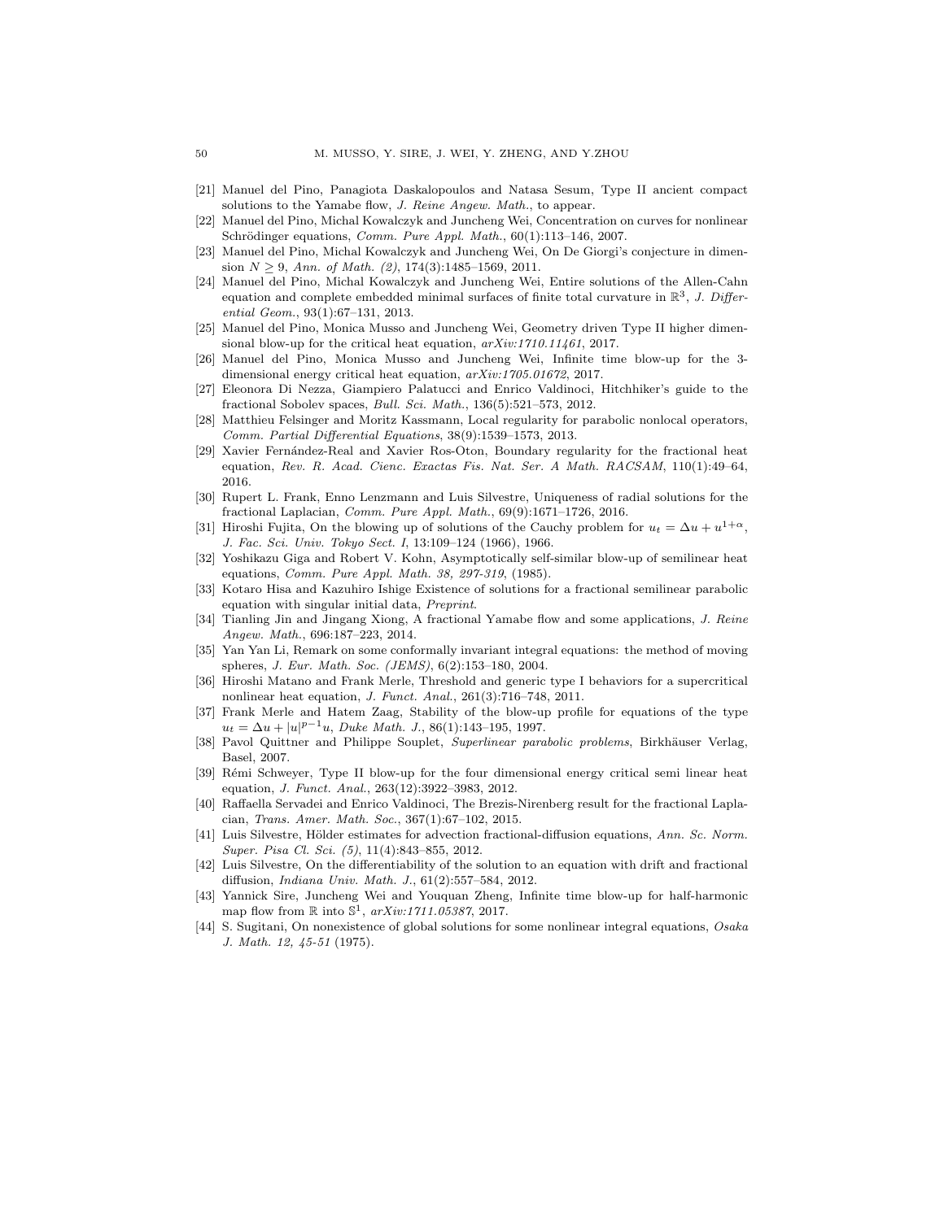[21] Manuel del Pino, Panagiota Daskalopoulos and Natasa Sesum, Type II ancient compact solutions to the Yamabe flow, *J. Reine Angew. Math.*, to appear.

[22] Manuel del Pino, Michal Kowalczyk and Juncheng Wei, Concentration on curves for nonlinear Schrödinger equations, *Comm. Pure Appl. Math.*, 60(1):113–146, 2007.

[23] Manuel del Pino, Michal Kowalczyk and Juncheng Wei, On De Giorgi's conjecture in dimension $N \geq 9$, *Ann. of Math. (2)*, 174(3):1485–1569, 2011.

[24] Manuel del Pino, Michal Kowalczyk and Juncheng Wei, Entire solutions of the Allen-Cahn equation and complete embedded minimal surfaces of finite total curvature in $\mathbb{R}^3$, *J. Differential Geom.*, 93(1):67–131, 2013.

[25] Manuel del Pino, Monica Musso and Juncheng Wei, Geometry driven Type II higher dimensional blow-up for the critical heat equation, *arXiv:1710.11461*, 2017.

[26] Manuel del Pino, Monica Musso and Juncheng Wei, Infinite time blow-up for the 3-dimensional energy critical heat equation, *arXiv:1705.01672*, 2017.

[27] Eleonora Di Nezza, Giampiero Palatucci and Enrico Valdinoci, Hitchhiker's guide to the fractional Sobolev spaces, *Bull. Sci. Math.*, 136(5):521–573, 2012.

[28] Matthieu Felsinger and Moritz Kassmann, Local regularity for parabolic nonlocal operators, *Comm. Partial Differential Equations*, 38(9):1539–1573, 2013.

[29] Xavier Fernández-Real and Xavier Ros-Oton, Boundary regularity for the fractional heat equation, *Rev. R. Acad. Cienc. Exactas Fis. Nat. Ser. A Math. RACSAM*, 110(1):49–64, 2016.

[30] Rupert L. Frank, Enno Lenzmann and Luis Silvestre, Uniqueness of radial solutions for the fractional Laplacian, *Comm. Pure Appl. Math.*, 69(9):1671–1726, 2016.

[31] Hiroshi Fujita, On the blowing up of solutions of the Cauchy problem for $u_t = \Delta u + u^{1+\alpha}$, *J. Fac. Sci. Univ. Tokyo Sect. I*, 13:109–124 (1966), 1966.

[32] Yoshikazu Giga and Robert V. Kohn, Asymptotically self-similar blow-up of semilinear heat equations, *Comm. Pure Appl. Math. 38, 297-319*, (1985).

[33] Kotaro Hisa and Kazuhiro Ishige Existence of solutions for a fractional semilinear parabolic equation with singular initial data, *Preprint*.

[34] Tianling Jin and Jingang Xiong, A fractional Yamabe flow and some applications, *J. Reine Angew. Math.*, 696:187–223, 2014.

[35] Yan Yan Li, Remark on some conformally invariant integral equations: the method of moving spheres, *J. Eur. Math. Soc. (JEMS)*, 6(2):153–180, 2004.

[36] Hiroshi Matano and Frank Merle, Threshold and generic type I behaviors for a supercritical nonlinear heat equation, *J. Funct. Anal.*, 261(3):716–748, 2011.

[37] Frank Merle and Hatem Zaag, Stability of the blow-up profile for equations of the type $u_t = \Delta u + |u|^{p-1}u$, *Duke Math. J.*, 86(1):143–195, 1997.

[38] Pavol Quittner and Philippe Souplet, *Superlinear parabolic problems*, Birkhäuser Verlag, Basel, 2007.

[39] Rémi Schweyer, Type II blow-up for the four dimensional energy critical semi linear heat equation, *J. Funct. Anal.*, 263(12):3922–3983, 2012.

[40] Raffaella Servadei and Enrico Valdinoci, The Brezis-Nirenberg result for the fractional Laplacian, *Trans. Amer. Math. Soc.*, 367(1):67–102, 2015.

[41] Luis Silvestre, Hölder estimates for advection fractional-diffusion equations, *Ann. Sc. Norm. Super. Pisa Cl. Sci. (5)*, 11(4):843–855, 2012.

[42] Luis Silvestre, On the differentiability of the solution to an equation with drift and fractional diffusion, *Indiana Univ. Math. J.*, 61(2):557–584, 2012.

[43] Yannick Sire, Juncheng Wei and Youquan Zheng, Infinite time blow-up for half-harmonic map flow from $\mathbb{R}$ into $\mathbb{S}^1$, *arXiv:1711.05387*, 2017.

[44] S. Sugitani, On nonexistence of global solutions for some nonlinear integral equations, *Osaka J. Math. 12, 45-51* (1975).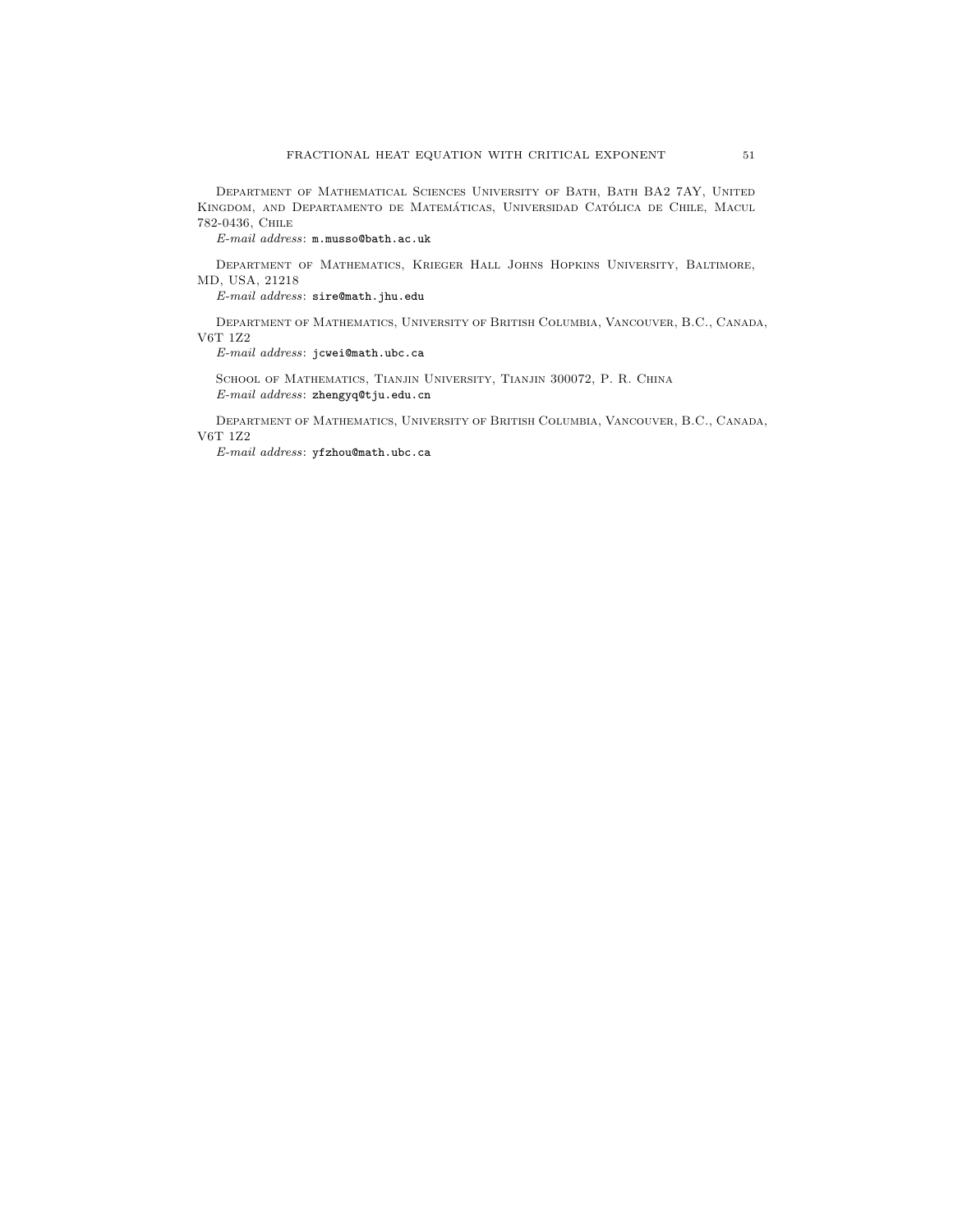Department of Mathematical Sciences University of Bath, Bath BA2 7AY, United Kingdom, and Departamento de Matemáticas, Universidad Católica de Chile, Macul 782-0436, Chile

*E-mail address*: m.musso@bath.ac.uk

Department of Mathematics, Krieger Hall Johns Hopkins University, Baltimore, MD, USA, 21218

*E-mail address*: sire@math.jhu.edu

Department of Mathematics, University of British Columbia, Vancouver, B.C., Canada, V6T 1Z2

*E-mail address*: jcwei@math.ubc.ca

School of Mathematics, Tianjin University, Tianjin 300072, P. R. China

*E-mail address*: zhengyq@tju.edu.cn

Department of Mathematics, University of British Columbia, Vancouver, B.C., Canada, V6T 1Z2

*E-mail address*: yfzhou@math.ubc.ca